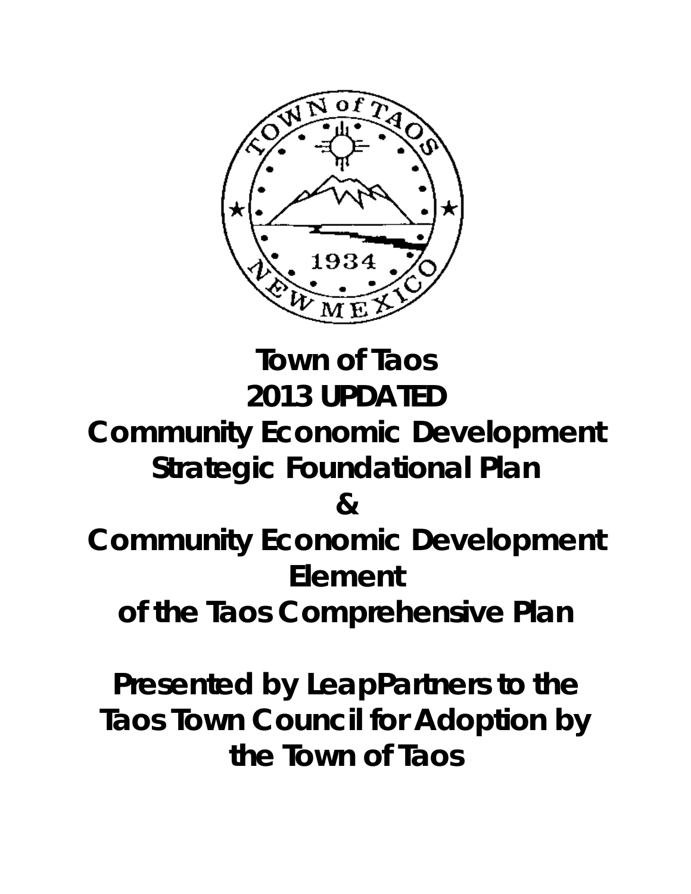# Town of Taos
# 2013 UPDATED
# Community Economic Development Strategic Foundational Plan
# &
# Community Economic Development Element of the Taos Comprehensive Plan

**Presented by LeapPartners to the Taos Town Council for Adoption by the Town of Taos**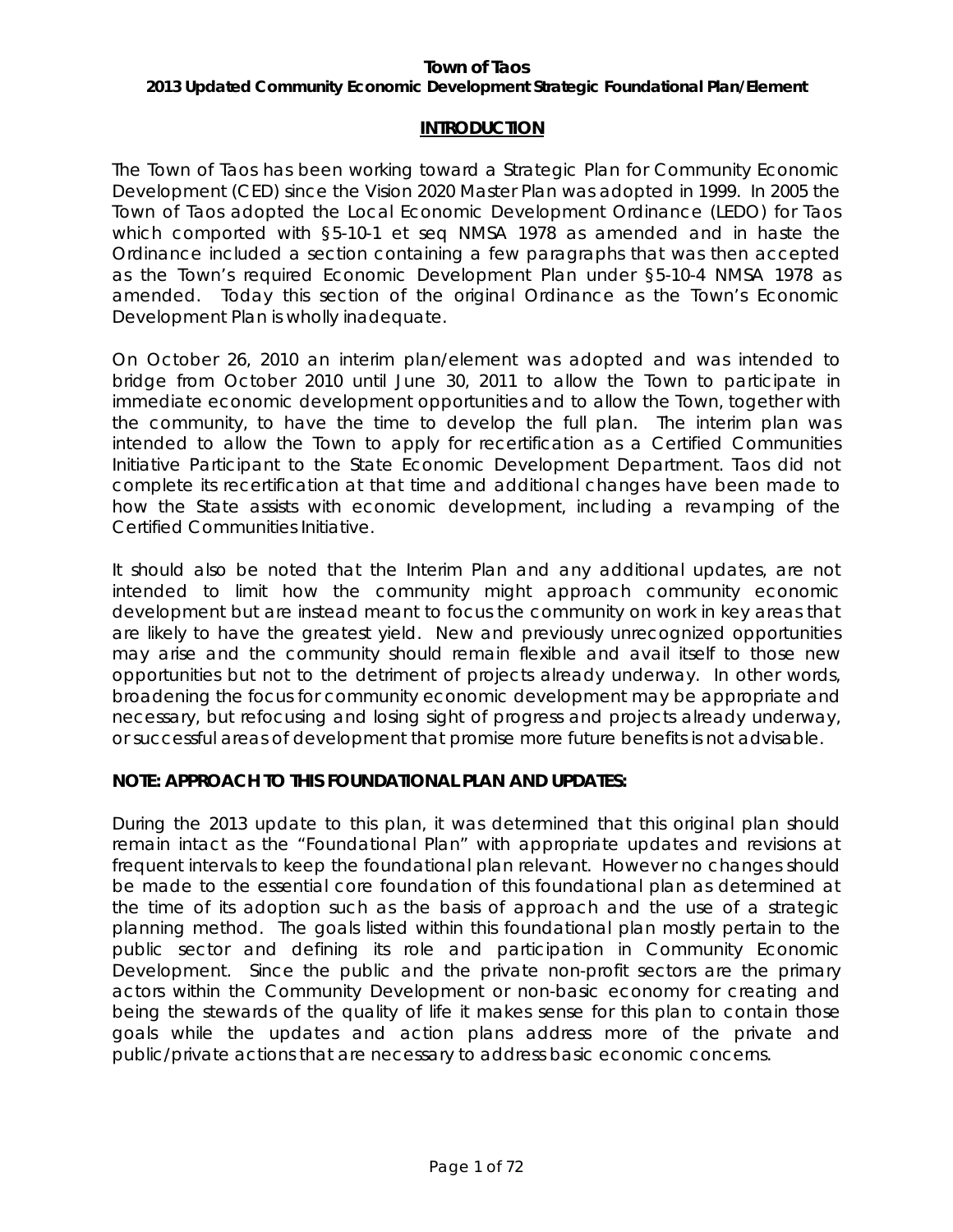**Town of Taos**
**2013 Updated Community Economic Development Strategic Foundational Plan/Element**

## INTRODUCTION

The Town of Taos has been working toward a Strategic Plan for Community Economic Development (CED) since the Vision 2020 Master Plan was adopted in 1999. In 2005 the Town of Taos adopted the Local Economic Development Ordinance (LEDO) for Taos which comported with §5-10-1 et seq NMSA 1978 as amended and in haste the Ordinance included a section containing a few paragraphs that was then accepted as the Town's required Economic Development Plan under §5-10-4 NMSA 1978 as amended. Today this section of the original Ordinance as the Town's Economic Development Plan is wholly inadequate.

On October 26, 2010 an interim plan/element was adopted and was intended to bridge from October 2010 until June 30, 2011 to allow the Town to participate in immediate economic development opportunities and to allow the Town, together with the community, to have the time to develop the full plan. The interim plan was intended to allow the Town to apply for recertification as a Certified Communities Initiative Participant to the State Economic Development Department. Taos did not complete its recertification at that time and additional changes have been made to how the State assists with economic development, including a revamping of the Certified Communities Initiative.

It should also be noted that the Interim Plan and any additional updates, are not intended to limit how the community might approach community economic development but are instead meant to focus the community on work in key areas that are likely to have the greatest yield. New and previously unrecognized opportunities may arise and the community should remain flexible and avail itself to those new opportunities but not to the detriment of projects already underway. In other words, broadening the focus for community economic development may be appropriate and necessary, but refocusing and losing sight of progress and projects already underway, or successful areas of development that promise more future benefits is not advisable.

**NOTE: APPROACH TO THIS FOUNDATIONAL PLAN AND UPDATES:**

During the 2013 update to this plan, it was determined that this original plan should remain intact as the "Foundational Plan" with appropriate updates and revisions at frequent intervals to keep the foundational plan relevant. However no changes should be made to the essential core foundation of this foundational plan as determined at the time of its adoption such as the basis of approach and the use of a strategic planning method. The goals listed within this foundational plan mostly pertain to the public sector and defining its role and participation in Community Economic Development. Since the public and the private non-profit sectors are the primary actors within the Community Development or non-basic economy for creating and being the stewards of the quality of life it makes sense for this plan to contain those goals while the updates and action plans address more of the private and public/private actions that are necessary to address basic economic concerns.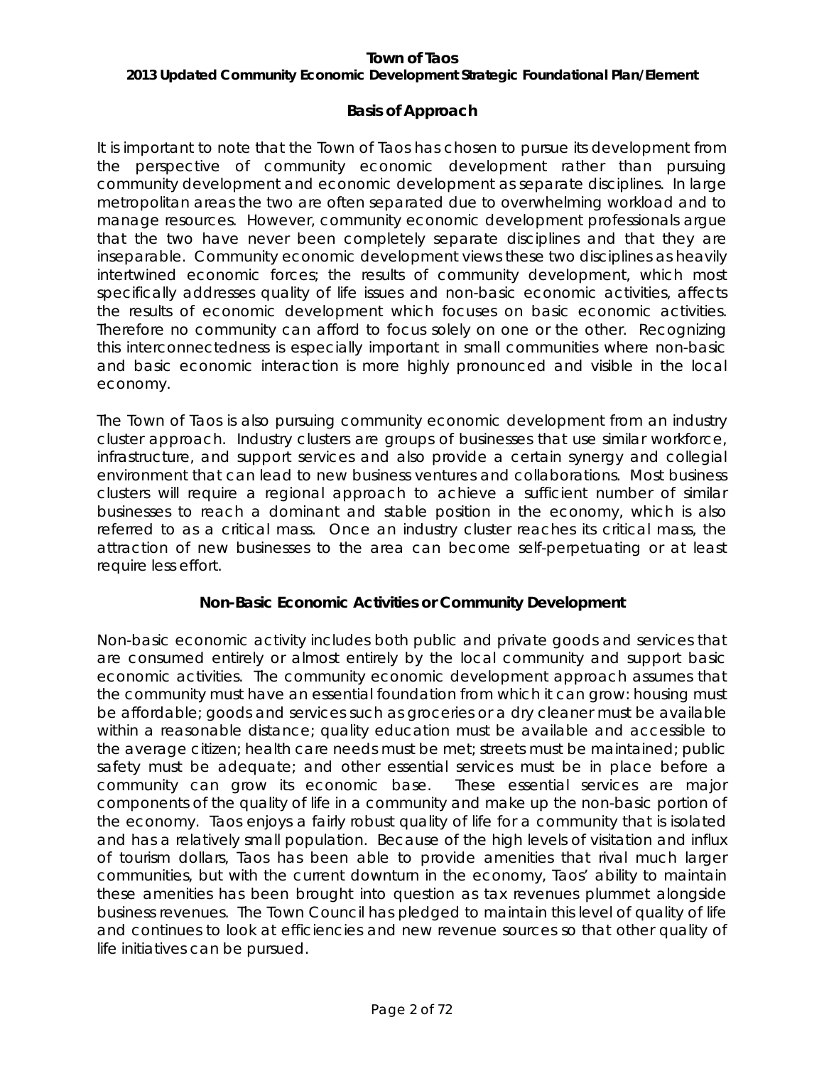### Basis of Approach

It is important to note that the Town of Taos has chosen to pursue its development from the perspective of community economic development rather than pursuing community development and economic development as separate disciplines. In large metropolitan areas the two are often separated due to overwhelming workload and to manage resources. However, community economic development professionals argue that the two have never been completely separate disciplines and that they are inseparable. Community economic development views these two disciplines as heavily intertwined economic forces; the results of community development, which most specifically addresses quality of life issues and non-basic economic activities, affects the results of economic development which focuses on basic economic activities. Therefore no community can afford to focus solely on one or the other. Recognizing this interconnectedness is especially important in small communities where non-basic and basic economic interaction is more highly pronounced and visible in the local economy.

The Town of Taos is also pursuing community economic development from an industry cluster approach. Industry clusters are groups of businesses that use similar workforce, infrastructure, and support services and also provide a certain synergy and collegial environment that can lead to new business ventures and collaborations. Most business clusters will require a regional approach to achieve a sufficient number of similar businesses to reach a dominant and stable position in the economy, which is also referred to as a critical mass. Once an industry cluster reaches its critical mass, the attraction of new businesses to the area can become self-perpetuating or at least require less effort.

### Non-Basic Economic Activities or Community Development

Non-basic economic activity includes both public and private goods and services that are consumed entirely or almost entirely by the local community and support basic economic activities. The community economic development approach assumes that the community must have an essential foundation from which it can grow: housing must be affordable; goods and services such as groceries or a dry cleaner must be available within a reasonable distance; quality education must be available and accessible to the average citizen; health care needs must be met; streets must be maintained; public safety must be adequate; and other essential services must be in place before a community can grow its economic base. These essential services are major components of the quality of life in a community and make up the non-basic portion of the economy. Taos enjoys a fairly robust quality of life for a community that is isolated and has a relatively small population. Because of the high levels of visitation and influx of tourism dollars, Taos has been able to provide amenities that rival much larger communities, but with the current downturn in the economy, Taos' ability to maintain these amenities has been brought into question as tax revenues plummet alongside business revenues. The Town Council has pledged to maintain this level of quality of life and continues to look at efficiencies and new revenue sources so that other quality of life initiatives can be pursued.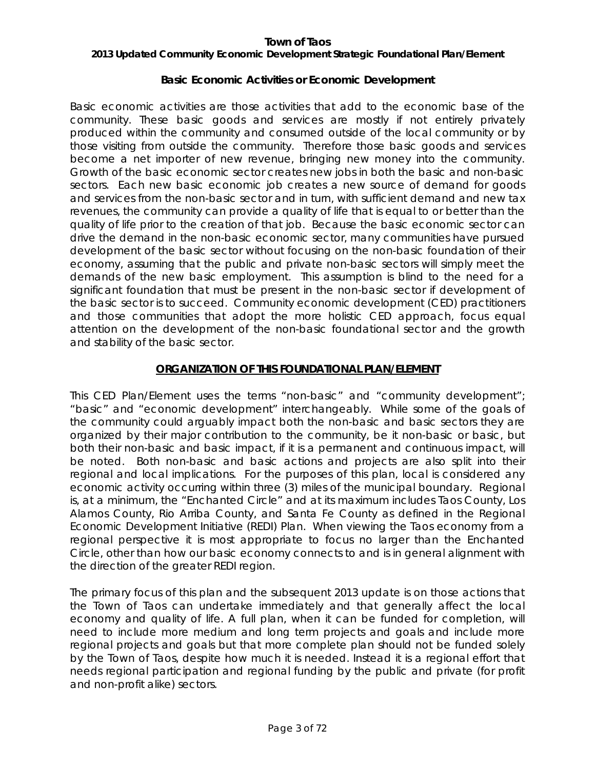### Basic Economic Activities or Economic Development

Basic economic activities are those activities that add to the economic base of the community. These basic goods and services are mostly if not entirely privately produced within the community and consumed outside of the local community or by those visiting from outside the community. Therefore those basic goods and services become a net importer of new revenue, bringing new money into the community. Growth of the basic economic sector creates new jobs in both the basic and non-basic sectors. Each new basic economic job creates a new source of demand for goods and services from the non-basic sector and in turn, with sufficient demand and new tax revenues, the community can provide a quality of life that is equal to or better than the quality of life prior to the creation of that job. Because the basic economic sector can drive the demand in the non-basic economic sector, many communities have pursued development of the basic sector without focusing on the non-basic foundation of their economy, assuming that the public and private non-basic sectors will simply meet the demands of the new basic employment. This assumption is blind to the need for a significant foundation that must be present in the non-basic sector if development of the basic sector is to succeed. Community economic development (CED) practitioners and those communities that adopt the more holistic CED approach, focus equal attention on the development of the non-basic foundational sector and the growth and stability of the basic sector.

## ORGANIZATION OF THIS FOUNDATIONAL PLAN/ELEMENT

This CED Plan/Element uses the terms "non-basic" and "community development"; "basic" and "economic development" interchangeably. While some of the goals of the community could arguably impact both the non-basic and basic sectors they are organized by their major contribution to the community, be it non-basic or basic, but both their non-basic and basic impact, if it is a permanent and continuous impact, will be noted. Both non-basic and basic actions and projects are also split into their regional and local implications. For the purposes of this plan, local is considered any economic activity occurring within three (3) miles of the municipal boundary. Regional is, at a minimum, the "Enchanted Circle" and at its maximum includes Taos County, Los Alamos County, Rio Arriba County, and Santa Fe County as defined in the Regional Economic Development Initiative (REDI) Plan. When viewing the Taos economy from a regional perspective it is most appropriate to focus no larger than the Enchanted Circle, other than how our basic economy connects to and is in general alignment with the direction of the greater REDI region.

The primary focus of this plan and the subsequent 2013 update is on those actions that the Town of Taos can undertake immediately and that generally affect the local economy and quality of life. A full plan, when it can be funded for completion, will need to include more medium and long term projects and goals and include more regional projects and goals but that more complete plan should not be funded solely by the Town of Taos, despite how much it is needed. Instead it is a regional effort that needs regional participation and regional funding by the public and private (for profit and non-profit alike) sectors.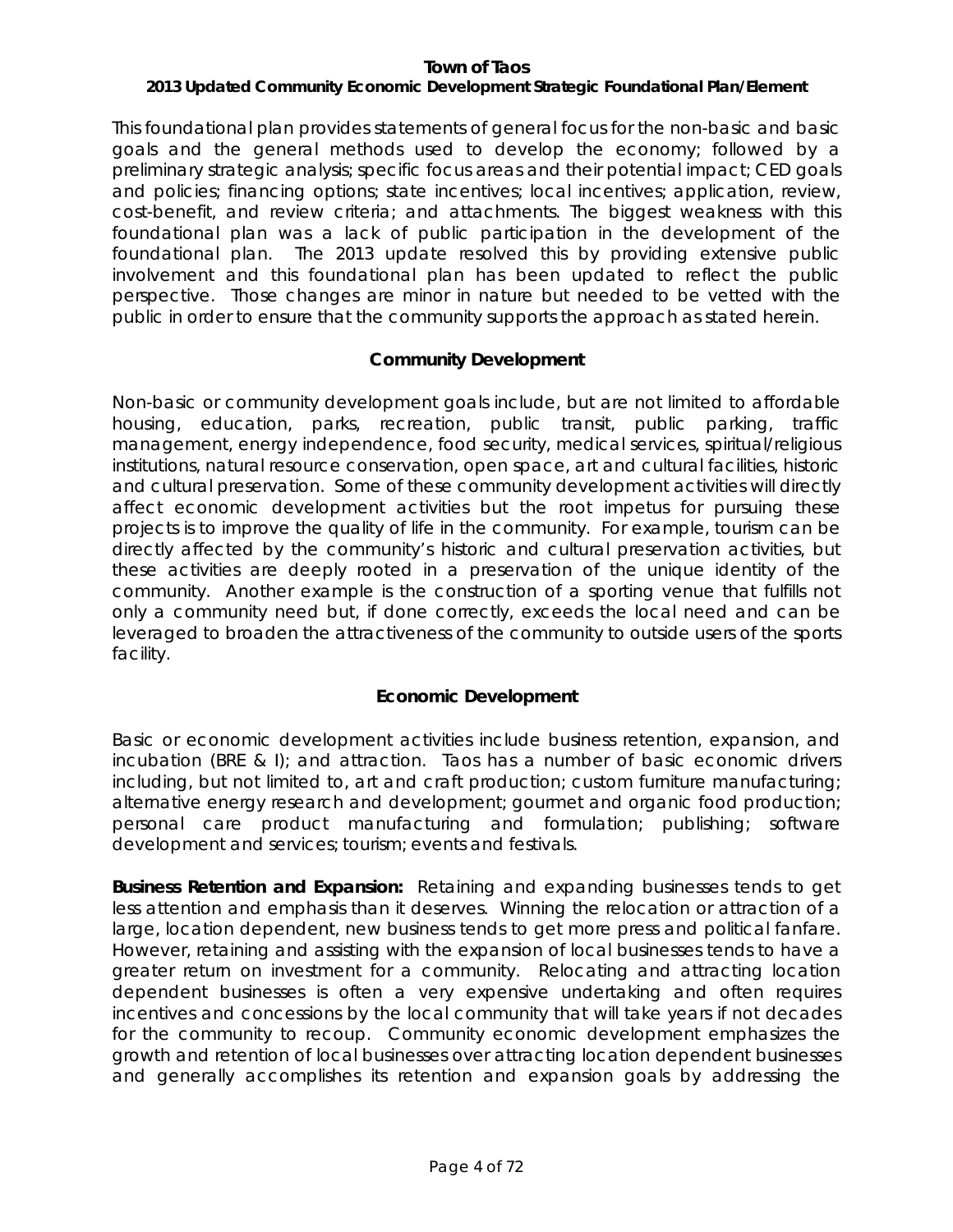This foundational plan provides statements of general focus for the non-basic and basic goals and the general methods used to develop the economy; followed by a preliminary strategic analysis; specific focus areas and their potential impact; CED goals and policies; financing options; state incentives; local incentives; application, review, cost-benefit, and review criteria; and attachments. The biggest weakness with this foundational plan was a lack of public participation in the development of the foundational plan. The 2013 update resolved this by providing extensive public involvement and this foundational plan has been updated to reflect the public perspective. Those changes are minor in nature but needed to be vetted with the public in order to ensure that the community supports the approach as stated herein.

## Community Development

Non-basic or community development goals include, but are not limited to affordable housing, education, parks, recreation, public transit, public parking, traffic management, energy independence, food security, medical services, spiritual/religious institutions, natural resource conservation, open space, art and cultural facilities, historic and cultural preservation. Some of these community development activities will directly affect economic development activities but the root impetus for pursuing these projects is to improve the quality of life in the community. For example, tourism can be directly affected by the community's historic and cultural preservation activities, but these activities are deeply rooted in a preservation of the unique identity of the community. Another example is the construction of a sporting venue that fulfills not only a community need but, if done correctly, exceeds the local need and can be leveraged to broaden the attractiveness of the community to outside users of the sports facility.

## Economic Development

Basic or economic development activities include business retention, expansion, and incubation (BRE & I); and attraction. Taos has a number of basic economic drivers including, but not limited to, art and craft production; custom furniture manufacturing; alternative energy research and development; gourmet and organic food production; personal care product manufacturing and formulation; publishing; software development and services; tourism; events and festivals.

**Business Retention and Expansion:** Retaining and expanding businesses tends to get less attention and emphasis than it deserves. Winning the relocation or attraction of a large, location dependent, new business tends to get more press and political fanfare. However, retaining and assisting with the expansion of local businesses tends to have a greater return on investment for a community. Relocating and attracting location dependent businesses is often a very expensive undertaking and often requires incentives and concessions by the local community that will take years if not decades for the community to recoup. Community economic development emphasizes the growth and retention of local businesses over attracting location dependent businesses and generally accomplishes its retention and expansion goals by addressing the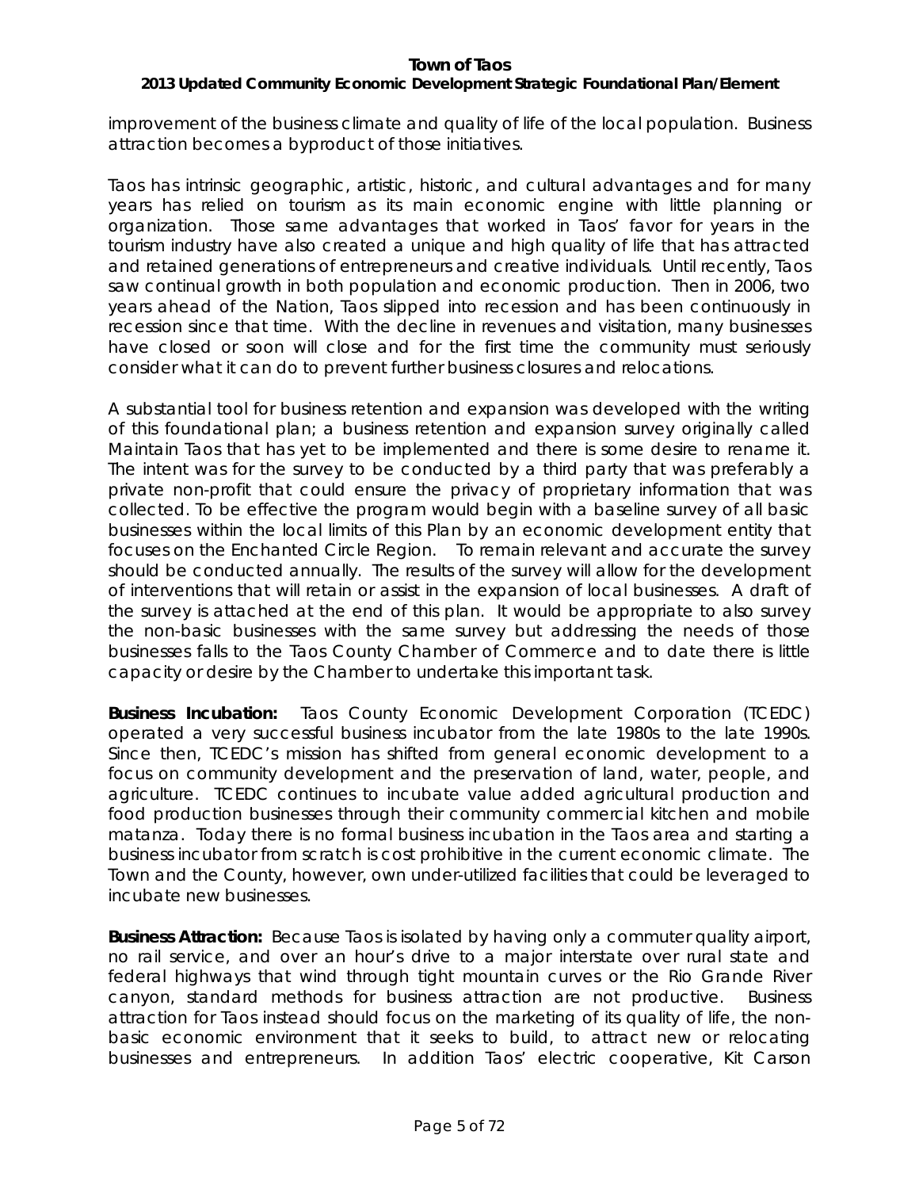improvement of the business climate and quality of life of the local population. Business attraction becomes a byproduct of those initiatives.

Taos has intrinsic geographic, artistic, historic, and cultural advantages and for many years has relied on tourism as its main economic engine with little planning or organization. Those same advantages that worked in Taos' favor for years in the tourism industry have also created a unique and high quality of life that has attracted and retained generations of entrepreneurs and creative individuals. Until recently, Taos saw continual growth in both population and economic production. Then in 2006, two years ahead of the Nation, Taos slipped into recession and has been continuously in recession since that time. With the decline in revenues and visitation, many businesses have closed or soon will close and for the first time the community must seriously consider what it can do to prevent further business closures and relocations.

A substantial tool for business retention and expansion was developed with the writing of this foundational plan; a business retention and expansion survey originally called Maintain Taos that has yet to be implemented and there is some desire to rename it. The intent was for the survey to be conducted by a third party that was preferably a private non-profit that could ensure the privacy of proprietary information that was collected. To be effective the program would begin with a baseline survey of all basic businesses within the local limits of this Plan by an economic development entity that focuses on the Enchanted Circle Region. To remain relevant and accurate the survey should be conducted annually. The results of the survey will allow for the development of interventions that will retain or assist in the expansion of local businesses. A draft of the survey is attached at the end of this plan. It would be appropriate to also survey the non-basic businesses with the same survey but addressing the needs of those businesses falls to the Taos County Chamber of Commerce and to date there is little capacity or desire by the Chamber to undertake this important task.

**Business Incubation:** Taos County Economic Development Corporation (TCEDC) operated a very successful business incubator from the late 1980s to the late 1990s. Since then, TCEDC's mission has shifted from general economic development to a focus on community development and the preservation of land, water, people, and agriculture. TCEDC continues to incubate value added agricultural production and food production businesses through their community commercial kitchen and mobile matanza. Today there is no formal business incubation in the Taos area and starting a business incubator from scratch is cost prohibitive in the current economic climate. The Town and the County, however, own under-utilized facilities that could be leveraged to incubate new businesses.

**Business Attraction:** Because Taos is isolated by having only a commuter quality airport, no rail service, and over an hour's drive to a major interstate over rural state and federal highways that wind through tight mountain curves or the Rio Grande River canyon, standard methods for business attraction are not productive. Business attraction for Taos instead should focus on the marketing of its quality of life, the non-basic economic environment that it seeks to build, to attract new or relocating businesses and entrepreneurs. In addition Taos' electric cooperative, Kit Carson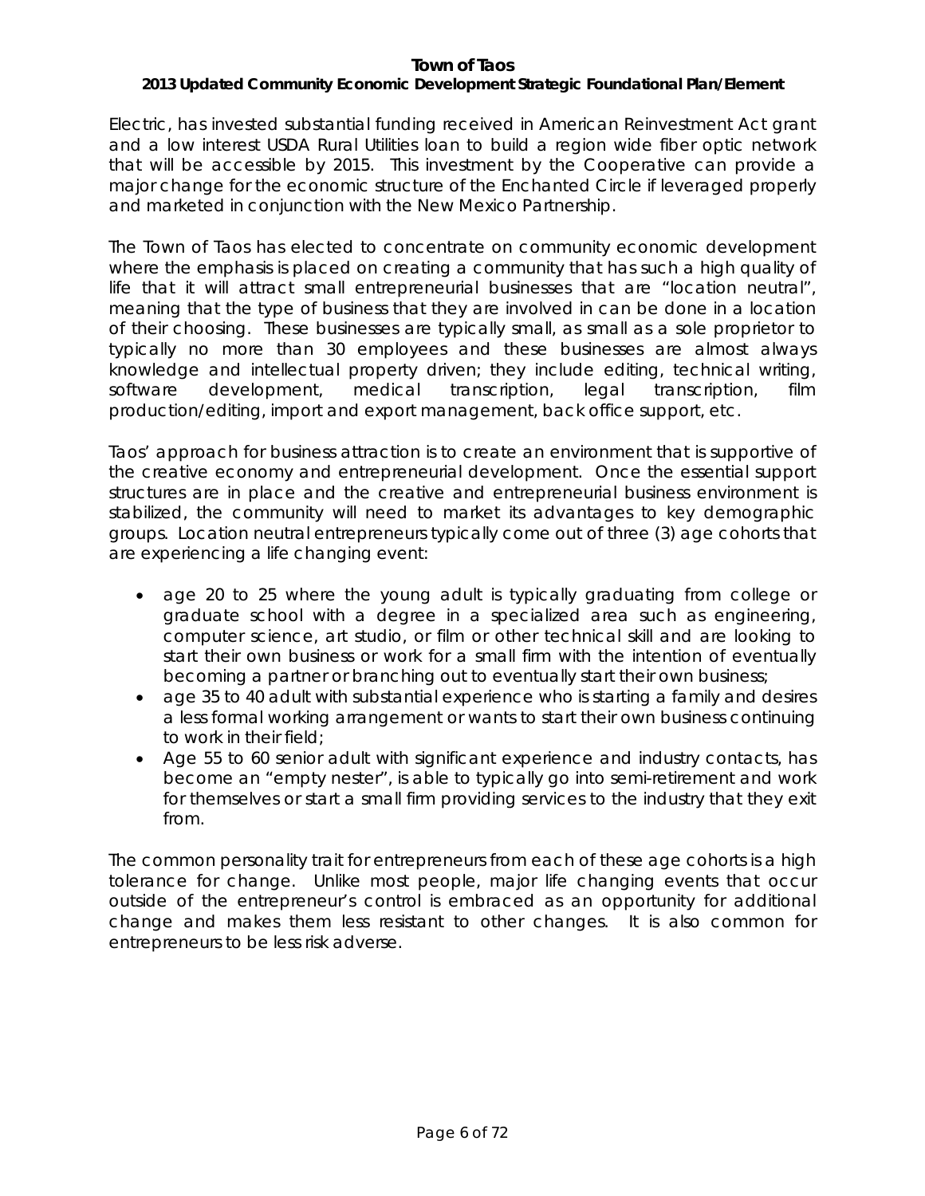Electric, has invested substantial funding received in American Reinvestment Act grant and a low interest USDA Rural Utilities loan to build a region wide fiber optic network that will be accessible by 2015. This investment by the Cooperative can provide a major change for the economic structure of the Enchanted Circle if leveraged properly and marketed in conjunction with the New Mexico Partnership.

The Town of Taos has elected to concentrate on community economic development where the emphasis is placed on creating a community that has such a high quality of life that it will attract small entrepreneurial businesses that are "location neutral", meaning that the type of business that they are involved in can be done in a location of their choosing. These businesses are typically small, as small as a sole proprietor to typically no more than 30 employees and these businesses are almost always knowledge and intellectual property driven; they include editing, technical writing, software development, medical transcription, legal transcription, film production/editing, import and export management, back office support, etc.

Taos' approach for business attraction is to create an environment that is supportive of the creative economy and entrepreneurial development. Once the essential support structures are in place and the creative and entrepreneurial business environment is stabilized, the community will need to market its advantages to key demographic groups. Location neutral entrepreneurs typically come out of three (3) age cohorts that are experiencing a life changing event:

- age 20 to 25 where the young adult is typically graduating from college or graduate school with a degree in a specialized area such as engineering, computer science, art studio, or film or other technical skill and are looking to start their own business or work for a small firm with the intention of eventually becoming a partner or branching out to eventually start their own business;
- age 35 to 40 adult with substantial experience who is starting a family and desires a less formal working arrangement or wants to start their own business continuing to work in their field;
- Age 55 to 60 senior adult with significant experience and industry contacts, has become an "empty nester", is able to typically go into semi-retirement and work for themselves or start a small firm providing services to the industry that they exit from.

The common personality trait for entrepreneurs from each of these age cohorts is a high tolerance for change. Unlike most people, major life changing events that occur outside of the entrepreneur's control is embraced as an opportunity for additional change and makes them less resistant to other changes. It is also common for entrepreneurs to be less risk adverse.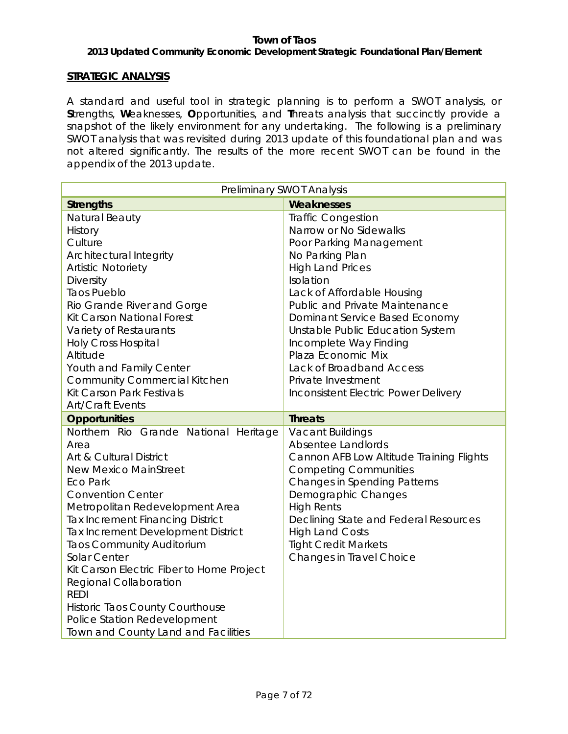## STRATEGIC ANALYSIS

A standard and useful tool in strategic planning is to perform a SWOT analysis, or **S**trengths, **W**eaknesses, **O**pportunities, and **T**hreats analysis that succinctly provide a snapshot of the likely environment for any undertaking. The following is a preliminary SWOT analysis that was revisited during 2013 update of this foundational plan and was not altered significantly. The results of the more recent SWOT can be found in the appendix of the 2013 update.

| Preliminary SWOT Analysis | |
|---|---|
| **Strengths** | **Weaknesses** |
| Natural Beauty | Traffic Congestion |
| History | Narrow or No Sidewalks |
| Culture | Poor Parking Management |
| Architectural Integrity | No Parking Plan |
| Artistic Notoriety | High Land Prices |
| Diversity | Isolation |
| Taos Pueblo | Lack of Affordable Housing |
| Rio Grande River and Gorge | Public and Private Maintenance |
| Kit Carson National Forest | Dominant Service Based Economy |
| Variety of Restaurants | Unstable Public Education System |
| Holy Cross Hospital | Incomplete Way Finding |
| Altitude | Plaza Economic Mix |
| Youth and Family Center | Lack of Broadband Access |
| Community Commercial Kitchen | Private Investment |
| Kit Carson Park Festivals | Inconsistent Electric Power Delivery |
| Art/Craft Events | |
| **Opportunities** | **Threats** |
| Northern Rio Grande National Heritage Area | Vacant Buildings |
| Art & Cultural District | Absentee Landlords |
| New Mexico MainStreet | Cannon AFB Low Altitude Training Flights |
| Eco Park | Competing Communities |
| Convention Center | Changes in Spending Patterns |
| Metropolitan Redevelopment Area | Demographic Changes |
| Tax Increment Financing District | High Rents |
| Tax Increment Development District | Declining State and Federal Resources |
| Taos Community Auditorium | High Land Costs |
| Solar Center | Tight Credit Markets |
| Kit Carson Electric Fiber to Home Project | Changes in Travel Choice |
| Regional Collaboration | |
| REDI | |
| Historic Taos County Courthouse | |
| Police Station Redevelopment | |
| Town and County Land and Facilities | |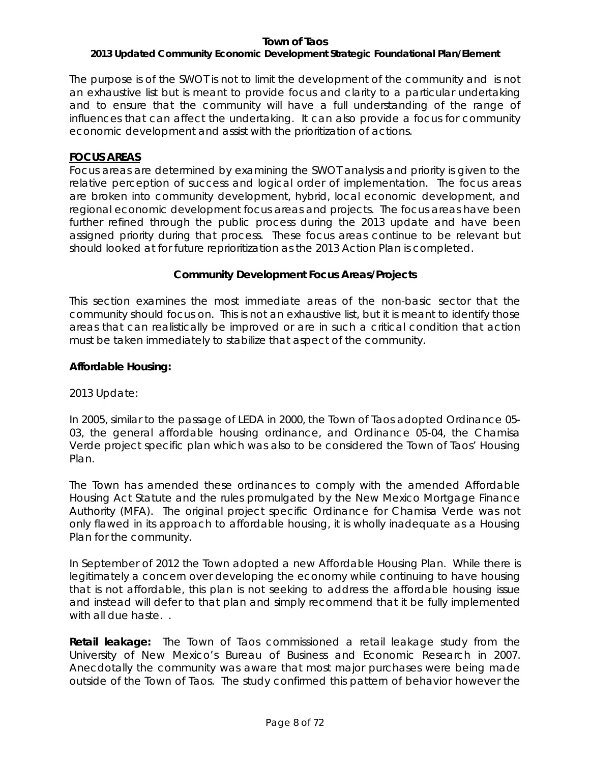The purpose is of the SWOT is not to limit the development of the community and is not an exhaustive list but is meant to provide focus and clarity to a particular undertaking and to ensure that the community will have a full understanding of the range of influences that can affect the undertaking. It can also provide a focus for community economic development and assist with the prioritization of actions.

## FOCUS AREAS

Focus areas are determined by examining the SWOT analysis and priority is given to the relative perception of success and logical order of implementation. The focus areas are broken into community development, hybrid, local economic development, and regional economic development focus areas and projects. The focus areas have been further refined through the public process during the 2013 update and have been assigned priority during that process. These focus areas continue to be relevant but should looked at for future reprioritization as the 2013 Action Plan is completed.

### Community Development Focus Areas/Projects

This section examines the most immediate areas of the non-basic sector that the community should focus on. This is not an exhaustive list, but it is meant to identify those areas that can realistically be improved or are in such a critical condition that action must be taken immediately to stabilize that aspect of the community.

**Affordable Housing:**

2013 Update:

In 2005, similar to the passage of LEDA in 2000, the Town of Taos adopted Ordinance 05-03, the general affordable housing ordinance, and Ordinance 05-04, the Chamisa Verde project specific plan which was also to be considered the Town of Taos' Housing Plan.

The Town has amended these ordinances to comply with the amended Affordable Housing Act Statute and the rules promulgated by the New Mexico Mortgage Finance Authority (MFA). The original project specific Ordinance for Chamisa Verde was not only flawed in its approach to affordable housing, it is wholly inadequate as a Housing Plan for the community.

In September of 2012 the Town adopted a new Affordable Housing Plan. While there is legitimately a concern over developing the economy while continuing to have housing that is not affordable, this plan is not seeking to address the affordable housing issue and instead will defer to that plan and simply recommend that it be fully implemented with all due haste. .

**Retail leakage:** The Town of Taos commissioned a retail leakage study from the University of New Mexico's Bureau of Business and Economic Research in 2007. Anecdotally the community was aware that most major purchases were being made outside of the Town of Taos. The study confirmed this pattern of behavior however the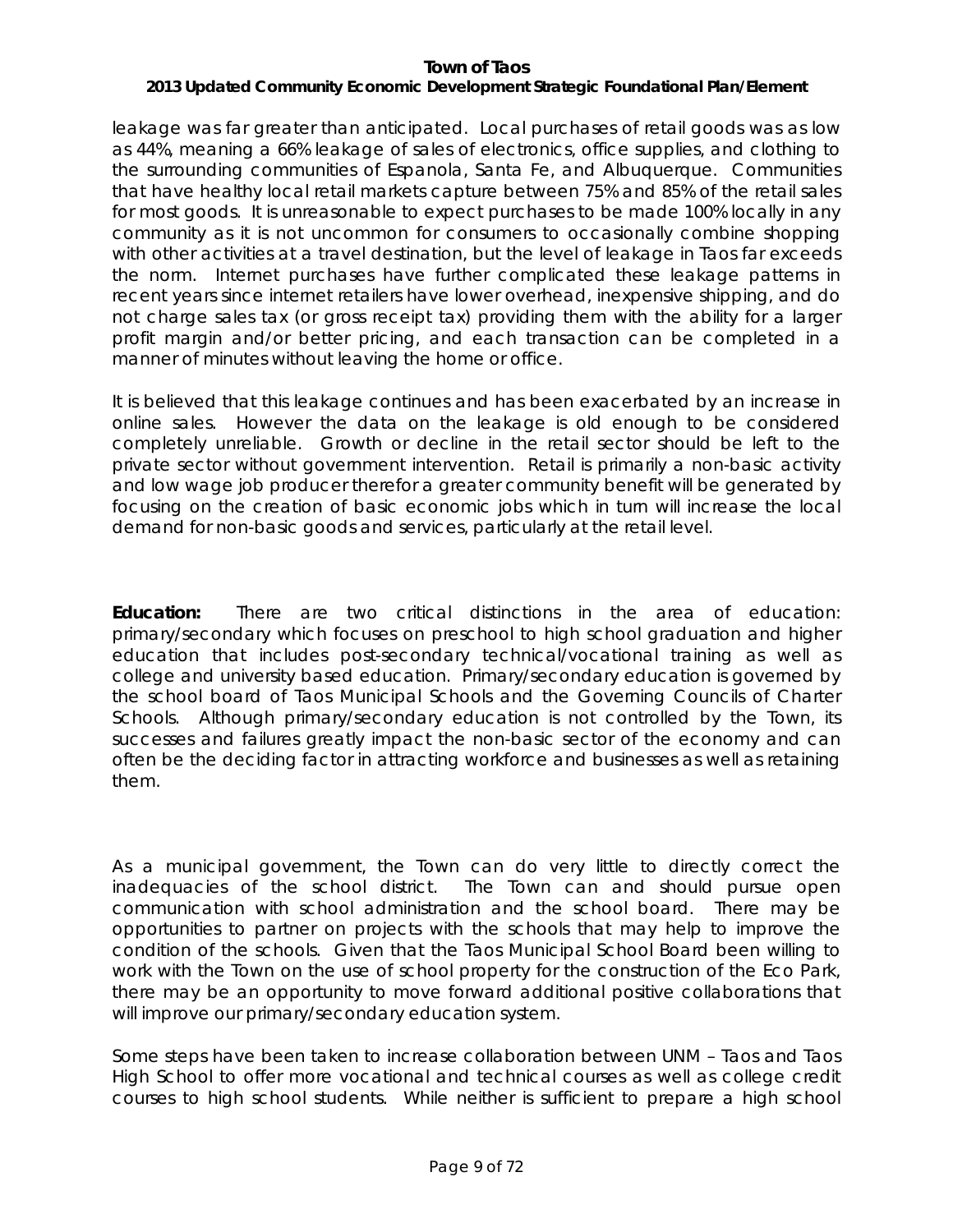leakage was far greater than anticipated. Local purchases of retail goods was as low as 44%, meaning a 66% leakage of sales of electronics, office supplies, and clothing to the surrounding communities of Espanola, Santa Fe, and Albuquerque. Communities that have healthy local retail markets capture between 75% and 85% of the retail sales for most goods. It is unreasonable to expect purchases to be made 100% locally in any community as it is not uncommon for consumers to occasionally combine shopping with other activities at a travel destination, but the level of leakage in Taos far exceeds the norm. Internet purchases have further complicated these leakage patterns in recent years since internet retailers have lower overhead, inexpensive shipping, and do not charge sales tax (or gross receipt tax) providing them with the ability for a larger profit margin and/or better pricing, and each transaction can be completed in a manner of minutes without leaving the home or office.

It is believed that this leakage continues and has been exacerbated by an increase in online sales. However the data on the leakage is old enough to be considered completely unreliable. Growth or decline in the retail sector should be left to the private sector without government intervention. Retail is primarily a non-basic activity and low wage job producer therefor a greater community benefit will be generated by focusing on the creation of basic economic jobs which in turn will increase the local demand for non-basic goods and services, particularly at the retail level.

**Education:** There are two critical distinctions in the area of education: primary/secondary which focuses on preschool to high school graduation and higher education that includes post-secondary technical/vocational training as well as college and university based education. Primary/secondary education is governed by the school board of Taos Municipal Schools and the Governing Councils of Charter Schools. Although primary/secondary education is not controlled by the Town, its successes and failures greatly impact the non-basic sector of the economy and can often be the deciding factor in attracting workforce and businesses as well as retaining them.

As a municipal government, the Town can do very little to directly correct the inadequacies of the school district. The Town can and should pursue open communication with school administration and the school board. There may be opportunities to partner on projects with the schools that may help to improve the condition of the schools. Given that the Taos Municipal School Board been willing to work with the Town on the use of school property for the construction of the Eco Park, there may be an opportunity to move forward additional positive collaborations that will improve our primary/secondary education system.

Some steps have been taken to increase collaboration between UNM – Taos and Taos High School to offer more vocational and technical courses as well as college credit courses to high school students. While neither is sufficient to prepare a high school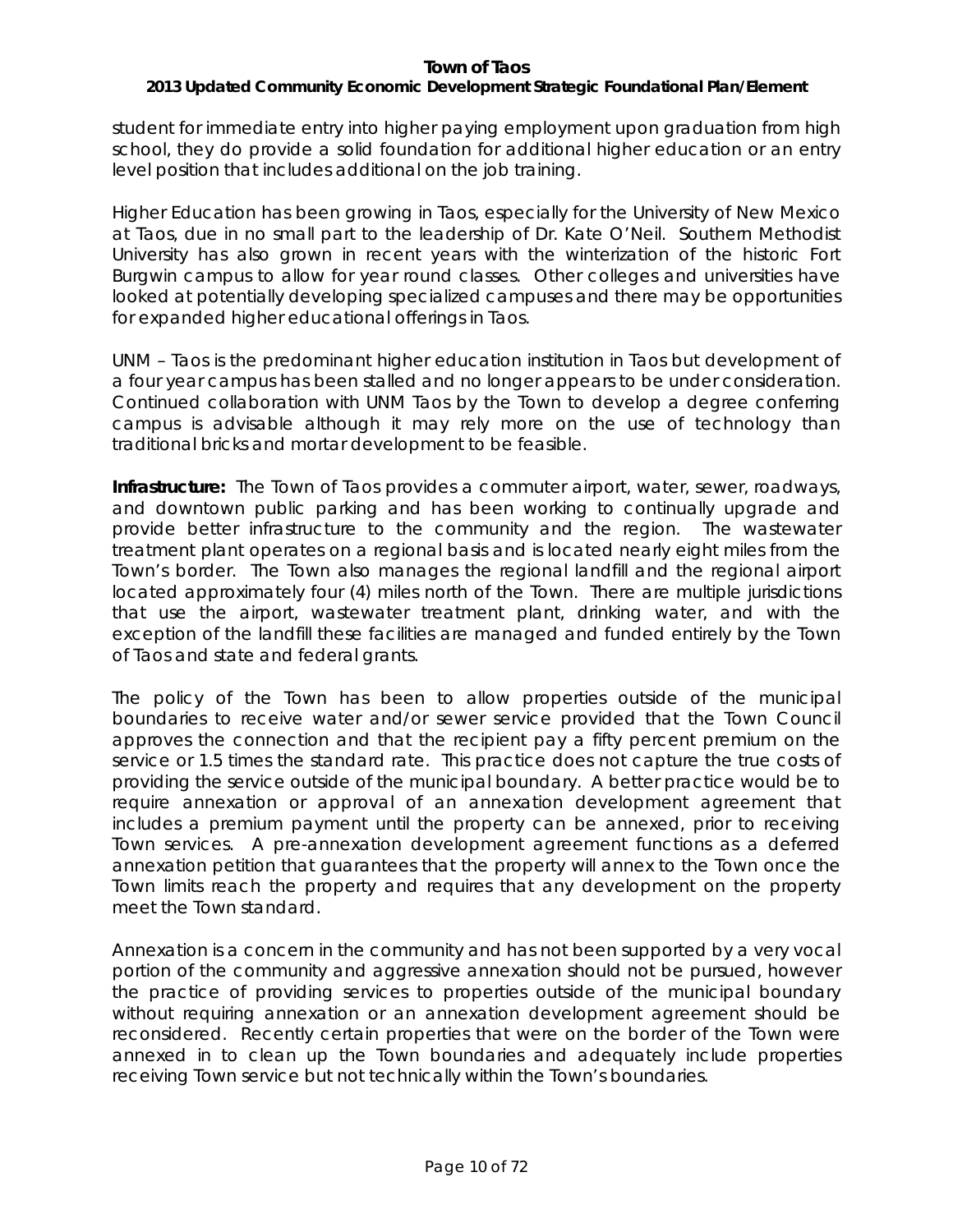student for immediate entry into higher paying employment upon graduation from high school, they do provide a solid foundation for additional higher education or an entry level position that includes additional on the job training.

Higher Education has been growing in Taos, especially for the University of New Mexico at Taos, due in no small part to the leadership of Dr. Kate O'Neil. Southern Methodist University has also grown in recent years with the winterization of the historic Fort Burgwin campus to allow for year round classes. Other colleges and universities have looked at potentially developing specialized campuses and there may be opportunities for expanded higher educational offerings in Taos.

UNM – Taos is the predominant higher education institution in Taos but development of a four year campus has been stalled and no longer appears to be under consideration. Continued collaboration with UNM Taos by the Town to develop a degree conferring campus is advisable although it may rely more on the use of technology than traditional bricks and mortar development to be feasible.

**Infrastructure:** The Town of Taos provides a commuter airport, water, sewer, roadways, and downtown public parking and has been working to continually upgrade and provide better infrastructure to the community and the region. The wastewater treatment plant operates on a regional basis and is located nearly eight miles from the Town's border. The Town also manages the regional landfill and the regional airport located approximately four (4) miles north of the Town. There are multiple jurisdictions that use the airport, wastewater treatment plant, drinking water, and with the exception of the landfill these facilities are managed and funded entirely by the Town of Taos and state and federal grants.

The policy of the Town has been to allow properties outside of the municipal boundaries to receive water and/or sewer service provided that the Town Council approves the connection and that the recipient pay a fifty percent premium on the service or 1.5 times the standard rate. This practice does not capture the true costs of providing the service outside of the municipal boundary. A better practice would be to require annexation or approval of an annexation development agreement that includes a premium payment until the property can be annexed, prior to receiving Town services. A pre-annexation development agreement functions as a deferred annexation petition that guarantees that the property will annex to the Town once the Town limits reach the property and requires that any development on the property meet the Town standard.

Annexation is a concern in the community and has not been supported by a very vocal portion of the community and aggressive annexation should not be pursued, however the practice of providing services to properties outside of the municipal boundary without requiring annexation or an annexation development agreement should be reconsidered. Recently certain properties that were on the border of the Town were annexed in to clean up the Town boundaries and adequately include properties receiving Town service but not technically within the Town's boundaries.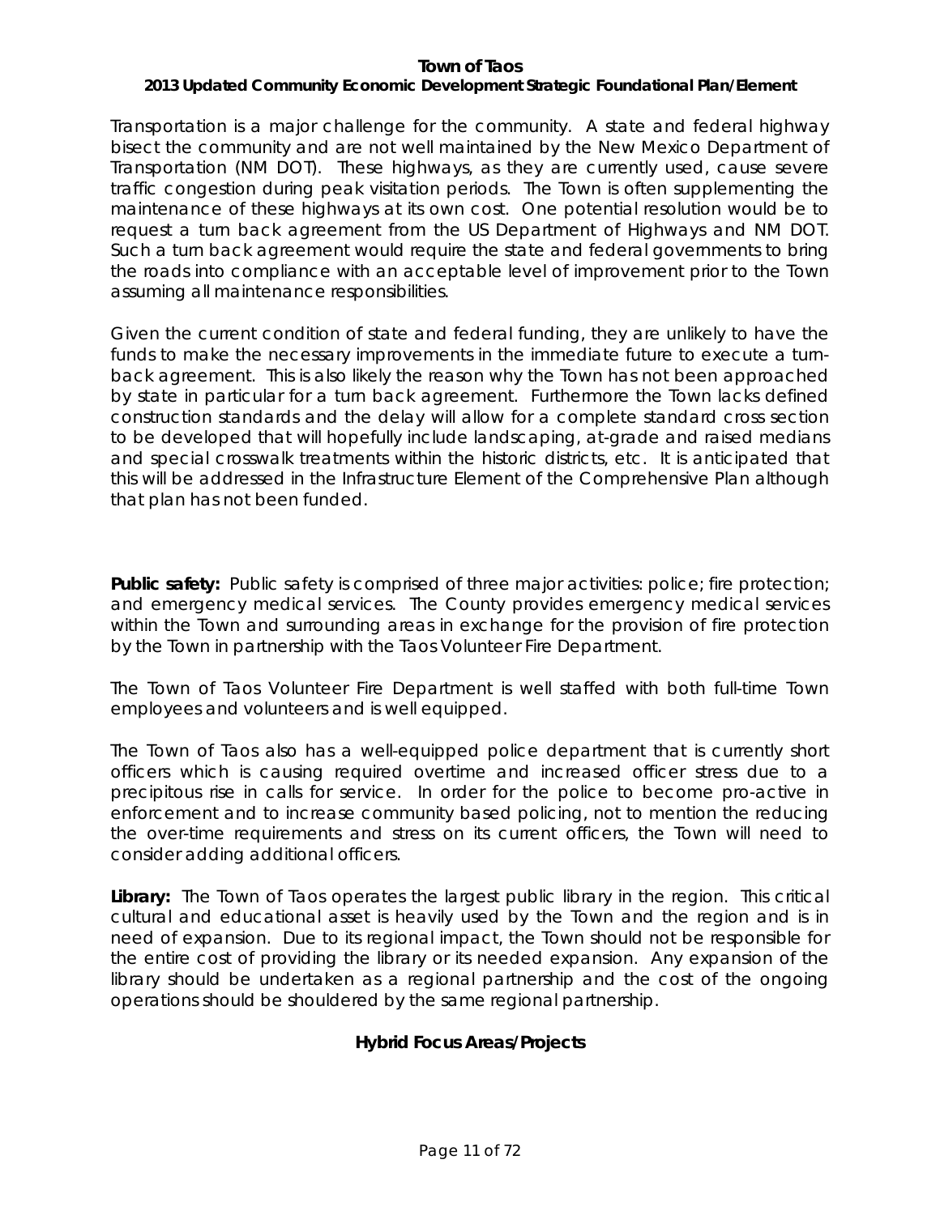Transportation is a major challenge for the community. A state and federal highway bisect the community and are not well maintained by the New Mexico Department of Transportation (NM DOT). These highways, as they are currently used, cause severe traffic congestion during peak visitation periods. The Town is often supplementing the maintenance of these highways at its own cost. One potential resolution would be to request a turn back agreement from the US Department of Highways and NM DOT. Such a turn back agreement would require the state and federal governments to bring the roads into compliance with an acceptable level of improvement prior to the Town assuming all maintenance responsibilities.

Given the current condition of state and federal funding, they are unlikely to have the funds to make the necessary improvements in the immediate future to execute a turn-back agreement. This is also likely the reason why the Town has not been approached by state in particular for a turn back agreement. Furthermore the Town lacks defined construction standards and the delay will allow for a complete standard cross section to be developed that will hopefully include landscaping, at-grade and raised medians and special crosswalk treatments within the historic districts, etc. It is anticipated that this will be addressed in the Infrastructure Element of the Comprehensive Plan although that plan has not been funded.

**Public safety:** Public safety is comprised of three major activities: police; fire protection; and emergency medical services. The County provides emergency medical services within the Town and surrounding areas in exchange for the provision of fire protection by the Town in partnership with the Taos Volunteer Fire Department.

The Town of Taos Volunteer Fire Department is well staffed with both full-time Town employees and volunteers and is well equipped.

The Town of Taos also has a well-equipped police department that is currently short officers which is causing required overtime and increased officer stress due to a precipitous rise in calls for service. In order for the police to become pro-active in enforcement and to increase community based policing, not to mention the reducing the over-time requirements and stress on its current officers, the Town will need to consider adding additional officers.

**Library:** The Town of Taos operates the largest public library in the region. This critical cultural and educational asset is heavily used by the Town and the region and is in need of expansion. Due to its regional impact, the Town should not be responsible for the entire cost of providing the library or its needed expansion. Any expansion of the library should be undertaken as a regional partnership and the cost of the ongoing operations should be shouldered by the same regional partnership.

## Hybrid Focus Areas/Projects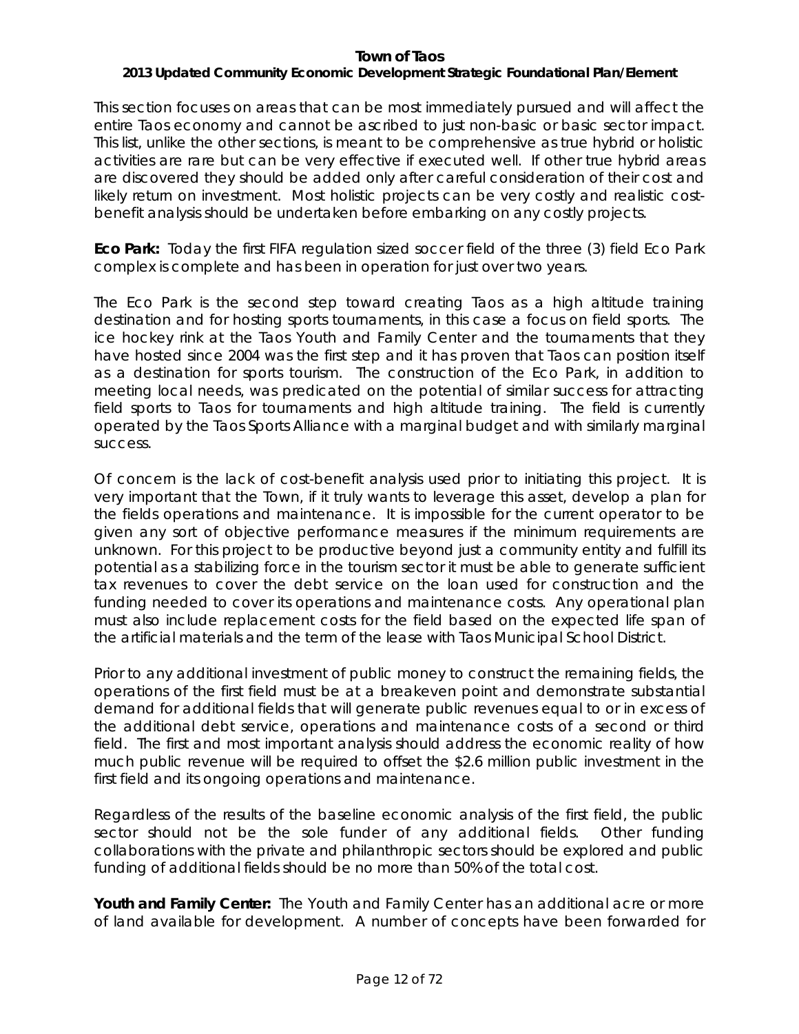This section focuses on areas that can be most immediately pursued and will affect the entire Taos economy and cannot be ascribed to just non-basic or basic sector impact. This list, unlike the other sections, is meant to be comprehensive as true hybrid or holistic activities are rare but can be very effective if executed well. If other true hybrid areas are discovered they should be added only after careful consideration of their cost and likely return on investment. Most holistic projects can be very costly and realistic cost-benefit analysis should be undertaken before embarking on any costly projects.

**Eco Park:** Today the first FIFA regulation sized soccer field of the three (3) field Eco Park complex is complete and has been in operation for just over two years.

The Eco Park is the second step toward creating Taos as a high altitude training destination and for hosting sports tournaments, in this case a focus on field sports. The ice hockey rink at the Taos Youth and Family Center and the tournaments that they have hosted since 2004 was the first step and it has proven that Taos can position itself as a destination for sports tourism. The construction of the Eco Park, in addition to meeting local needs, was predicated on the potential of similar success for attracting field sports to Taos for tournaments and high altitude training. The field is currently operated by the Taos Sports Alliance with a marginal budget and with similarly marginal success.

Of concern is the lack of cost-benefit analysis used prior to initiating this project. It is very important that the Town, if it truly wants to leverage this asset, develop a plan for the fields operations and maintenance. It is impossible for the current operator to be given any sort of objective performance measures if the minimum requirements are unknown. For this project to be productive beyond just a community entity and fulfill its potential as a stabilizing force in the tourism sector it must be able to generate sufficient tax revenues to cover the debt service on the loan used for construction and the funding needed to cover its operations and maintenance costs. Any operational plan must also include replacement costs for the field based on the expected life span of the artificial materials and the term of the lease with Taos Municipal School District.

Prior to any additional investment of public money to construct the remaining fields, the operations of the first field must be at a breakeven point and demonstrate substantial demand for additional fields that will generate public revenues equal to or in excess of the additional debt service, operations and maintenance costs of a second or third field. The first and most important analysis should address the economic reality of how much public revenue will be required to offset the $2.6 million public investment in the first field and its ongoing operations and maintenance.

Regardless of the results of the baseline economic analysis of the first field, the public sector should not be the sole funder of any additional fields. Other funding collaborations with the private and philanthropic sectors should be explored and public funding of additional fields should be no more than 50% of the total cost.

**Youth and Family Center:** The Youth and Family Center has an additional acre or more of land available for development. A number of concepts have been forwarded for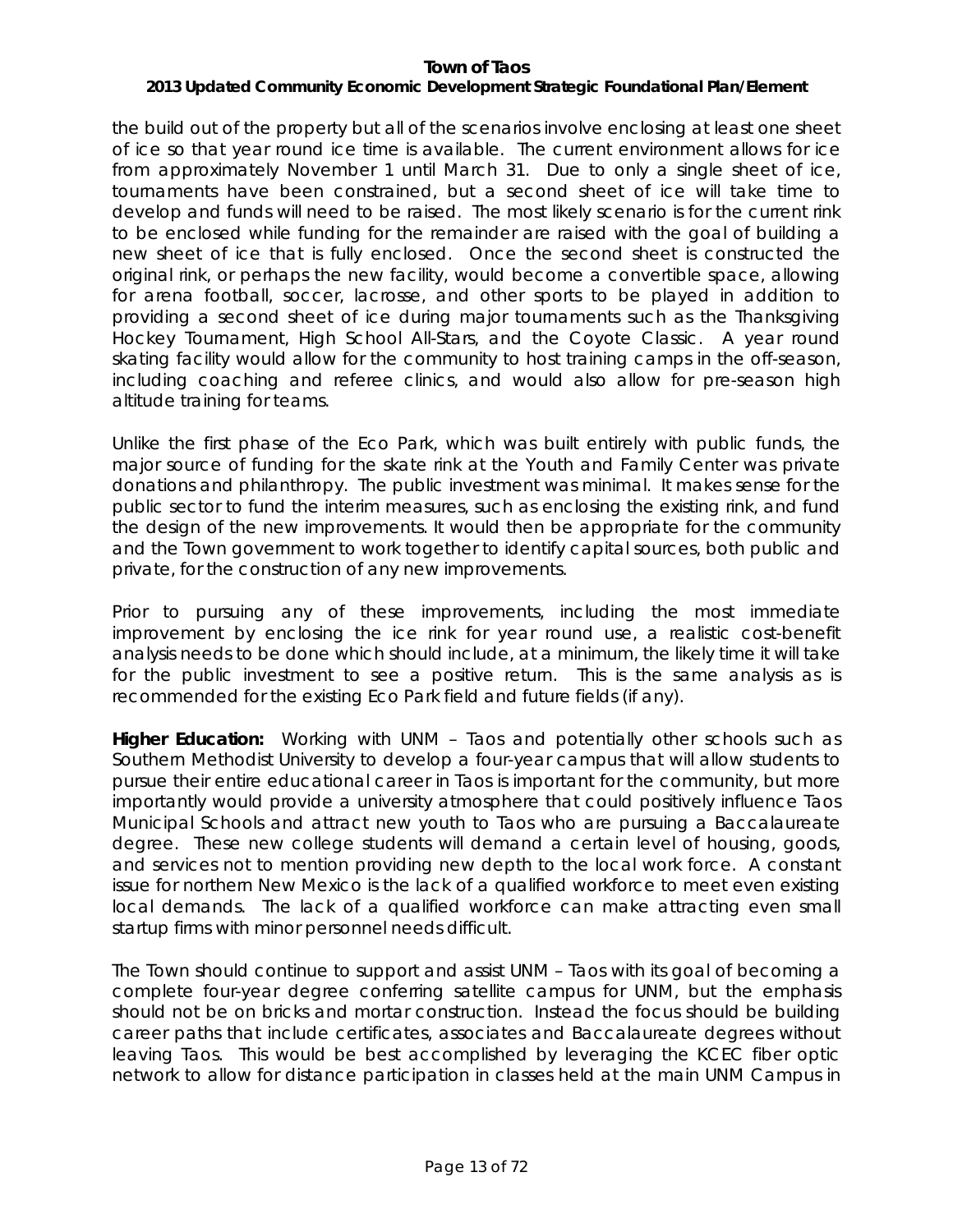the build out of the property but all of the scenarios involve enclosing at least one sheet of ice so that year round ice time is available. The current environment allows for ice from approximately November 1 until March 31. Due to only a single sheet of ice, tournaments have been constrained, but a second sheet of ice will take time to develop and funds will need to be raised. The most likely scenario is for the current rink to be enclosed while funding for the remainder are raised with the goal of building a new sheet of ice that is fully enclosed. Once the second sheet is constructed the original rink, or perhaps the new facility, would become a convertible space, allowing for arena football, soccer, lacrosse, and other sports to be played in addition to providing a second sheet of ice during major tournaments such as the Thanksgiving Hockey Tournament, High School All-Stars, and the Coyote Classic. A year round skating facility would allow for the community to host training camps in the off-season, including coaching and referee clinics, and would also allow for pre-season high altitude training for teams.

Unlike the first phase of the Eco Park, which was built entirely with public funds, the major source of funding for the skate rink at the Youth and Family Center was private donations and philanthropy. The public investment was minimal. It makes sense for the public sector to fund the interim measures, such as enclosing the existing rink, and fund the design of the new improvements. It would then be appropriate for the community and the Town government to work together to identify capital sources, both public and private, for the construction of any new improvements.

Prior to pursuing any of these improvements, including the most immediate improvement by enclosing the ice rink for year round use, a realistic cost-benefit analysis needs to be done which should include, at a minimum, the likely time it will take for the public investment to see a positive return. This is the same analysis as is recommended for the existing Eco Park field and future fields (if any).

**Higher Education:** Working with UNM – Taos and potentially other schools such as Southern Methodist University to develop a four-year campus that will allow students to pursue their entire educational career in Taos is important for the community, but more importantly would provide a university atmosphere that could positively influence Taos Municipal Schools and attract new youth to Taos who are pursuing a Baccalaureate degree. These new college students will demand a certain level of housing, goods, and services not to mention providing new depth to the local work force. A constant issue for northern New Mexico is the lack of a qualified workforce to meet even existing local demands. The lack of a qualified workforce can make attracting even small startup firms with minor personnel needs difficult.

The Town should continue to support and assist UNM – Taos with its goal of becoming a complete four-year degree conferring satellite campus for UNM, but the emphasis should not be on bricks and mortar construction. Instead the focus should be building career paths that include certificates, associates and Baccalaureate degrees without leaving Taos. This would be best accomplished by leveraging the KCEC fiber optic network to allow for distance participation in classes held at the main UNM Campus in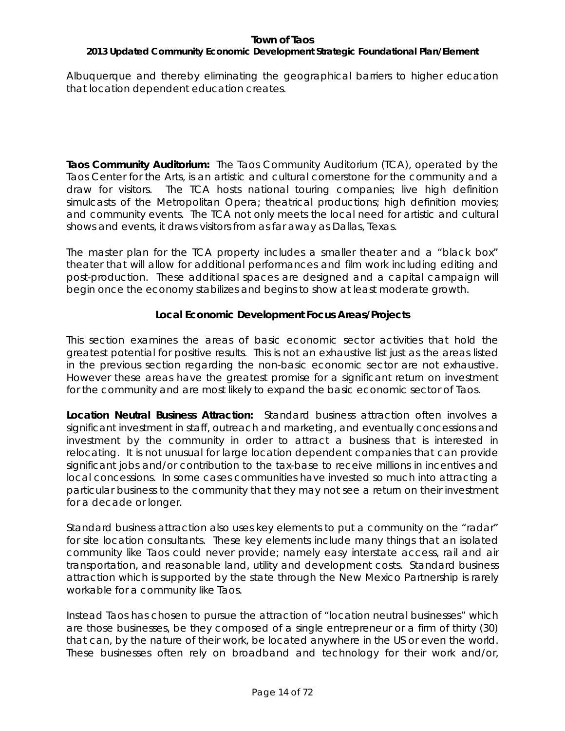Albuquerque and thereby eliminating the geographical barriers to higher education that location dependent education creates.

**Taos Community Auditorium:** The Taos Community Auditorium (TCA), operated by the Taos Center for the Arts, is an artistic and cultural cornerstone for the community and a draw for visitors. The TCA hosts national touring companies; live high definition simulcasts of the Metropolitan Opera; theatrical productions; high definition movies; and community events. The TCA not only meets the local need for artistic and cultural shows and events, it draws visitors from as far away as Dallas, Texas.

The master plan for the TCA property includes a smaller theater and a "black box" theater that will allow for additional performances and film work including editing and post-production. These additional spaces are designed and a capital campaign will begin once the economy stabilizes and begins to show at least moderate growth.

## Local Economic Development Focus Areas/Projects

This section examines the areas of basic economic sector activities that hold the greatest potential for positive results. This is not an exhaustive list just as the areas listed in the previous section regarding the non-basic economic sector are not exhaustive. However these areas have the greatest promise for a significant return on investment for the community and are most likely to expand the basic economic sector of Taos.

**Location Neutral Business Attraction:** Standard business attraction often involves a significant investment in staff, outreach and marketing, and eventually concessions and investment by the community in order to attract a business that is interested in relocating. It is not unusual for large location dependent companies that can provide significant jobs and/or contribution to the tax-base to receive millions in incentives and local concessions. In some cases communities have invested so much into attracting a particular business to the community that they may not see a return on their investment for a decade or longer.

Standard business attraction also uses key elements to put a community on the "radar" for site location consultants. These key elements include many things that an isolated community like Taos could never provide; namely easy interstate access, rail and air transportation, and reasonable land, utility and development costs. Standard business attraction which is supported by the state through the New Mexico Partnership is rarely workable for a community like Taos.

Instead Taos has chosen to pursue the attraction of "location neutral businesses" which are those businesses, be they composed of a single entrepreneur or a firm of thirty (30) that can, by the nature of their work, be located anywhere in the US or even the world. These businesses often rely on broadband and technology for their work and/or,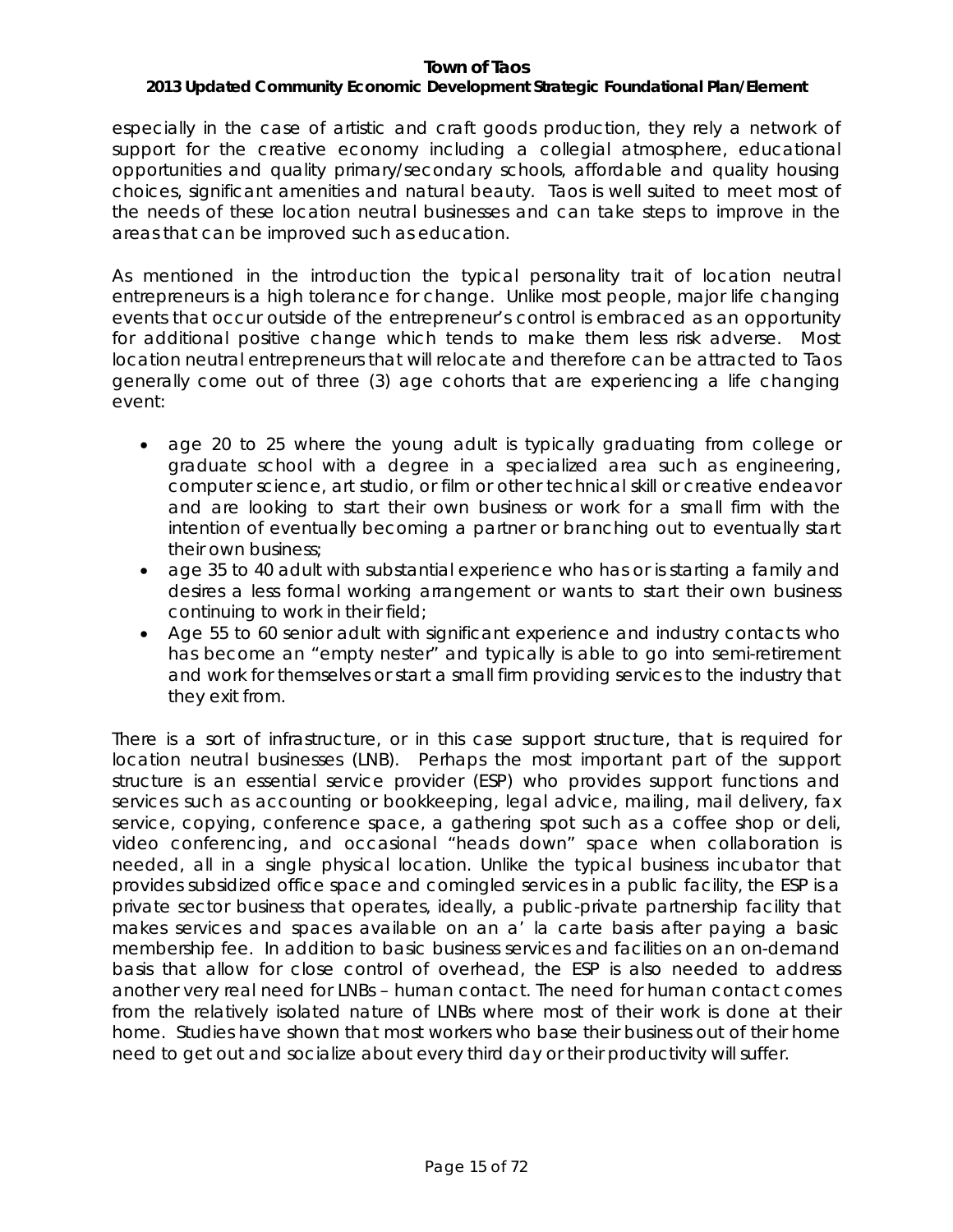especially in the case of artistic and craft goods production, they rely a network of support for the creative economy including a collegial atmosphere, educational opportunities and quality primary/secondary schools, affordable and quality housing choices, significant amenities and natural beauty. Taos is well suited to meet most of the needs of these location neutral businesses and can take steps to improve in the areas that can be improved such as education.

As mentioned in the introduction the typical personality trait of location neutral entrepreneurs is a high tolerance for change. Unlike most people, major life changing events that occur outside of the entrepreneur's control is embraced as an opportunity for additional positive change which tends to make them less risk adverse. Most location neutral entrepreneurs that will relocate and therefore can be attracted to Taos generally come out of three (3) age cohorts that are experiencing a life changing event:

- age 20 to 25 where the young adult is typically graduating from college or graduate school with a degree in a specialized area such as engineering, computer science, art studio, or film or other technical skill or creative endeavor and are looking to start their own business or work for a small firm with the intention of eventually becoming a partner or branching out to eventually start their own business;
- age 35 to 40 adult with substantial experience who has or is starting a family and desires a less formal working arrangement or wants to start their own business continuing to work in their field;
- Age 55 to 60 senior adult with significant experience and industry contacts who has become an "empty nester" and typically is able to go into semi-retirement and work for themselves or start a small firm providing services to the industry that they exit from.

There is a sort of infrastructure, or in this case support structure, that is required for location neutral businesses (LNB). Perhaps the most important part of the support structure is an essential service provider (ESP) who provides support functions and services such as accounting or bookkeeping, legal advice, mailing, mail delivery, fax service, copying, conference space, a gathering spot such as a coffee shop or deli, video conferencing, and occasional "heads down" space when collaboration is needed, all in a single physical location. Unlike the typical business incubator that provides subsidized office space and comingled services in a public facility, the ESP is a private sector business that operates, ideally, a public-private partnership facility that makes services and spaces available on an a' la carte basis after paying a basic membership fee. In addition to basic business services and facilities on an on-demand basis that allow for close control of overhead, the ESP is also needed to address another very real need for LNBs – human contact. The need for human contact comes from the relatively isolated nature of LNBs where most of their work is done at their home. Studies have shown that most workers who base their business out of their home need to get out and socialize about every third day or their productivity will suffer.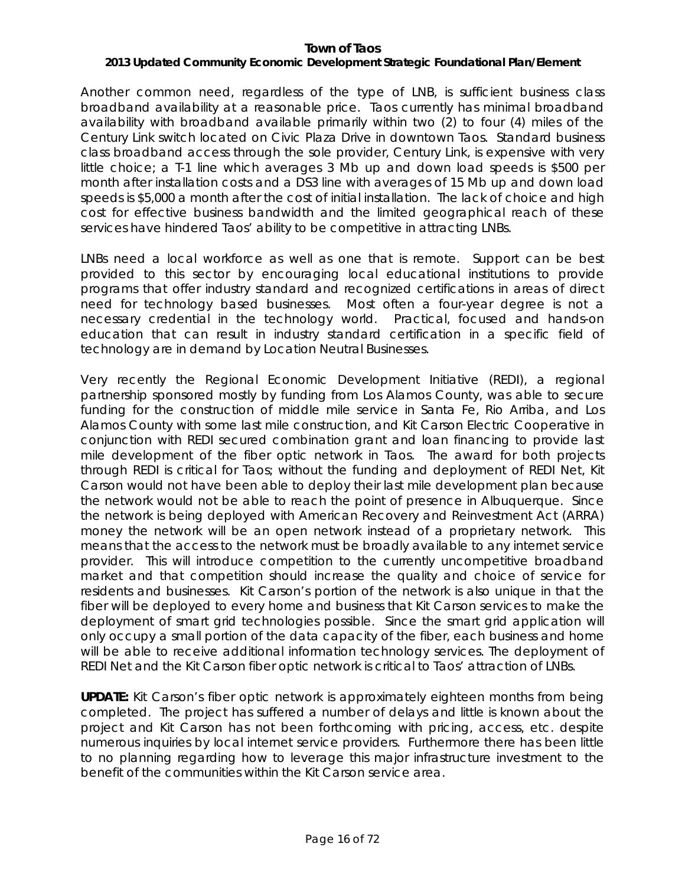Another common need, regardless of the type of LNB, is sufficient business class broadband availability at a reasonable price. Taos currently has minimal broadband availability with broadband available primarily within two (2) to four (4) miles of the Century Link switch located on Civic Plaza Drive in downtown Taos. Standard business class broadband access through the sole provider, Century Link, is expensive with very little choice; a T-1 line which averages 3 Mb up and down load speeds is $500 per month after installation costs and a DS3 line with averages of 15 Mb up and down load speeds is $5,000 a month after the cost of initial installation. The lack of choice and high cost for effective business bandwidth and the limited geographical reach of these services have hindered Taos' ability to be competitive in attracting LNBs.

LNBs need a local workforce as well as one that is remote. Support can be best provided to this sector by encouraging local educational institutions to provide programs that offer industry standard and recognized certifications in areas of direct need for technology based businesses. Most often a four-year degree is not a necessary credential in the technology world. Practical, focused and hands-on education that can result in industry standard certification in a specific field of technology are in demand by Location Neutral Businesses.

Very recently the Regional Economic Development Initiative (REDI), a regional partnership sponsored mostly by funding from Los Alamos County, was able to secure funding for the construction of middle mile service in Santa Fe, Rio Arriba, and Los Alamos County with some last mile construction, and Kit Carson Electric Cooperative in conjunction with REDI secured combination grant and loan financing to provide last mile development of the fiber optic network in Taos. The award for both projects through REDI is critical for Taos; without the funding and deployment of REDI Net, Kit Carson would not have been able to deploy their last mile development plan because the network would not be able to reach the point of presence in Albuquerque. Since the network is being deployed with American Recovery and Reinvestment Act (ARRA) money the network will be an open network instead of a proprietary network. This means that the access to the network must be broadly available to any internet service provider. This will introduce competition to the currently uncompetitive broadband market and that competition should increase the quality and choice of service for residents and businesses. Kit Carson's portion of the network is also unique in that the fiber will be deployed to every home and business that Kit Carson services to make the deployment of smart grid technologies possible. Since the smart grid application will only occupy a small portion of the data capacity of the fiber, each business and home will be able to receive additional information technology services. The deployment of REDI Net and the Kit Carson fiber optic network is critical to Taos' attraction of LNBs.

**UPDATE:** Kit Carson's fiber optic network is approximately eighteen months from being completed. The project has suffered a number of delays and little is known about the project and Kit Carson has not been forthcoming with pricing, access, etc. despite numerous inquiries by local internet service providers. Furthermore there has been little to no planning regarding how to leverage this major infrastructure investment to the benefit of the communities within the Kit Carson service area.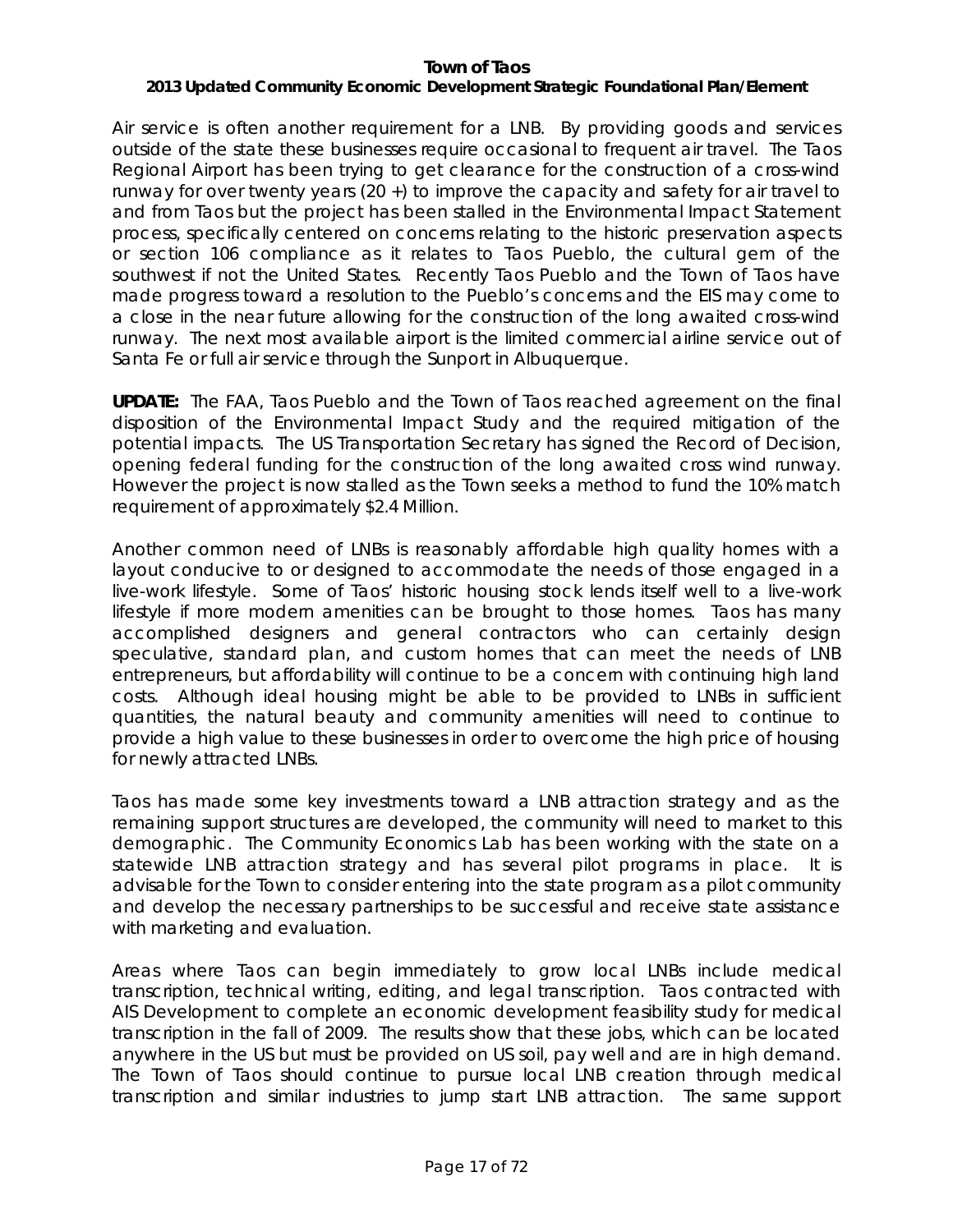Air service is often another requirement for a LNB. By providing goods and services outside of the state these businesses require occasional to frequent air travel. The Taos Regional Airport has been trying to get clearance for the construction of a cross-wind runway for over twenty years (20 +) to improve the capacity and safety for air travel to and from Taos but the project has been stalled in the Environmental Impact Statement process, specifically centered on concerns relating to the historic preservation aspects or section 106 compliance as it relates to Taos Pueblo, the cultural gem of the southwest if not the United States. Recently Taos Pueblo and the Town of Taos have made progress toward a resolution to the Pueblo's concerns and the EIS may come to a close in the near future allowing for the construction of the long awaited cross-wind runway. The next most available airport is the limited commercial airline service out of Santa Fe or full air service through the Sunport in Albuquerque.

**UPDATE:** The FAA, Taos Pueblo and the Town of Taos reached agreement on the final disposition of the Environmental Impact Study and the required mitigation of the potential impacts. The US Transportation Secretary has signed the Record of Decision, opening federal funding for the construction of the long awaited cross wind runway. However the project is now stalled as the Town seeks a method to fund the 10% match requirement of approximately $2.4 Million.

Another common need of LNBs is reasonably affordable high quality homes with a layout conducive to or designed to accommodate the needs of those engaged in a live-work lifestyle. Some of Taos' historic housing stock lends itself well to a live-work lifestyle if more modern amenities can be brought to those homes. Taos has many accomplished designers and general contractors who can certainly design speculative, standard plan, and custom homes that can meet the needs of LNB entrepreneurs, but affordability will continue to be a concern with continuing high land costs. Although ideal housing might be able to be provided to LNBs in sufficient quantities, the natural beauty and community amenities will need to continue to provide a high value to these businesses in order to overcome the high price of housing for newly attracted LNBs.

Taos has made some key investments toward a LNB attraction strategy and as the remaining support structures are developed, the community will need to market to this demographic. The Community Economics Lab has been working with the state on a statewide LNB attraction strategy and has several pilot programs in place. It is advisable for the Town to consider entering into the state program as a pilot community and develop the necessary partnerships to be successful and receive state assistance with marketing and evaluation.

Areas where Taos can begin immediately to grow local LNBs include medical transcription, technical writing, editing, and legal transcription. Taos contracted with AIS Development to complete an economic development feasibility study for medical transcription in the fall of 2009. The results show that these jobs, which can be located anywhere in the US but must be provided on US soil, pay well and are in high demand. The Town of Taos should continue to pursue local LNB creation through medical transcription and similar industries to jump start LNB attraction. The same support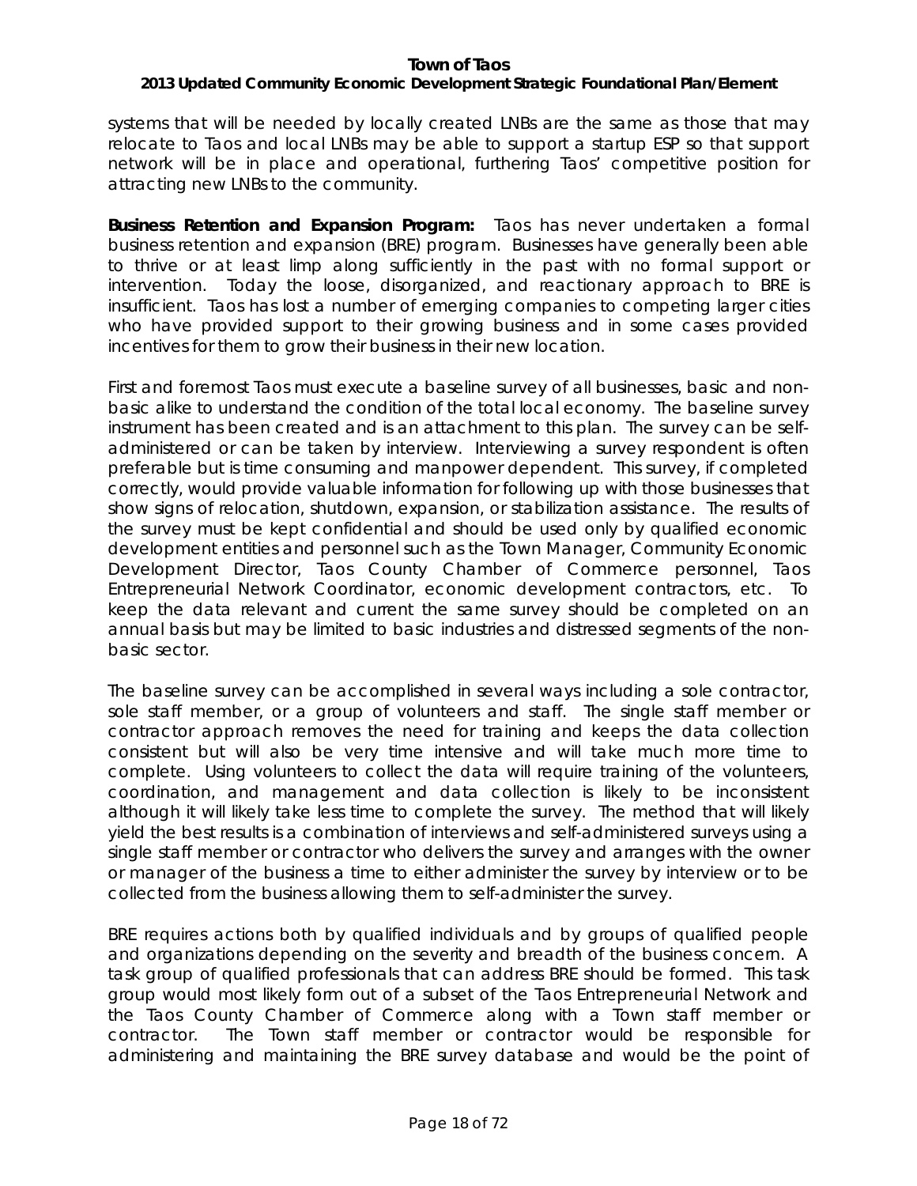systems that will be needed by locally created LNBs are the same as those that may relocate to Taos and local LNBs may be able to support a startup ESP so that support network will be in place and operational, furthering Taos' competitive position for attracting new LNBs to the community.

**Business Retention and Expansion Program:** Taos has never undertaken a formal business retention and expansion (BRE) program. Businesses have generally been able to thrive or at least limp along sufficiently in the past with no formal support or intervention. Today the loose, disorganized, and reactionary approach to BRE is insufficient. Taos has lost a number of emerging companies to competing larger cities who have provided support to their growing business and in some cases provided incentives for them to grow their business in their new location.

First and foremost Taos must execute a baseline survey of all businesses, basic and non-basic alike to understand the condition of the total local economy. The baseline survey instrument has been created and is an attachment to this plan. The survey can be self-administered or can be taken by interview. Interviewing a survey respondent is often preferable but is time consuming and manpower dependent. This survey, if completed correctly, would provide valuable information for following up with those businesses that show signs of relocation, shutdown, expansion, or stabilization assistance. The results of the survey must be kept confidential and should be used only by qualified economic development entities and personnel such as the Town Manager, Community Economic Development Director, Taos County Chamber of Commerce personnel, Taos Entrepreneurial Network Coordinator, economic development contractors, etc. To keep the data relevant and current the same survey should be completed on an annual basis but may be limited to basic industries and distressed segments of the non-basic sector.

The baseline survey can be accomplished in several ways including a sole contractor, sole staff member, or a group of volunteers and staff. The single staff member or contractor approach removes the need for training and keeps the data collection consistent but will also be very time intensive and will take much more time to complete. Using volunteers to collect the data will require training of the volunteers, coordination, and management and data collection is likely to be inconsistent although it will likely take less time to complete the survey. The method that will likely yield the best results is a combination of interviews and self-administered surveys using a single staff member or contractor who delivers the survey and arranges with the owner or manager of the business a time to either administer the survey by interview or to be collected from the business allowing them to self-administer the survey.

BRE requires actions both by qualified individuals and by groups of qualified people and organizations depending on the severity and breadth of the business concern. A task group of qualified professionals that can address BRE should be formed. This task group would most likely form out of a subset of the Taos Entrepreneurial Network and the Taos County Chamber of Commerce along with a Town staff member or contractor. The Town staff member or contractor would be responsible for administering and maintaining the BRE survey database and would be the point of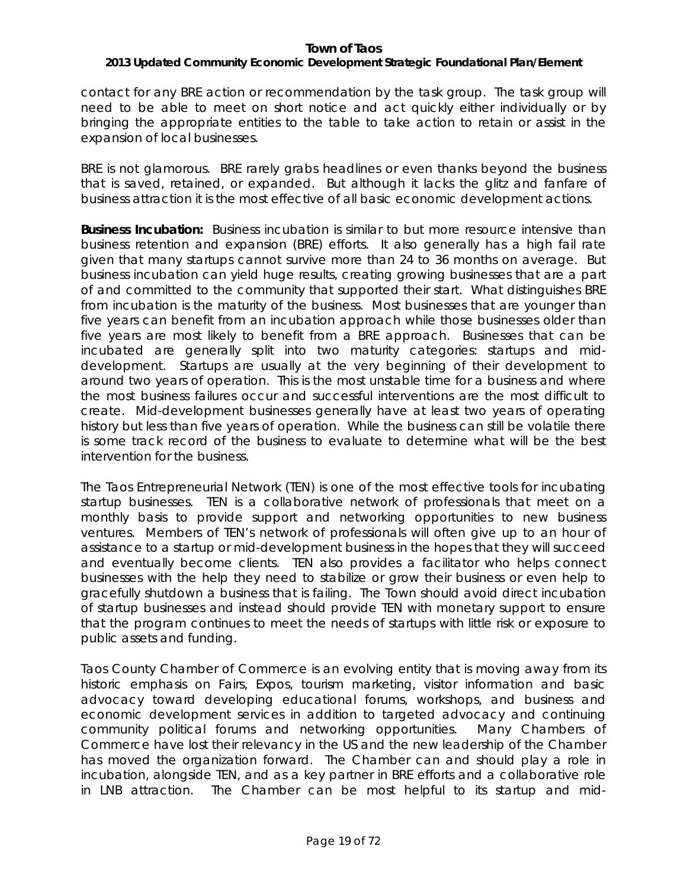contact for any BRE action or recommendation by the task group. The task group will need to be able to meet on short notice and act quickly either individually or by bringing the appropriate entities to the table to take action to retain or assist in the expansion of local businesses.

BRE is not glamorous. BRE rarely grabs headlines or even thanks beyond the business that is saved, retained, or expanded. But although it lacks the glitz and fanfare of business attraction it is the most effective of all basic economic development actions.

**Business Incubation:** Business incubation is similar to but more resource intensive than business retention and expansion (BRE) efforts. It also generally has a high fail rate given that many startups cannot survive more than 24 to 36 months on average. But business incubation can yield huge results, creating growing businesses that are a part of and committed to the community that supported their start. What distinguishes BRE from incubation is the maturity of the business. Most businesses that are younger than five years can benefit from an incubation approach while those businesses older than five years are most likely to benefit from a BRE approach. Businesses that can be incubated are generally split into two maturity categories: startups and mid-development. Startups are usually at the very beginning of their development to around two years of operation. This is the most unstable time for a business and where the most business failures occur and successful interventions are the most difficult to create. Mid-development businesses generally have at least two years of operating history but less than five years of operation. While the business can still be volatile there is some track record of the business to evaluate to determine what will be the best intervention for the business.

The Taos Entrepreneurial Network (TEN) is one of the most effective tools for incubating startup businesses. TEN is a collaborative network of professionals that meet on a monthly basis to provide support and networking opportunities to new business ventures. Members of TEN's network of professionals will often give up to an hour of assistance to a startup or mid-development business in the hopes that they will succeed and eventually become clients. TEN also provides a facilitator who helps connect businesses with the help they need to stabilize or grow their business or even help to gracefully shutdown a business that is failing. The Town should avoid direct incubation of startup businesses and instead should provide TEN with monetary support to ensure that the program continues to meet the needs of startups with little risk or exposure to public assets and funding.

Taos County Chamber of Commerce is an evolving entity that is moving away from its historic emphasis on Fairs, Expos, tourism marketing, visitor information and basic advocacy toward developing educational forums, workshops, and business and economic development services in addition to targeted advocacy and continuing community political forums and networking opportunities. Many Chambers of Commerce have lost their relevancy in the US and the new leadership of the Chamber has moved the organization forward. The Chamber can and should play a role in incubation, alongside TEN, and as a key partner in BRE efforts and a collaborative role in LNB attraction. The Chamber can be most helpful to its startup and mid-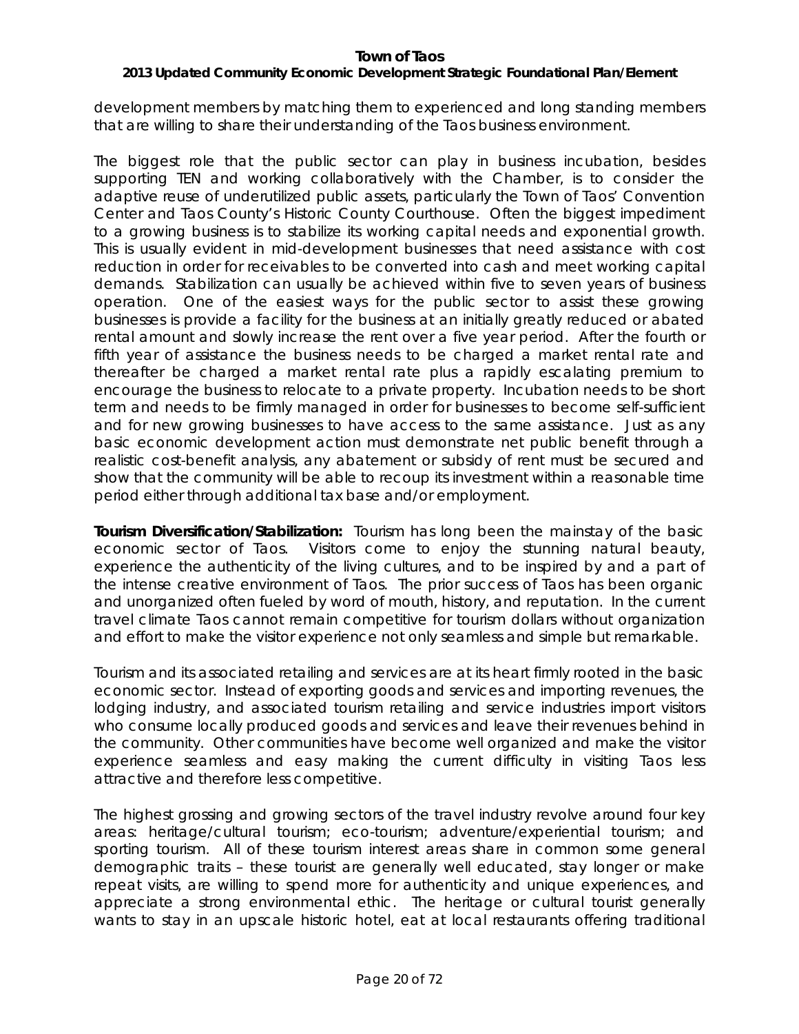development members by matching them to experienced and long standing members that are willing to share their understanding of the Taos business environment.

The biggest role that the public sector can play in business incubation, besides supporting TEN and working collaboratively with the Chamber, is to consider the adaptive reuse of underutilized public assets, particularly the Town of Taos' Convention Center and Taos County's Historic County Courthouse. Often the biggest impediment to a growing business is to stabilize its working capital needs and exponential growth. This is usually evident in mid-development businesses that need assistance with cost reduction in order for receivables to be converted into cash and meet working capital demands. Stabilization can usually be achieved within five to seven years of business operation. One of the easiest ways for the public sector to assist these growing businesses is provide a facility for the business at an initially greatly reduced or abated rental amount and slowly increase the rent over a five year period. After the fourth or fifth year of assistance the business needs to be charged a market rental rate and thereafter be charged a market rental rate plus a rapidly escalating premium to encourage the business to relocate to a private property. Incubation needs to be short term and needs to be firmly managed in order for businesses to become self-sufficient and for new growing businesses to have access to the same assistance. Just as any basic economic development action must demonstrate net public benefit through a realistic cost-benefit analysis, any abatement or subsidy of rent must be secured and show that the community will be able to recoup its investment within a reasonable time period either through additional tax base and/or employment.

**Tourism Diversification/Stabilization:** Tourism has long been the mainstay of the basic economic sector of Taos. Visitors come to enjoy the stunning natural beauty, experience the authenticity of the living cultures, and to be inspired by and a part of the intense creative environment of Taos. The prior success of Taos has been organic and unorganized often fueled by word of mouth, history, and reputation. In the current travel climate Taos cannot remain competitive for tourism dollars without organization and effort to make the visitor experience not only seamless and simple but remarkable.

Tourism and its associated retailing and services are at its heart firmly rooted in the basic economic sector. Instead of exporting goods and services and importing revenues, the lodging industry, and associated tourism retailing and service industries import visitors who consume locally produced goods and services and leave their revenues behind in the community. Other communities have become well organized and make the visitor experience seamless and easy making the current difficulty in visiting Taos less attractive and therefore less competitive.

The highest grossing and growing sectors of the travel industry revolve around four key areas: heritage/cultural tourism; eco-tourism; adventure/experiential tourism; and sporting tourism. All of these tourism interest areas share in common some general demographic traits – these tourist are generally well educated, stay longer or make repeat visits, are willing to spend more for authenticity and unique experiences, and appreciate a strong environmental ethic. The heritage or cultural tourist generally wants to stay in an upscale historic hotel, eat at local restaurants offering traditional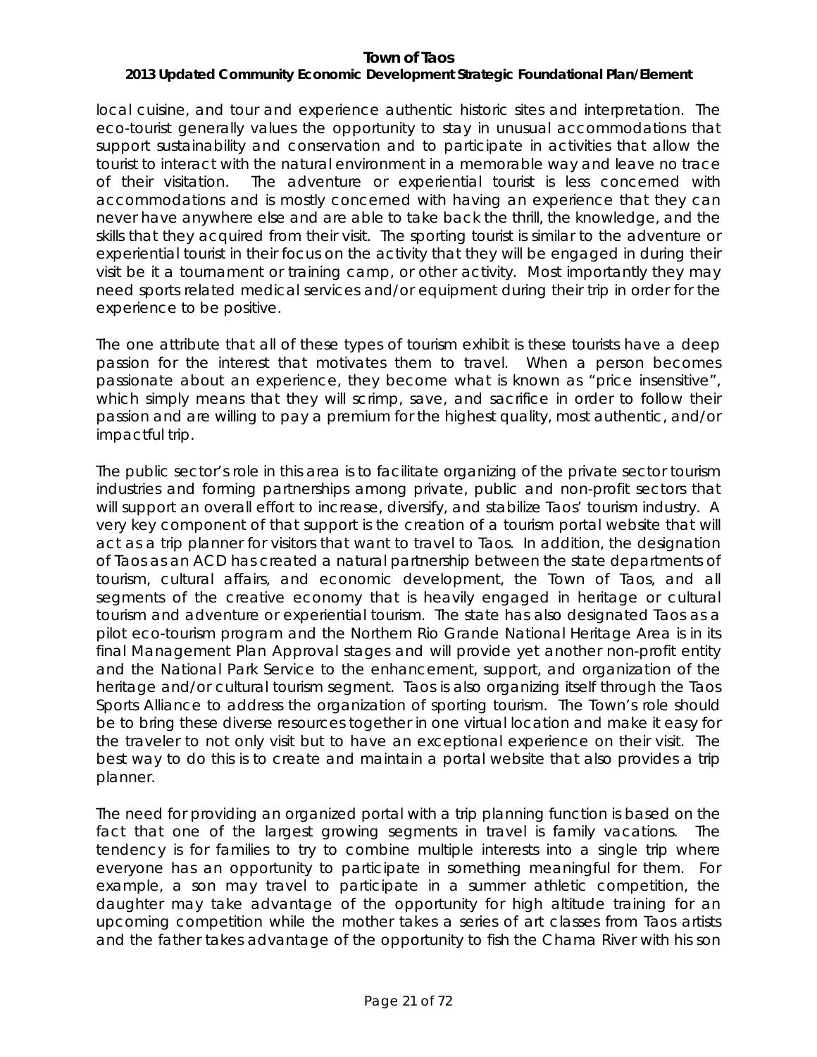local cuisine, and tour and experience authentic historic sites and interpretation. The eco-tourist generally values the opportunity to stay in unusual accommodations that support sustainability and conservation and to participate in activities that allow the tourist to interact with the natural environment in a memorable way and leave no trace of their visitation. The adventure or experiential tourist is less concerned with accommodations and is mostly concerned with having an experience that they can never have anywhere else and are able to take back the thrill, the knowledge, and the skills that they acquired from their visit. The sporting tourist is similar to the adventure or experiential tourist in their focus on the activity that they will be engaged in during their visit be it a tournament or training camp, or other activity. Most importantly they may need sports related medical services and/or equipment during their trip in order for the experience to be positive.

The one attribute that all of these types of tourism exhibit is these tourists have a deep passion for the interest that motivates them to travel. When a person becomes passionate about an experience, they become what is known as "price insensitive", which simply means that they will scrimp, save, and sacrifice in order to follow their passion and are willing to pay a premium for the highest quality, most authentic, and/or impactful trip.

The public sector's role in this area is to facilitate organizing of the private sector tourism industries and forming partnerships among private, public and non-profit sectors that will support an overall effort to increase, diversify, and stabilize Taos' tourism industry. A very key component of that support is the creation of a tourism portal website that will act as a trip planner for visitors that want to travel to Taos. In addition, the designation of Taos as an ACD has created a natural partnership between the state departments of tourism, cultural affairs, and economic development, the Town of Taos, and all segments of the creative economy that is heavily engaged in heritage or cultural tourism and adventure or experiential tourism. The state has also designated Taos as a pilot eco-tourism program and the Northern Rio Grande National Heritage Area is in its final Management Plan Approval stages and will provide yet another non-profit entity and the National Park Service to the enhancement, support, and organization of the heritage and/or cultural tourism segment. Taos is also organizing itself through the Taos Sports Alliance to address the organization of sporting tourism. The Town's role should be to bring these diverse resources together in one virtual location and make it easy for the traveler to not only visit but to have an exceptional experience on their visit. The best way to do this is to create and maintain a portal website that also provides a trip planner.

The need for providing an organized portal with a trip planning function is based on the fact that one of the largest growing segments in travel is family vacations. The tendency is for families to try to combine multiple interests into a single trip where everyone has an opportunity to participate in something meaningful for them. For example, a son may travel to participate in a summer athletic competition, the daughter may take advantage of the opportunity for high altitude training for an upcoming competition while the mother takes a series of art classes from Taos artists and the father takes advantage of the opportunity to fish the Chama River with his son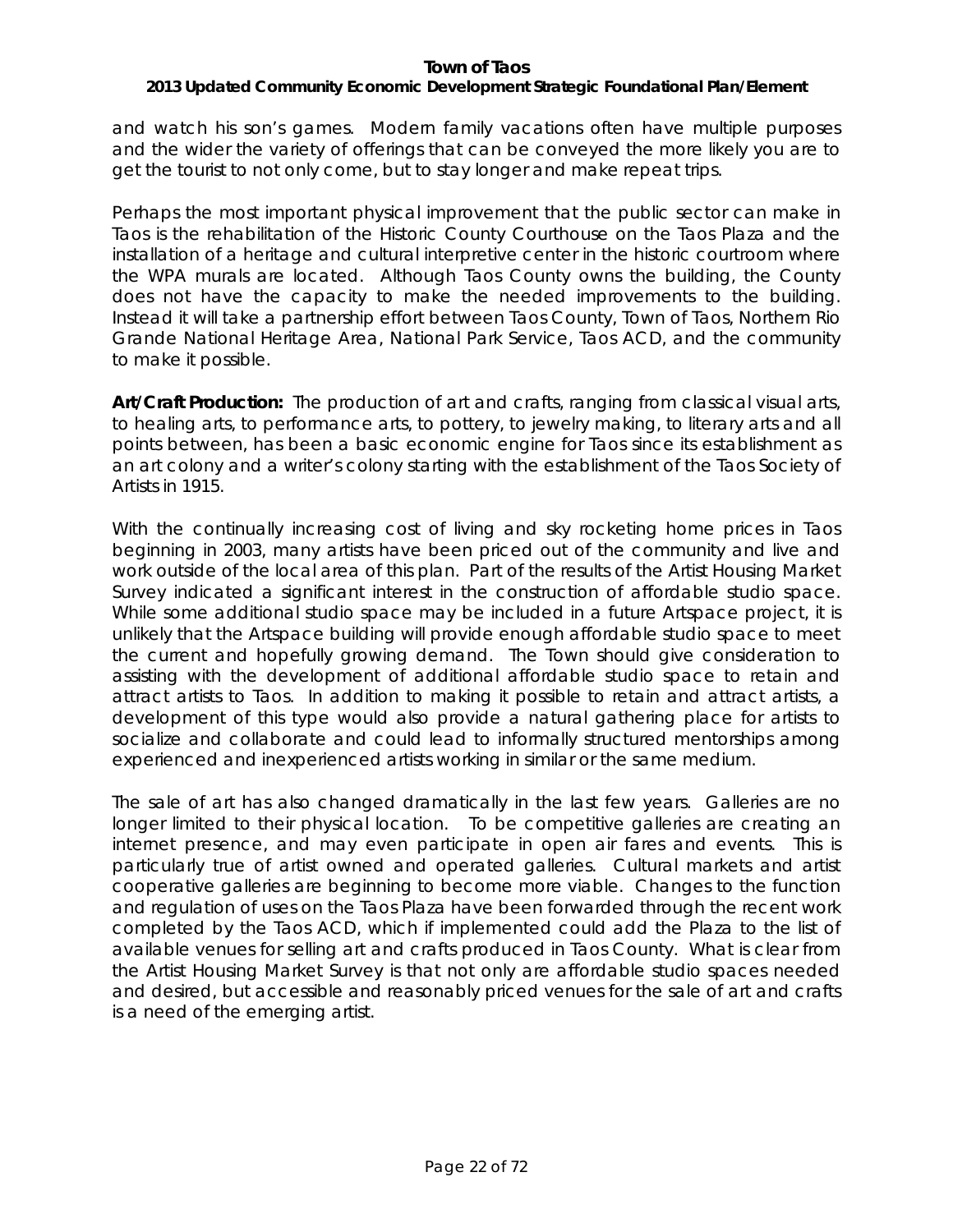and watch his son's games. Modern family vacations often have multiple purposes and the wider the variety of offerings that can be conveyed the more likely you are to get the tourist to not only come, but to stay longer and make repeat trips.

Perhaps the most important physical improvement that the public sector can make in Taos is the rehabilitation of the Historic County Courthouse on the Taos Plaza and the installation of a heritage and cultural interpretive center in the historic courtroom where the WPA murals are located. Although Taos County owns the building, the County does not have the capacity to make the needed improvements to the building. Instead it will take a partnership effort between Taos County, Town of Taos, Northern Rio Grande National Heritage Area, National Park Service, Taos ACD, and the community to make it possible.

**Art/Craft Production:** The production of art and crafts, ranging from classical visual arts, to healing arts, to performance arts, to pottery, to jewelry making, to literary arts and all points between, has been a basic economic engine for Taos since its establishment as an art colony and a writer's colony starting with the establishment of the Taos Society of Artists in 1915.

With the continually increasing cost of living and sky rocketing home prices in Taos beginning in 2003, many artists have been priced out of the community and live and work outside of the local area of this plan. Part of the results of the Artist Housing Market Survey indicated a significant interest in the construction of affordable studio space. While some additional studio space may be included in a future Artspace project, it is unlikely that the Artspace building will provide enough affordable studio space to meet the current and hopefully growing demand. The Town should give consideration to assisting with the development of additional affordable studio space to retain and attract artists to Taos. In addition to making it possible to retain and attract artists, a development of this type would also provide a natural gathering place for artists to socialize and collaborate and could lead to informally structured mentorships among experienced and inexperienced artists working in similar or the same medium.

The sale of art has also changed dramatically in the last few years. Galleries are no longer limited to their physical location. To be competitive galleries are creating an internet presence, and may even participate in open air fares and events. This is particularly true of artist owned and operated galleries. Cultural markets and artist cooperative galleries are beginning to become more viable. Changes to the function and regulation of uses on the Taos Plaza have been forwarded through the recent work completed by the Taos ACD, which if implemented could add the Plaza to the list of available venues for selling art and crafts produced in Taos County. What is clear from the Artist Housing Market Survey is that not only are affordable studio spaces needed and desired, but accessible and reasonably priced venues for the sale of art and crafts is a need of the emerging artist.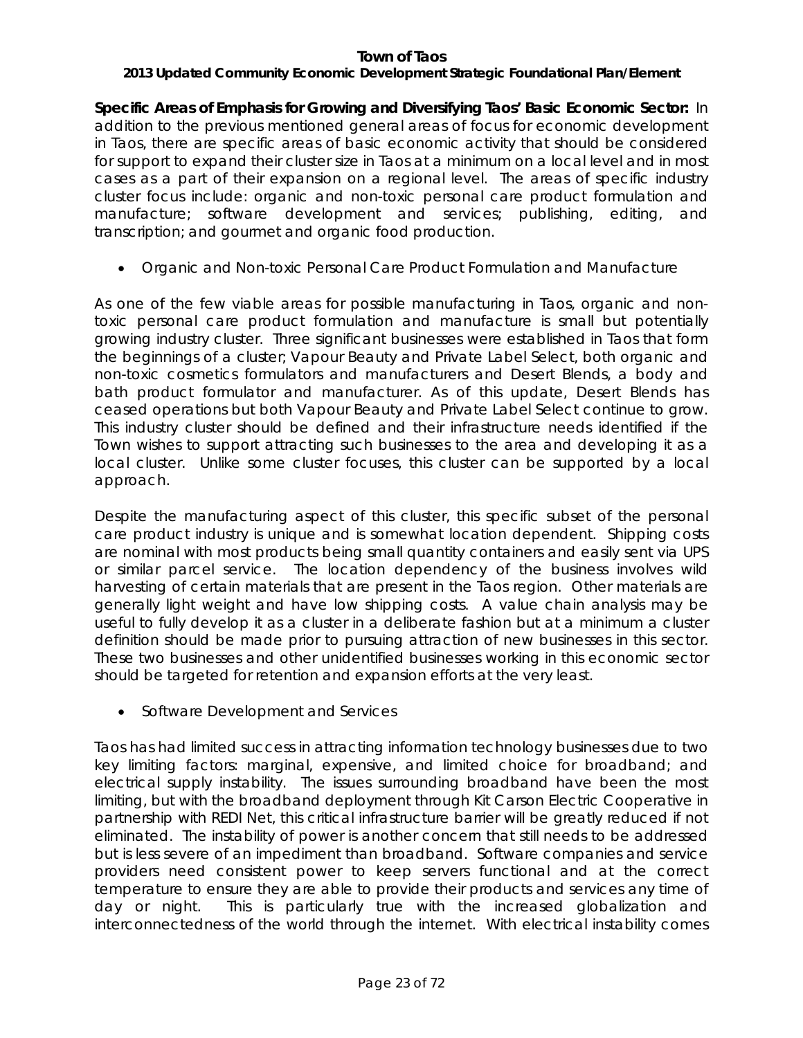**Specific Areas of Emphasis for Growing and Diversifying Taos' Basic Economic Sector:** In addition to the previous mentioned general areas of focus for economic development in Taos, there are specific areas of basic economic activity that should be considered for support to expand their cluster size in Taos at a minimum on a local level and in most cases as a part of their expansion on a regional level. The areas of specific industry cluster focus include: organic and non-toxic personal care product formulation and manufacture; software development and services; publishing, editing, and transcription; and gourmet and organic food production.

- Organic and Non-toxic Personal Care Product Formulation and Manufacture

As one of the few viable areas for possible manufacturing in Taos, organic and non-toxic personal care product formulation and manufacture is small but potentially growing industry cluster. Three significant businesses were established in Taos that form the beginnings of a cluster; Vapour Beauty and Private Label Select, both organic and non-toxic cosmetics formulators and manufacturers and Desert Blends, a body and bath product formulator and manufacturer. As of this update, Desert Blends has ceased operations but both Vapour Beauty and Private Label Select continue to grow. This industry cluster should be defined and their infrastructure needs identified if the Town wishes to support attracting such businesses to the area and developing it as a local cluster. Unlike some cluster focuses, this cluster can be supported by a local approach.

Despite the manufacturing aspect of this cluster, this specific subset of the personal care product industry is unique and is somewhat location dependent. Shipping costs are nominal with most products being small quantity containers and easily sent via UPS or similar parcel service. The location dependency of the business involves wild harvesting of certain materials that are present in the Taos region. Other materials are generally light weight and have low shipping costs. A value chain analysis may be useful to fully develop it as a cluster in a deliberate fashion but at a minimum a cluster definition should be made prior to pursuing attraction of new businesses in this sector. These two businesses and other unidentified businesses working in this economic sector should be targeted for retention and expansion efforts at the very least.

- Software Development and Services

Taos has had limited success in attracting information technology businesses due to two key limiting factors: marginal, expensive, and limited choice for broadband; and electrical supply instability. The issues surrounding broadband have been the most limiting, but with the broadband deployment through Kit Carson Electric Cooperative in partnership with REDI Net, this critical infrastructure barrier will be greatly reduced if not eliminated. The instability of power is another concern that still needs to be addressed but is less severe of an impediment than broadband. Software companies and service providers need consistent power to keep servers functional and at the correct temperature to ensure they are able to provide their products and services any time of day or night. This is particularly true with the increased globalization and interconnectedness of the world through the internet. With electrical instability comes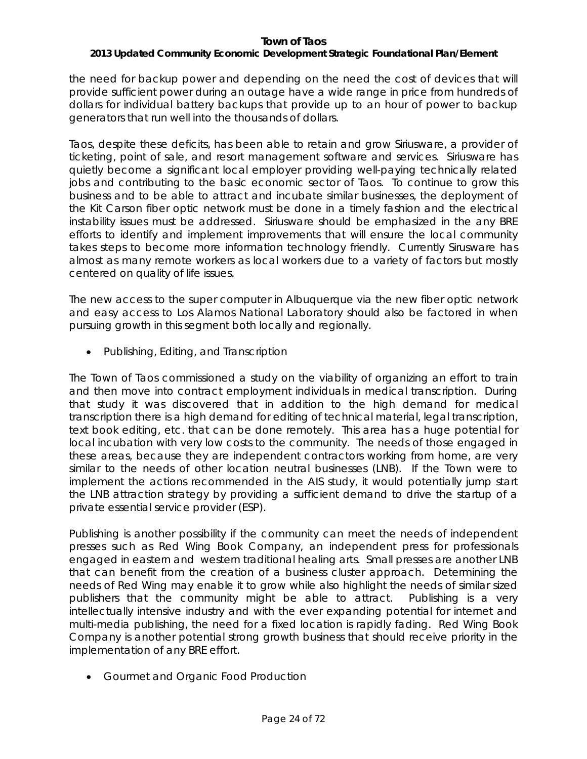the need for backup power and depending on the need the cost of devices that will provide sufficient power during an outage have a wide range in price from hundreds of dollars for individual battery backups that provide up to an hour of power to backup generators that run well into the thousands of dollars.

Taos, despite these deficits, has been able to retain and grow Siriusware, a provider of ticketing, point of sale, and resort management software and services. Siriusware has quietly become a significant local employer providing well-paying technically related jobs and contributing to the basic economic sector of Taos. To continue to grow this business and to be able to attract and incubate similar businesses, the deployment of the Kit Carson fiber optic network must be done in a timely fashion and the electrical instability issues must be addressed. Siriusware should be emphasized in the any BRE efforts to identify and implement improvements that will ensure the local community takes steps to become more information technology friendly. Currently Sirusware has almost as many remote workers as local workers due to a variety of factors but mostly centered on quality of life issues.

The new access to the super computer in Albuquerque via the new fiber optic network and easy access to Los Alamos National Laboratory should also be factored in when pursuing growth in this segment both locally and regionally.

- Publishing, Editing, and Transcription

The Town of Taos commissioned a study on the viability of organizing an effort to train and then move into contract employment individuals in medical transcription. During that study it was discovered that in addition to the high demand for medical transcription there is a high demand for editing of technical material, legal transcription, text book editing, etc. that can be done remotely. This area has a huge potential for local incubation with very low costs to the community. The needs of those engaged in these areas, because they are independent contractors working from home, are very similar to the needs of other location neutral businesses (LNB). If the Town were to implement the actions recommended in the AIS study, it would potentially jump start the LNB attraction strategy by providing a sufficient demand to drive the startup of a private essential service provider (ESP).

Publishing is another possibility if the community can meet the needs of independent presses such as Red Wing Book Company, an independent press for professionals engaged in eastern and western traditional healing arts. Small presses are another LNB that can benefit from the creation of a business cluster approach. Determining the needs of Red Wing may enable it to grow while also highlight the needs of similar sized publishers that the community might be able to attract. Publishing is a very intellectually intensive industry and with the ever expanding potential for internet and multi-media publishing, the need for a fixed location is rapidly fading. Red Wing Book Company is another potential strong growth business that should receive priority in the implementation of any BRE effort.

- Gourmet and Organic Food Production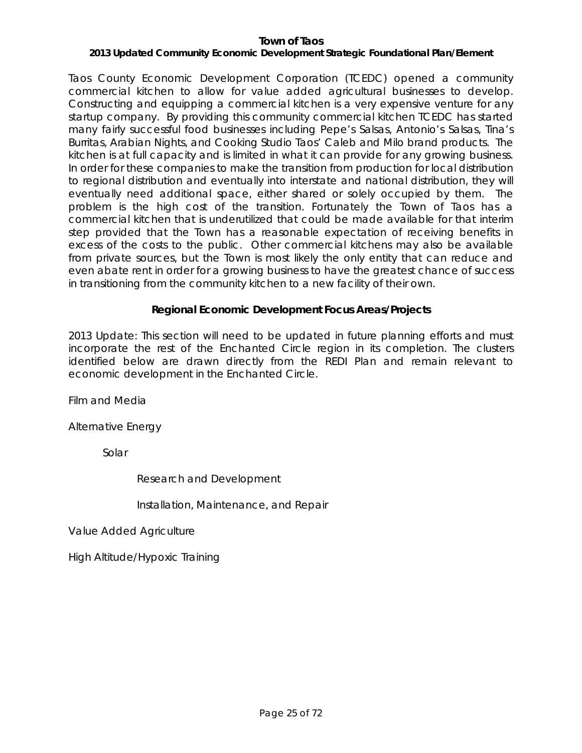Taos County Economic Development Corporation (TCEDC) opened a community commercial kitchen to allow for value added agricultural businesses to develop. Constructing and equipping a commercial kitchen is a very expensive venture for any startup company. By providing this community commercial kitchen TCEDC has started many fairly successful food businesses including Pepe's Salsas, Antonio's Salsas, Tina's Burritas, Arabian Nights, and Cooking Studio Taos' Caleb and Milo brand products. The kitchen is at full capacity and is limited in what it can provide for any growing business. In order for these companies to make the transition from production for local distribution to regional distribution and eventually into interstate and national distribution, they will eventually need additional space, either shared or solely occupied by them. The problem is the high cost of the transition. Fortunately the Town of Taos has a commercial kitchen that is underutilized that could be made available for that interim step provided that the Town has a reasonable expectation of receiving benefits in excess of the costs to the public. Other commercial kitchens may also be available from private sources, but the Town is most likely the only entity that can reduce and even abate rent in order for a growing business to have the greatest chance of success in transitioning from the community kitchen to a new facility of their own.

## Regional Economic Development Focus Areas/Projects

2013 Update: This section will need to be updated in future planning efforts and must incorporate the rest of the Enchanted Circle region in its completion. The clusters identified below are drawn directly from the REDI Plan and remain relevant to economic development in the Enchanted Circle.

- Film and Media
- Alternative Energy
  - Solar
    - Research and Development
    - Installation, Maintenance, and Repair
- Value Added Agriculture
- High Altitude/Hypoxic Training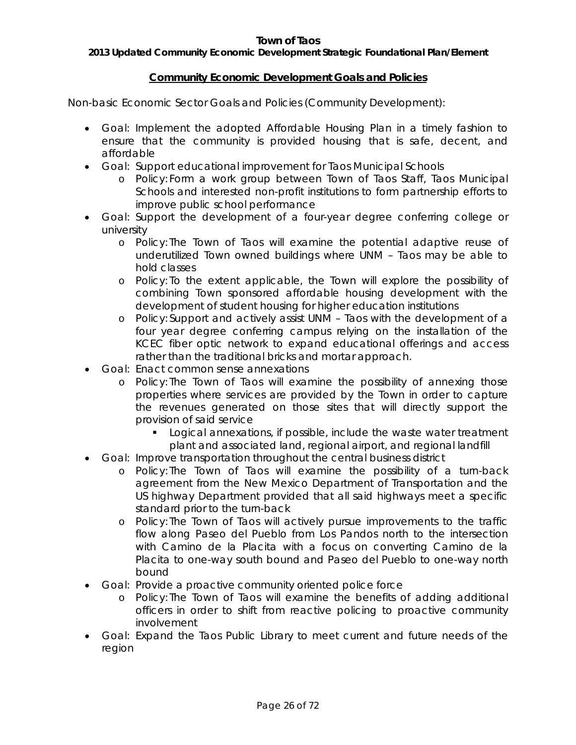## Community Economic Development Goals and Policies

Non-basic Economic Sector Goals and Policies (Community Development):

- Goal: Implement the adopted Affordable Housing Plan in a timely fashion to ensure that the community is provided housing that is safe, decent, and affordable
- Goal: Support educational improvement for Taos Municipal Schools
  - Policy: Form a work group between Town of Taos Staff, Taos Municipal Schools and interested non-profit institutions to form partnership efforts to improve public school performance
- Goal: Support the development of a four-year degree conferring college or university
  - Policy: The Town of Taos will examine the potential adaptive reuse of underutilized Town owned buildings where UNM – Taos may be able to hold classes
  - Policy: To the extent applicable, the Town will explore the possibility of combining Town sponsored affordable housing development with the development of student housing for higher education institutions
  - Policy: Support and actively assist UNM – Taos with the development of a four year degree conferring campus relying on the installation of the KCEC fiber optic network to expand educational offerings and access rather than the traditional bricks and mortar approach.
- Goal: Enact common sense annexations
  - Policy: The Town of Taos will examine the possibility of annexing those properties where services are provided by the Town in order to capture the revenues generated on those sites that will directly support the provision of said service
    - Logical annexations, if possible, include the waste water treatment plant and associated land, regional airport, and regional landfill
- Goal: Improve transportation throughout the central business district
  - Policy: The Town of Taos will examine the possibility of a turn-back agreement from the New Mexico Department of Transportation and the US highway Department provided that all said highways meet a specific standard prior to the turn-back
  - Policy: The Town of Taos will actively pursue improvements to the traffic flow along Paseo del Pueblo from Los Pandos north to the intersection with Camino de la Placita with a focus on converting Camino de la Placita to one-way south bound and Paseo del Pueblo to one-way north bound
- Goal: Provide a proactive community oriented police force
  - Policy: The Town of Taos will examine the benefits of adding additional officers in order to shift from reactive policing to proactive community involvement
- Goal: Expand the Taos Public Library to meet current and future needs of the region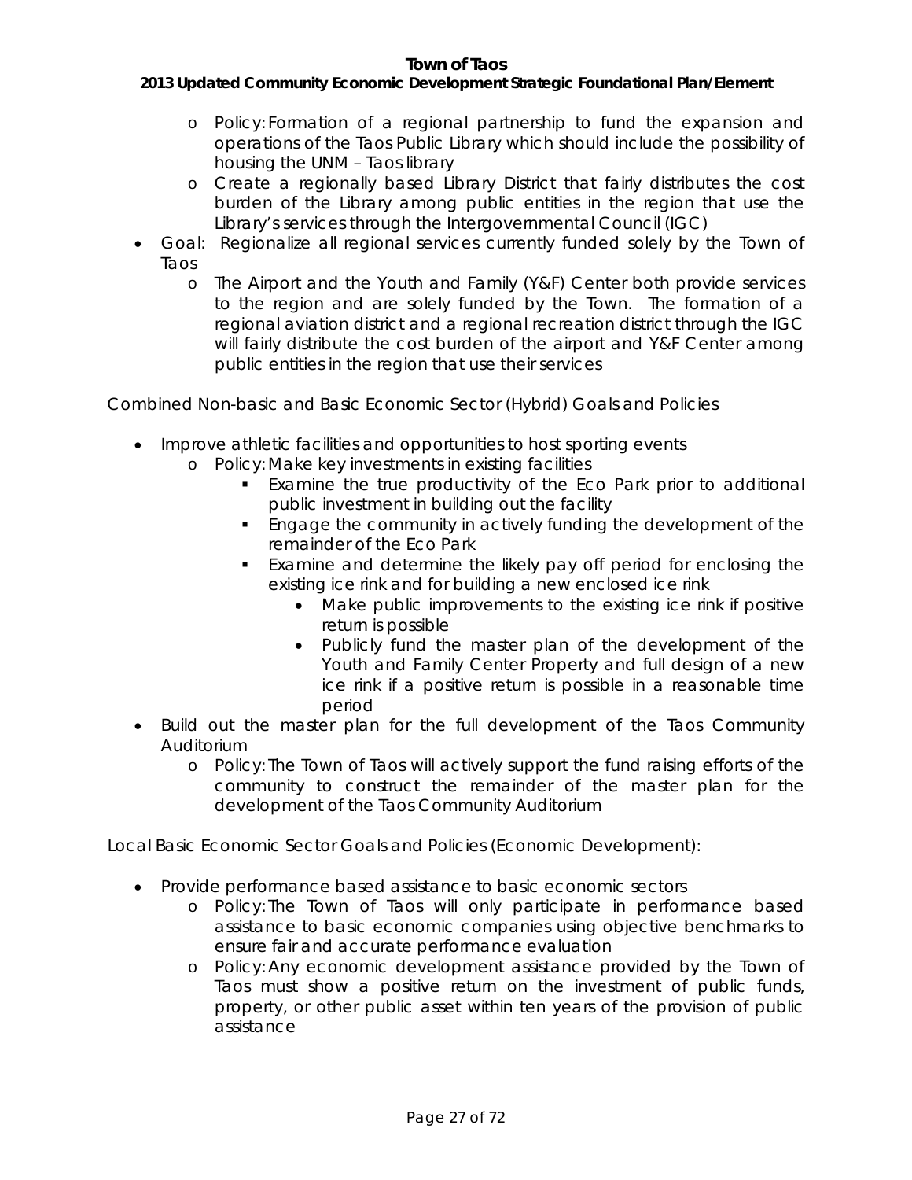- Policy: Formation of a regional partnership to fund the expansion and operations of the Taos Public Library which should include the possibility of housing the UNM – Taos library
  - Create a regionally based Library District that fairly distributes the cost burden of the Library among public entities in the region that use the Library's services through the Intergovernmental Council (IGC)
- Goal: Regionalize all regional services currently funded solely by the Town of Taos
  - The Airport and the Youth and Family (Y&F) Center both provide services to the region and are solely funded by the Town. The formation of a regional aviation district and a regional recreation district through the IGC will fairly distribute the cost burden of the airport and Y&F Center among public entities in the region that use their services

Combined Non-basic and Basic Economic Sector (Hybrid) Goals and Policies

- Improve athletic facilities and opportunities to host sporting events
  - Policy: Make key investments in existing facilities
    - Examine the true productivity of the Eco Park prior to additional public investment in building out the facility
    - Engage the community in actively funding the development of the remainder of the Eco Park
    - Examine and determine the likely pay off period for enclosing the existing ice rink and for building a new enclosed ice rink
      - Make public improvements to the existing ice rink if positive return is possible
      - Publicly fund the master plan of the development of the Youth and Family Center Property and full design of a new ice rink if a positive return is possible in a reasonable time period
- Build out the master plan for the full development of the Taos Community Auditorium
  - Policy: The Town of Taos will actively support the fund raising efforts of the community to construct the remainder of the master plan for the development of the Taos Community Auditorium

Local Basic Economic Sector Goals and Policies (Economic Development):

- Provide performance based assistance to basic economic sectors
  - Policy: The Town of Taos will only participate in performance based assistance to basic economic companies using objective benchmarks to ensure fair and accurate performance evaluation
  - Policy: Any economic development assistance provided by the Town of Taos must show a positive return on the investment of public funds, property, or other public asset within ten years of the provision of public assistance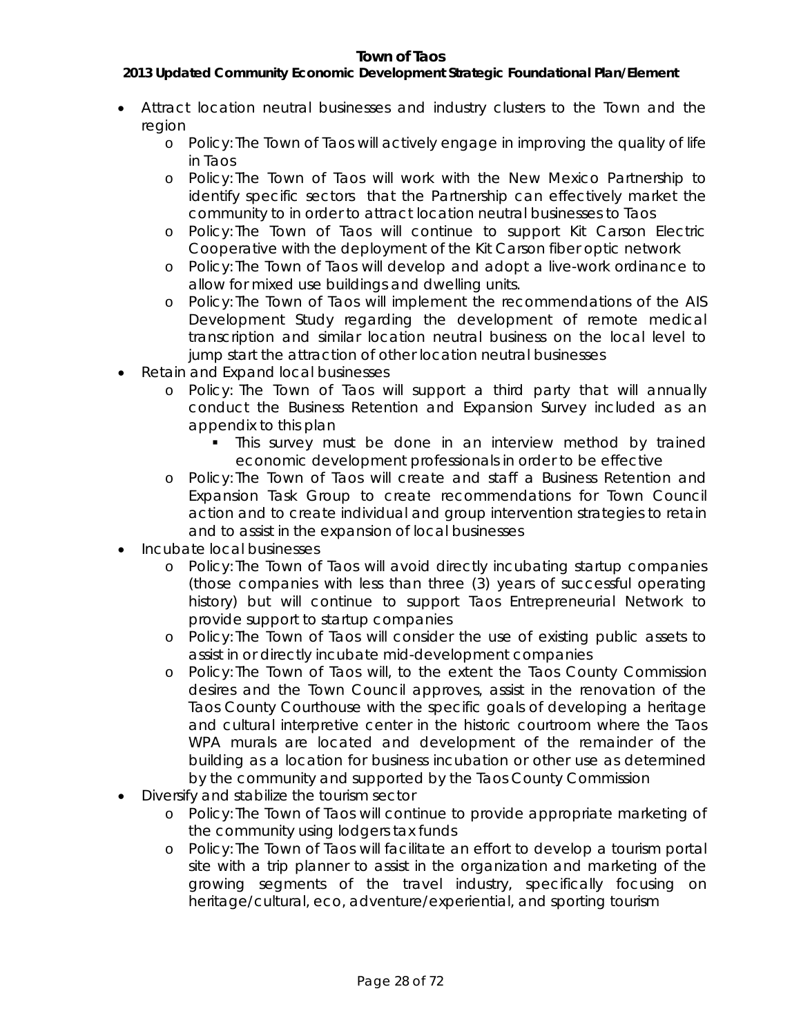- Attract location neutral businesses and industry clusters to the Town and the region
  - Policy: The Town of Taos will actively engage in improving the quality of life in Taos
  - Policy: The Town of Taos will work with the New Mexico Partnership to identify specific sectors that the Partnership can effectively market the community to in order to attract location neutral businesses to Taos
  - Policy: The Town of Taos will continue to support Kit Carson Electric Cooperative with the deployment of the Kit Carson fiber optic network
  - Policy: The Town of Taos will develop and adopt a live-work ordinance to allow for mixed use buildings and dwelling units.
  - Policy: The Town of Taos will implement the recommendations of the AIS Development Study regarding the development of remote medical transcription and similar location neutral business on the local level to jump start the attraction of other location neutral businesses
- Retain and Expand local businesses
  - Policy: The Town of Taos will support a third party that will annually conduct the Business Retention and Expansion Survey included as an appendix to this plan
    - This survey must be done in an interview method by trained economic development professionals in order to be effective
  - Policy: The Town of Taos will create and staff a Business Retention and Expansion Task Group to create recommendations for Town Council action and to create individual and group intervention strategies to retain and to assist in the expansion of local businesses
- Incubate local businesses
  - Policy: The Town of Taos will avoid directly incubating startup companies (those companies with less than three (3) years of successful operating history) but will continue to support Taos Entrepreneurial Network to provide support to startup companies
  - Policy: The Town of Taos will consider the use of existing public assets to assist in or directly incubate mid-development companies
  - Policy: The Town of Taos will, to the extent the Taos County Commission desires and the Town Council approves, assist in the renovation of the Taos County Courthouse with the specific goals of developing a heritage and cultural interpretive center in the historic courtroom where the Taos WPA murals are located and development of the remainder of the building as a location for business incubation or other use as determined by the community and supported by the Taos County Commission
- Diversify and stabilize the tourism sector
  - Policy: The Town of Taos will continue to provide appropriate marketing of the community using lodgers tax funds
  - Policy: The Town of Taos will facilitate an effort to develop a tourism portal site with a trip planner to assist in the organization and marketing of the growing segments of the travel industry, specifically focusing on heritage/cultural, eco, adventure/experiential, and sporting tourism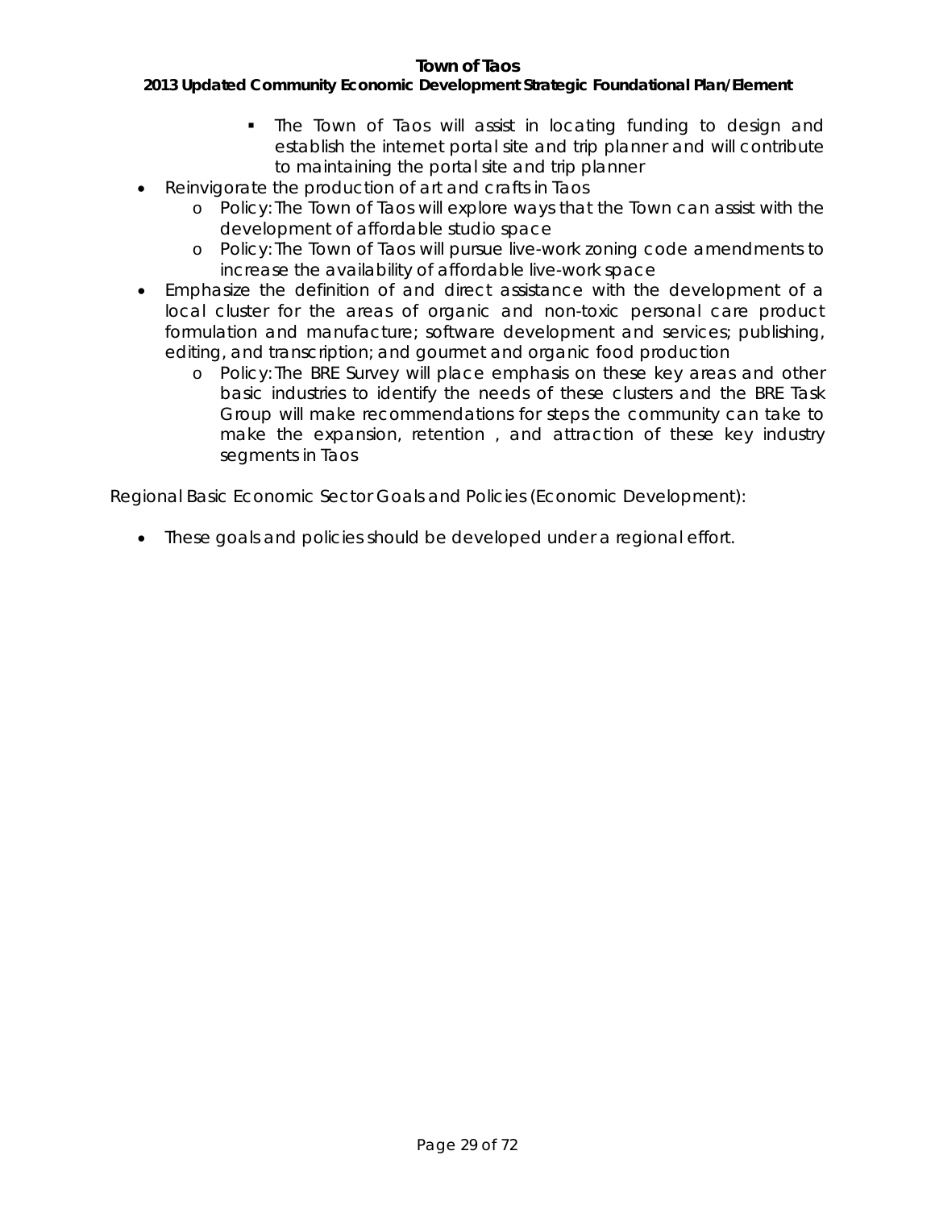- The Town of Taos will assist in locating funding to design and establish the internet portal site and trip planner and will contribute to maintaining the portal site and trip planner
- Reinvigorate the production of art and crafts in Taos
    - Policy: The Town of Taos will explore ways that the Town can assist with the development of affordable studio space
    - Policy: The Town of Taos will pursue live-work zoning code amendments to increase the availability of affordable live-work space
- Emphasize the definition of and direct assistance with the development of a local cluster for the areas of organic and non-toxic personal care product formulation and manufacture; software development and services; publishing, editing, and transcription; and gourmet and organic food production
    - Policy: The BRE Survey will place emphasis on these key areas and other basic industries to identify the needs of these clusters and the BRE Task Group will make recommendations for steps the community can take to make the expansion, retention , and attraction of these key industry segments in Taos

Regional Basic Economic Sector Goals and Policies (Economic Development):

- These goals and policies should be developed under a regional effort.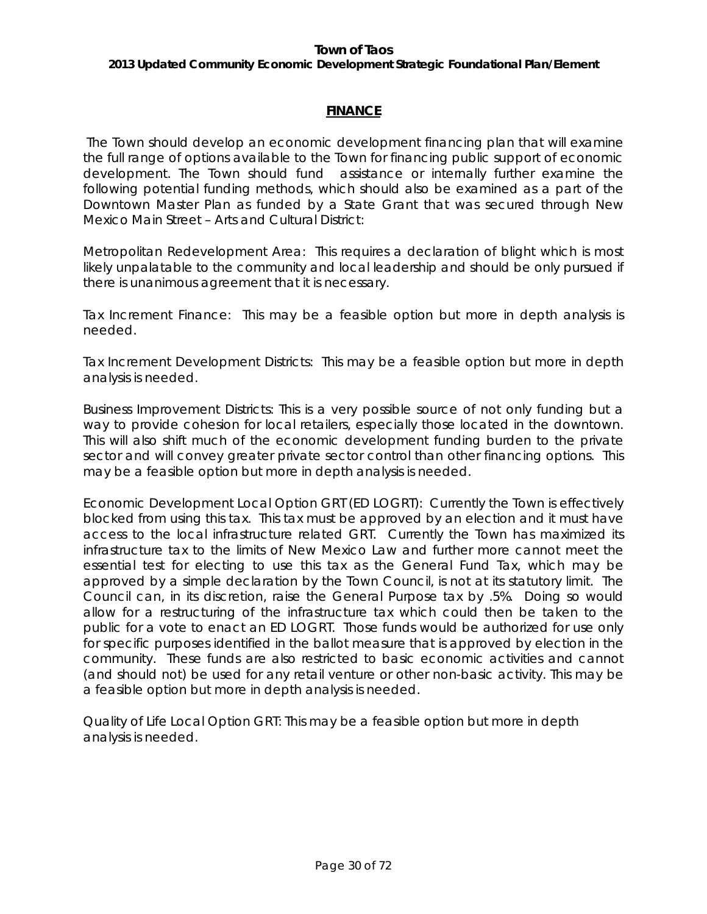## FINANCE

The Town should develop an economic development financing plan that will examine the full range of options available to the Town for financing public support of economic development. The Town should fund assistance or internally further examine the following potential funding methods, which should also be examined as a part of the Downtown Master Plan as funded by a State Grant that was secured through New Mexico Main Street – Arts and Cultural District:

Metropolitan Redevelopment Area: This requires a declaration of blight which is most likely unpalatable to the community and local leadership and should be only pursued if there is unanimous agreement that it is necessary.

Tax Increment Finance: This may be a feasible option but more in depth analysis is needed.

Tax Increment Development Districts: This may be a feasible option but more in depth analysis is needed.

Business Improvement Districts: This is a very possible source of not only funding but a way to provide cohesion for local retailers, especially those located in the downtown. This will also shift much of the economic development funding burden to the private sector and will convey greater private sector control than other financing options. This may be a feasible option but more in depth analysis is needed.

Economic Development Local Option GRT (ED LOGRT): Currently the Town is effectively blocked from using this tax. This tax must be approved by an election and it must have access to the local infrastructure related GRT. Currently the Town has maximized its infrastructure tax to the limits of New Mexico Law and further more cannot meet the essential test for electing to use this tax as the General Fund Tax, which may be approved by a simple declaration by the Town Council, is not at its statutory limit. The Council can, in its discretion, raise the General Purpose tax by .5%. Doing so would allow for a restructuring of the infrastructure tax which could then be taken to the public for a vote to enact an ED LOGRT. Those funds would be authorized for use only for specific purposes identified in the ballot measure that is approved by election in the community. These funds are also restricted to basic economic activities and cannot (and should not) be used for any retail venture or other non-basic activity. This may be a feasible option but more in depth analysis is needed.

Quality of Life Local Option GRT: This may be a feasible option but more in depth analysis is needed.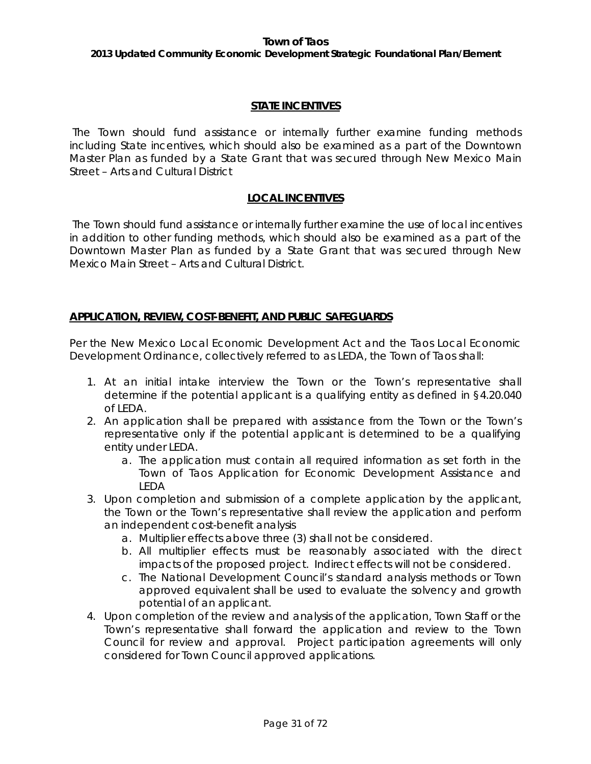## STATE INCENTIVES

The Town should fund assistance or internally further examine funding methods including State incentives, which should also be examined as a part of the Downtown Master Plan as funded by a State Grant that was secured through New Mexico Main Street – Arts and Cultural District

## LOCAL INCENTIVES

The Town should fund assistance or internally further examine the use of local incentives in addition to other funding methods, which should also be examined as a part of the Downtown Master Plan as funded by a State Grant that was secured through New Mexico Main Street – Arts and Cultural District.

## APPLICATION, REVIEW, COST-BENEFIT, AND PUBLIC SAFEGUARDS

Per the New Mexico Local Economic Development Act and the Taos Local Economic Development Ordinance, collectively referred to as LEDA, the Town of Taos shall:

1. At an initial intake interview the Town or the Town's representative shall determine if the potential applicant is a qualifying entity as defined in §4.20.040 of LEDA.
2. An application shall be prepared with assistance from the Town or the Town's representative only if the potential applicant is determined to be a qualifying entity under LEDA.
   a. The application must contain all required information as set forth in the Town of Taos Application for Economic Development Assistance and LEDA
3. Upon completion and submission of a complete application by the applicant, the Town or the Town's representative shall review the application and perform an independent cost-benefit analysis
   a. Multiplier effects above three (3) shall not be considered.
   b. All multiplier effects must be reasonably associated with the direct impacts of the proposed project. Indirect effects will not be considered.
   c. The National Development Council's standard analysis methods or Town approved equivalent shall be used to evaluate the solvency and growth potential of an applicant.
4. Upon completion of the review and analysis of the application, Town Staff or the Town's representative shall forward the application and review to the Town Council for review and approval. Project participation agreements will only considered for Town Council approved applications.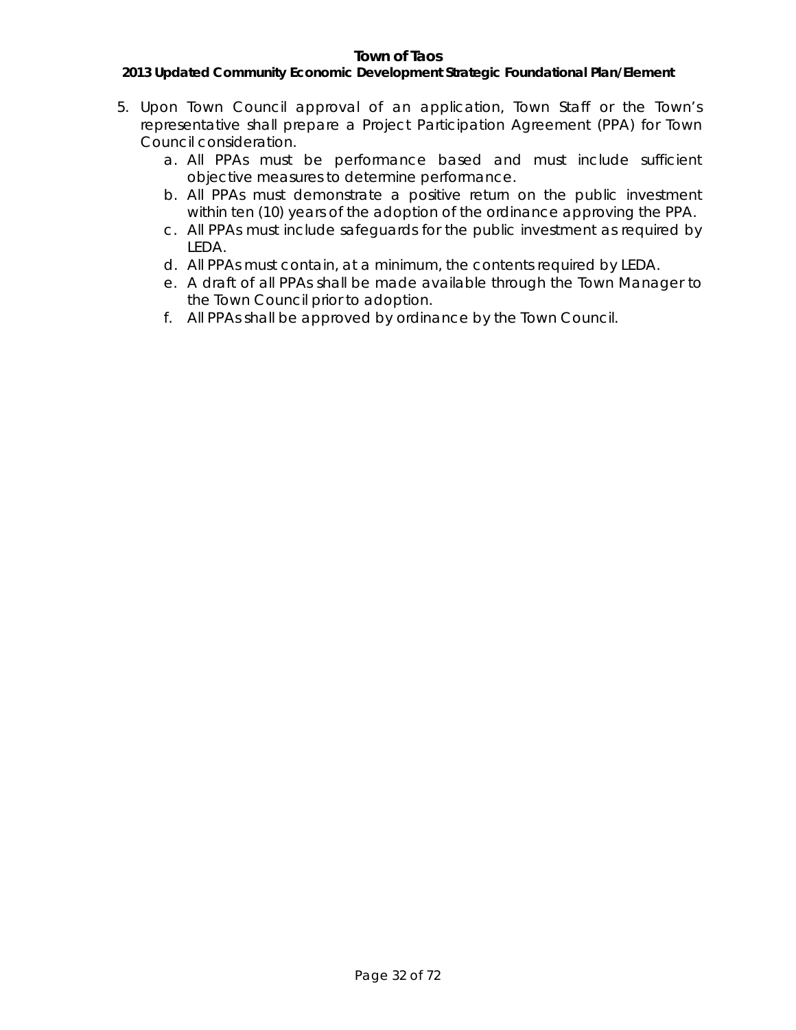5. Upon Town Council approval of an application, Town Staff or the Town's representative shall prepare a Project Participation Agreement (PPA) for Town Council consideration.
   a. All PPAs must be performance based and must include sufficient objective measures to determine performance.
   b. All PPAs must demonstrate a positive return on the public investment within ten (10) years of the adoption of the ordinance approving the PPA.
   c. All PPAs must include safeguards for the public investment as required by LEDA.
   d. All PPAs must contain, at a minimum, the contents required by LEDA.
   e. A draft of all PPAs shall be made available through the Town Manager to the Town Council prior to adoption.
   f. All PPAs shall be approved by ordinance by the Town Council.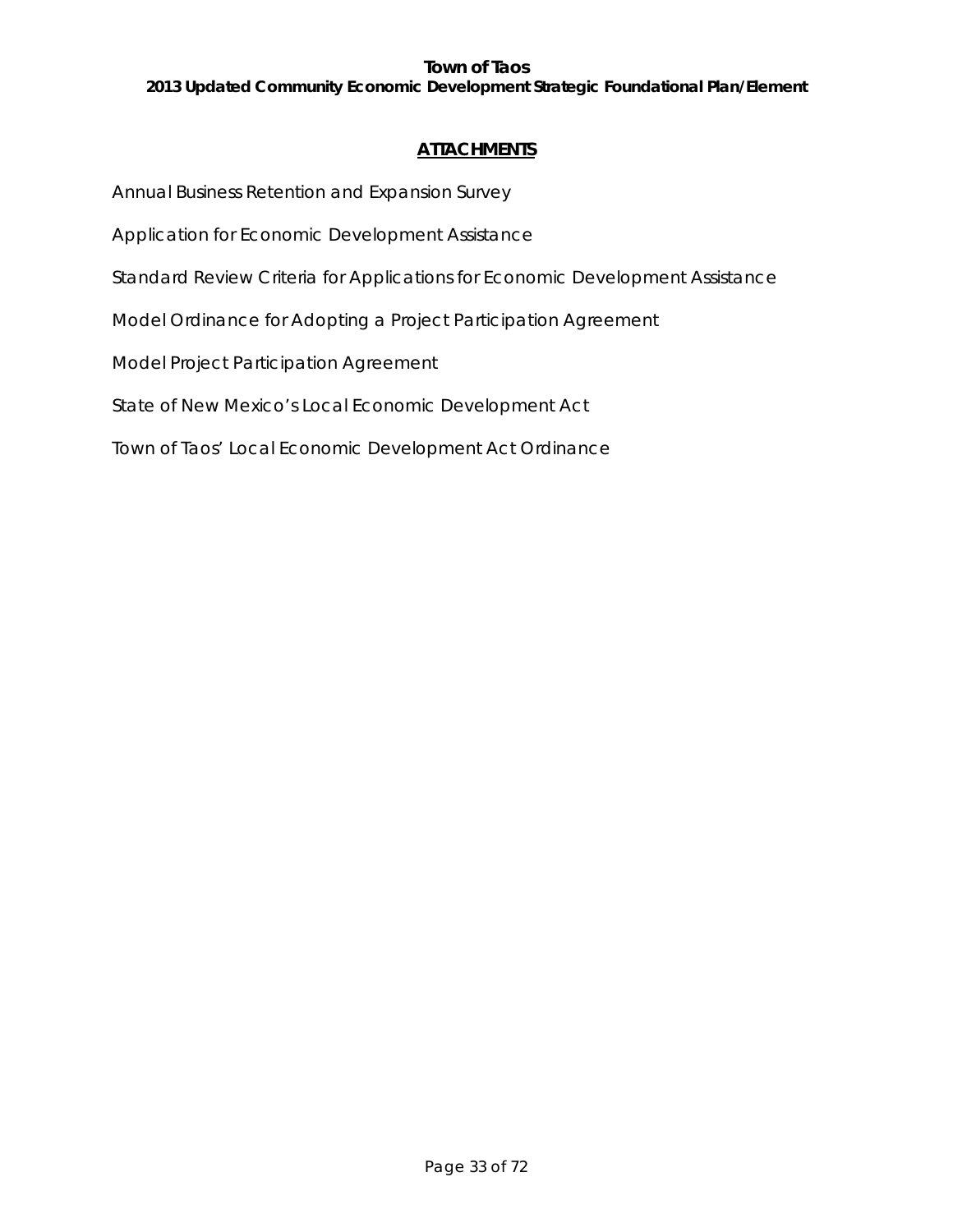## ATTACHMENTS

Annual Business Retention and Expansion Survey

Application for Economic Development Assistance

Standard Review Criteria for Applications for Economic Development Assistance

Model Ordinance for Adopting a Project Participation Agreement

Model Project Participation Agreement

State of New Mexico's Local Economic Development Act

Town of Taos' Local Economic Development Act Ordinance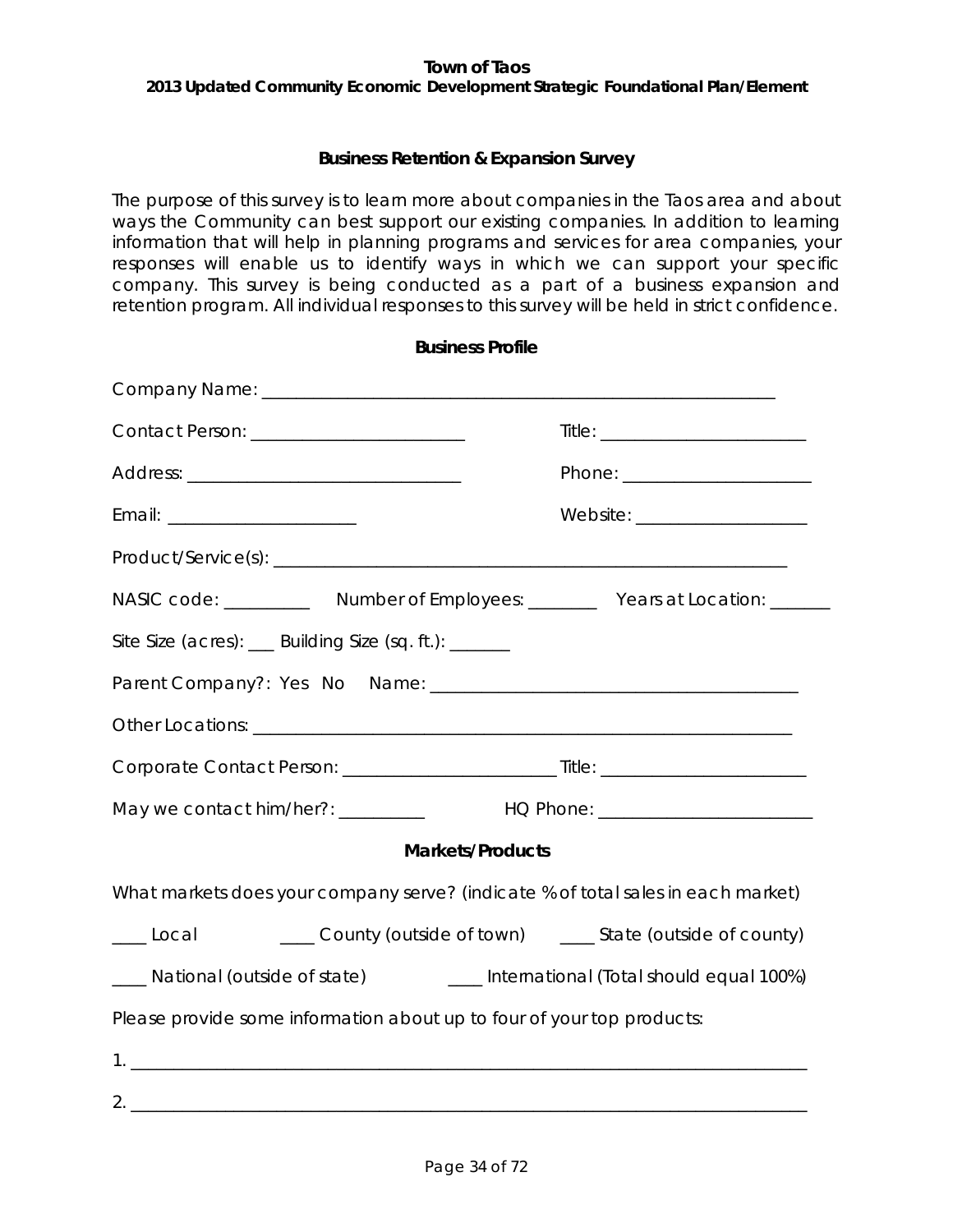### Business Retention & Expansion Survey

The purpose of this survey is to learn more about companies in the Taos area and about ways the Community can best support our existing companies. In addition to learning information that will help in planning programs and services for area companies, your responses will enable us to identify ways in which we can support your specific company. This survey is being conducted as a part of a business expansion and retention program. All individual responses to this survey will be held in strict confidence.

#### Business Profile

Company Name: ___________________________________________________________

Contact Person: ________________________ Title: ________________________

Address: _______________________________ Phone: _____________________

Email: _____________________ Website: ___________________

Product/Service(s): ___________________________________________________________

NASIC code: __________ Number of Employees: ________ Years at Location: _______

Site Size (acres): ___ Building Size (sq. ft.): _______

Parent Company?: Yes No Name: _________________________________________

Other Locations: ___________________________________________________________

Corporate Contact Person: ________________________ Title: ________________________

May we contact him/her?: _________ HQ Phone: ________________________

#### Markets/Products

What markets does your company serve? (indicate % of total sales in each market)

____ Local ____ County (outside of town) ____ State (outside of county)

____ National (outside of state) ____ International (Total should equal 100%)

Please provide some information about up to four of your top products:

1. ___________________________________________________________________________

2. ___________________________________________________________________________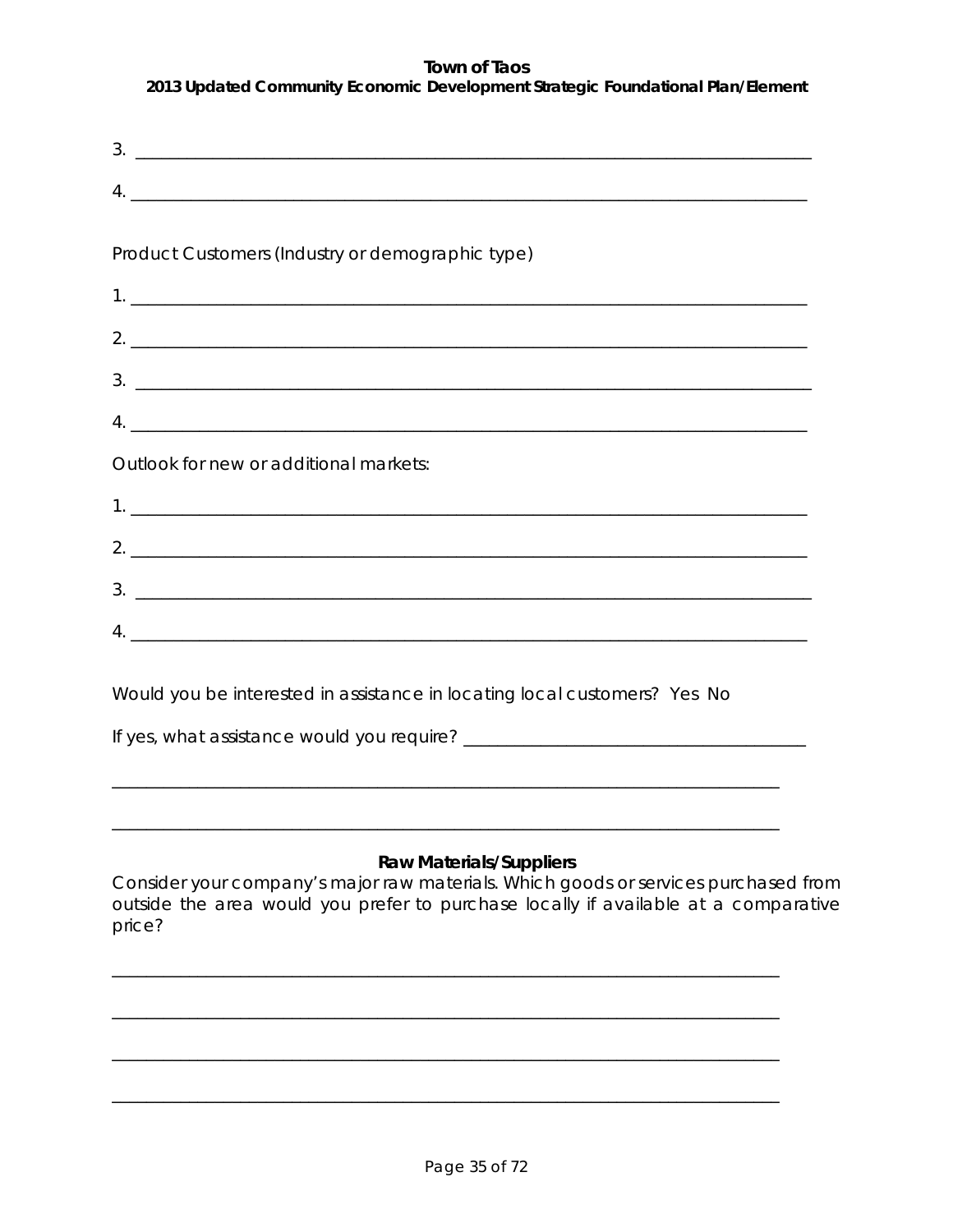3. ____________________________________________________________________________

4. ____________________________________________________________________________

Product Customers (Industry or demographic type)

1. ____________________________________________________________________________

2. ____________________________________________________________________________

3. ____________________________________________________________________________

4. ____________________________________________________________________________

Outlook for new or additional markets:

1. ____________________________________________________________________________

2. ____________________________________________________________________________

3. ____________________________________________________________________________

4. ____________________________________________________________________________

Would you be interested in assistance in locating local customers? Yes No

If yes, what assistance would you require? ______________________________________

______________________________________________________________________________

______________________________________________________________________________

**Raw Materials/Suppliers**

Consider your company's major raw materials. Which goods or services purchased from outside the area would you prefer to purchase locally if available at a comparative price?

______________________________________________________________________________

______________________________________________________________________________

______________________________________________________________________________

______________________________________________________________________________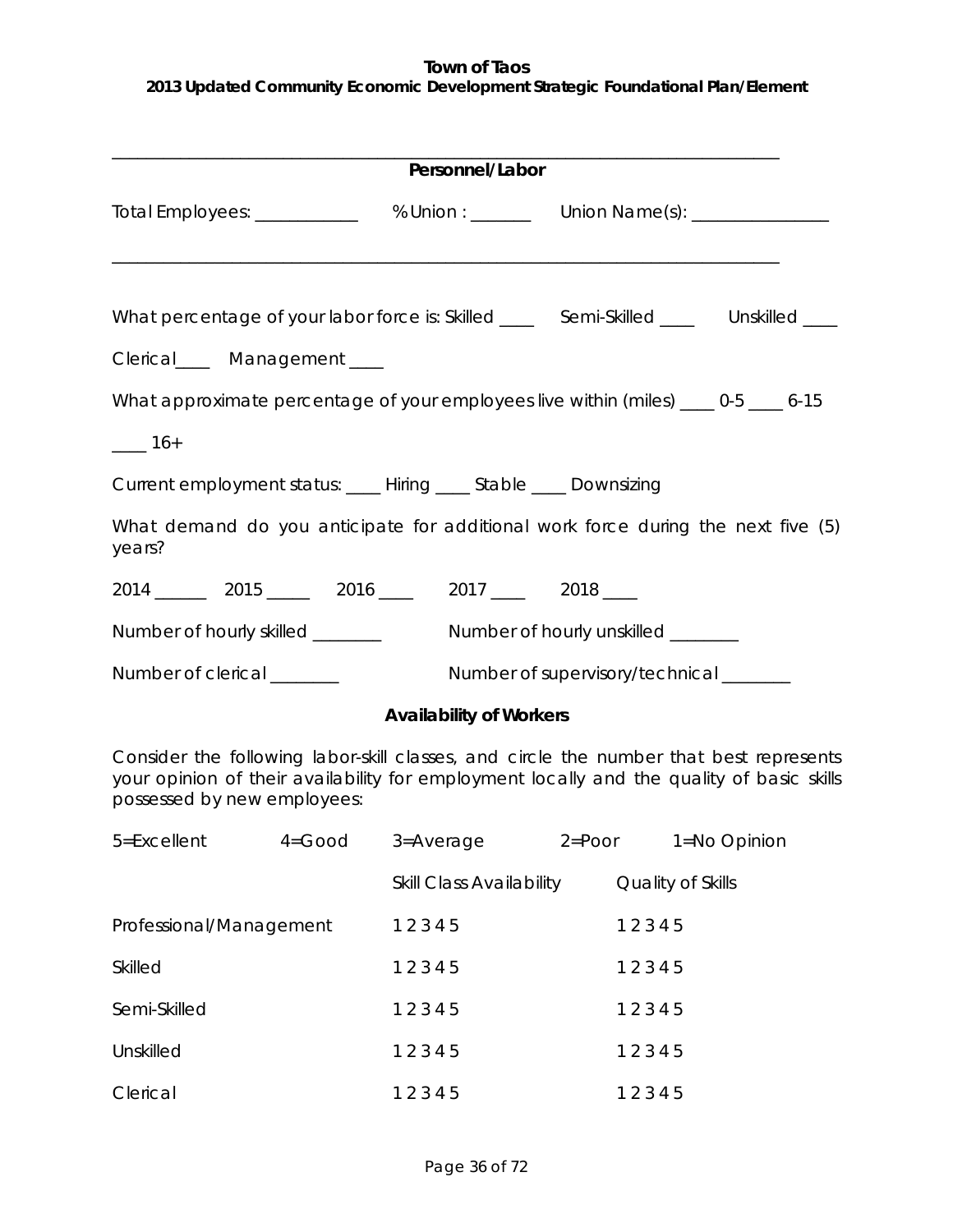---

## Personnel/Labor

Total Employees: ____________ % Union : _______ Union Name(s): ________________

---

What percentage of your labor force is: Skilled ____ Semi-Skilled ____ Unskilled ____

Clerical____ Management ____

What approximate percentage of your employees live within (miles) ____ 0-5 ____ 6-15

____ 16+

Current employment status: ____ Hiring ____ Stable ____ Downsizing

What demand do you anticipate for additional work force during the next five (5) years?

2014 ______ 2015 _____ 2016 ____ 2017 ____ 2018 ____

Number of hourly skilled ________ Number of hourly unskilled ________

Number of clerical ________ Number of supervisory/technical ________

### Availability of Workers

Consider the following labor-skill classes, and circle the number that best represents your opinion of their availability for employment locally and the quality of basic skills possessed by new employees:

5=Excellent 4=Good 3=Average 2=Poor 1=No Opinion

| | Skill Class Availability | Quality of Skills |
|---|---|---|
| Professional/Management | 1 2 3 4 5 | 1 2 3 4 5 |
| Skilled | 1 2 3 4 5 | 1 2 3 4 5 |
| Semi-Skilled | 1 2 3 4 5 | 1 2 3 4 5 |
| Unskilled | 1 2 3 4 5 | 1 2 3 4 5 |
| Clerical | 1 2 3 4 5 | 1 2 3 4 5 |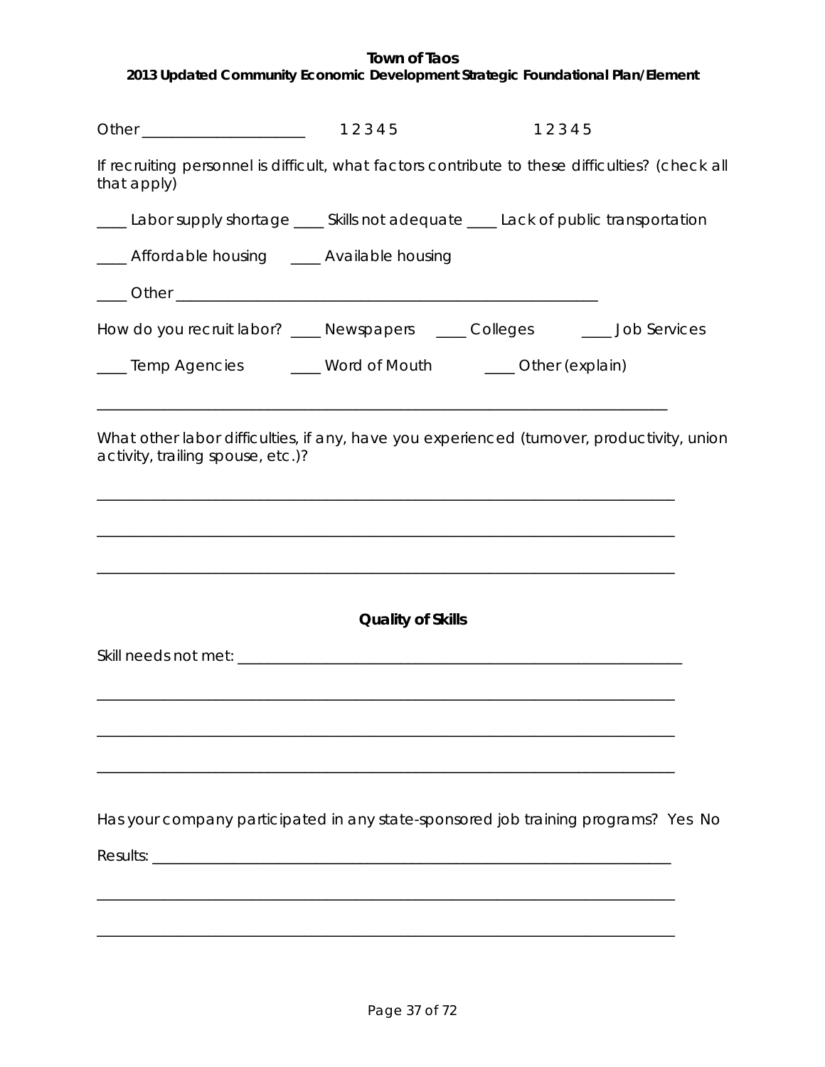Other _____________________ 1 2 3 4 5 1 2 3 4 5

If recruiting personnel is difficult, what factors contribute to these difficulties? (check all that apply)

____ Labor supply shortage ____ Skills not adequate ____ Lack of public transportation

____ Affordable housing ____ Available housing

____ Other ______________________________________________________

How do you recruit labor? ____ Newspapers ____ Colleges ____ Job Services

____ Temp Agencies ____ Word of Mouth ____ Other (explain)

___________________________________________________________________________

What other labor difficulties, if any, have you experienced (turnover, productivity, union activity, trailing spouse, etc.)?

___________________________________________________________________________

___________________________________________________________________________

___________________________________________________________________________

**Quality of Skills**

Skill needs not met: _________________________________________________________

___________________________________________________________________________

___________________________________________________________________________

___________________________________________________________________________

Has your company participated in any state-sponsored job training programs? Yes No

Results: ___________________________________________________________________

___________________________________________________________________________

___________________________________________________________________________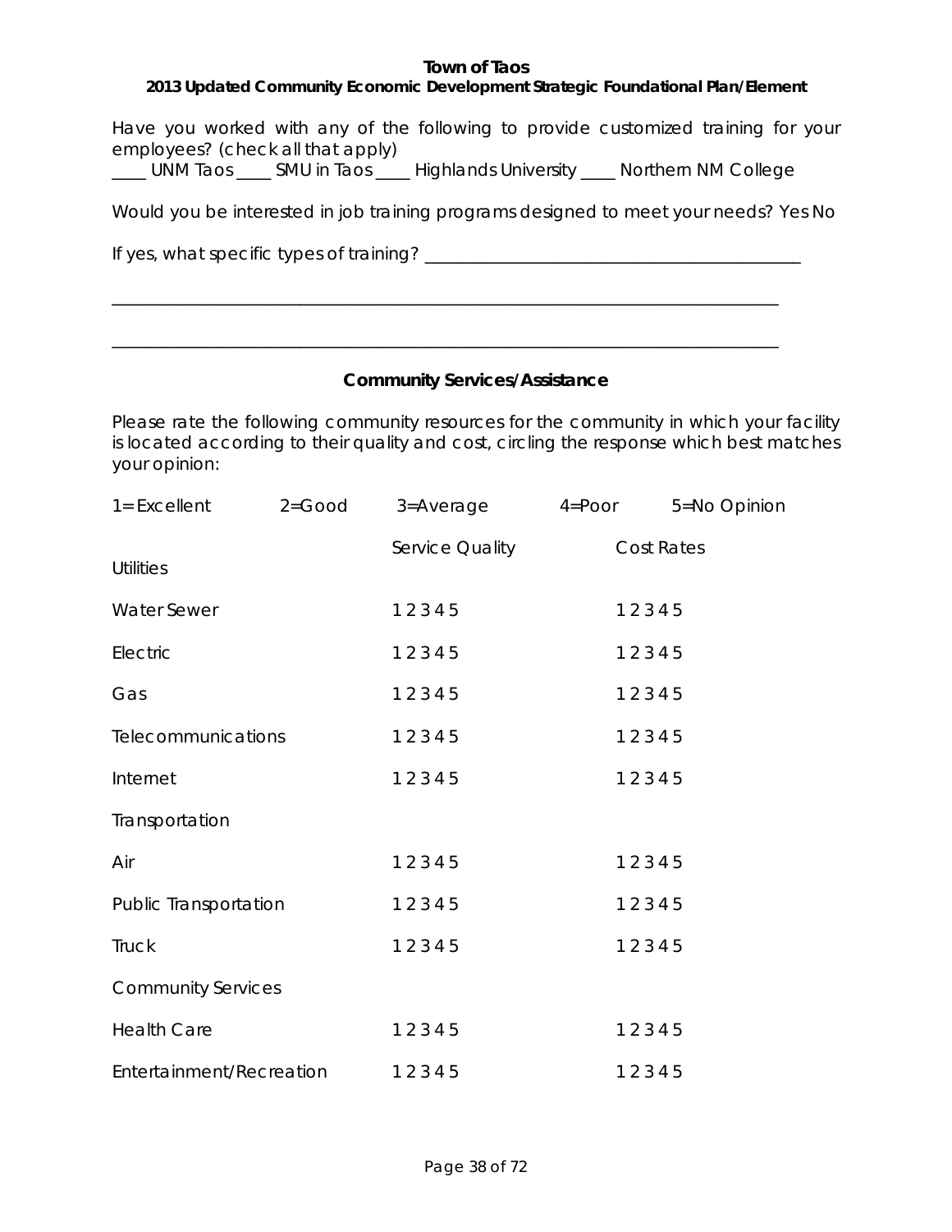Have you worked with any of the following to provide customized training for your employees? (check all that apply)

____ UNM Taos ____ SMU in Taos ____ Highlands University ____ Northern NM College

Would you be interested in job training programs designed to meet your needs? Yes No

If yes, what specific types of training? ___________________________________________

_____________________________________________________________________________

_____________________________________________________________________________

## Community Services/Assistance

Please rate the following community resources for the community in which your facility is located according to their quality and cost, circling the response which best matches your opinion:

1= Excellent 2=Good 3=Average 4=Poor 5=No Opinion

| | Service Quality | Cost Rates |
|---|---|---|
| Utilities | | |
| Water Sewer | 1 2 3 4 5 | 1 2 3 4 5 |
| Electric | 1 2 3 4 5 | 1 2 3 4 5 |
| Gas | 1 2 3 4 5 | 1 2 3 4 5 |
| Telecommunications | 1 2 3 4 5 | 1 2 3 4 5 |
| Internet | 1 2 3 4 5 | 1 2 3 4 5 |
| Transportation | | |
| Air | 1 2 3 4 5 | 1 2 3 4 5 |
| Public Transportation | 1 2 3 4 5 | 1 2 3 4 5 |
| Truck | 1 2 3 4 5 | 1 2 3 4 5 |
| Community Services | | |
| Health Care | 1 2 3 4 5 | 1 2 3 4 5 |
| Entertainment/Recreation | 1 2 3 4 5 | 1 2 3 4 5 |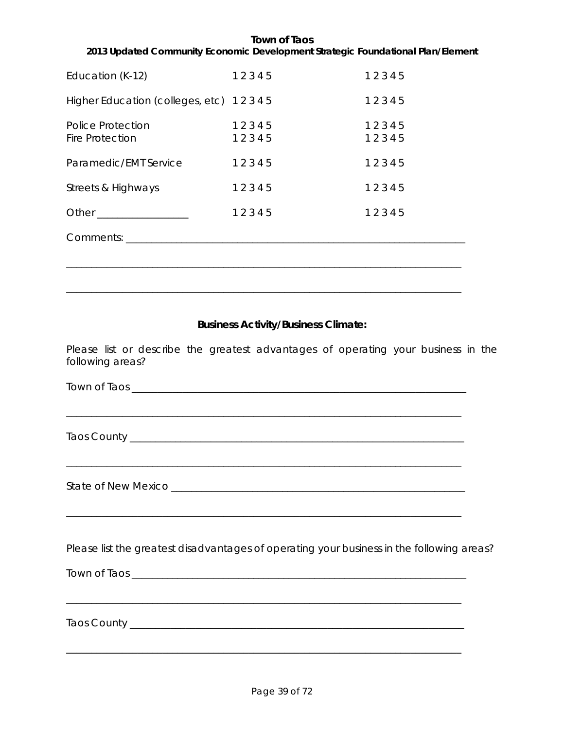| | | |
|---|---|---|
| Education (K-12) | 1 2 3 4 5 | 1 2 3 4 5 |
| Higher Education (colleges, etc) | 1 2 3 4 5 | 1 2 3 4 5 |
| Police Protection | 1 2 3 4 5 | 1 2 3 4 5 |
| Fire Protection | 1 2 3 4 5 | 1 2 3 4 5 |
| Paramedic/EMT Service | 1 2 3 4 5 | 1 2 3 4 5 |
| Streets & Highways | 1 2 3 4 5 | 1 2 3 4 5 |
| Other ________________ | 1 2 3 4 5 | 1 2 3 4 5 |

Comments: ____________________________________________________________

______________________________________________________________________

______________________________________________________________________

**Business Activity/Business Climate:**

Please list or describe the greatest advantages of operating your business in the following areas?

Town of Taos __________________________________________________________

______________________________________________________________________

Taos County __________________________________________________________

______________________________________________________________________

State of New Mexico ____________________________________________________

______________________________________________________________________

Please list the greatest disadvantages of operating your business in the following areas?

Town of Taos __________________________________________________________

______________________________________________________________________

Taos County __________________________________________________________

______________________________________________________________________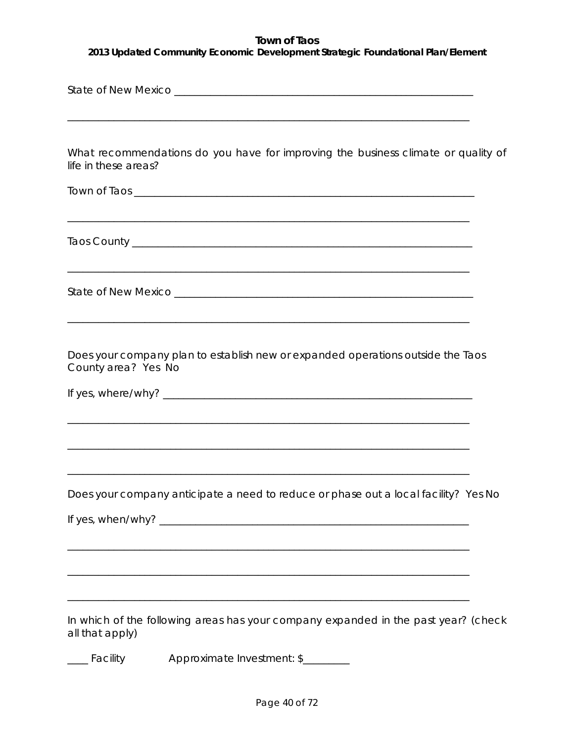State of New Mexico ________________________________________________________

___________________________________________________________________________

What recommendations do you have for improving the business climate or quality of life in these areas?

Town of Taos ______________________________________________________________

___________________________________________________________________________

Taos County ______________________________________________________________

___________________________________________________________________________

State of New Mexico ________________________________________________________

___________________________________________________________________________

Does your company plan to establish new or expanded operations outside the Taos County area? Yes No

If yes, where/why? __________________________________________________________

___________________________________________________________________________

___________________________________________________________________________

___________________________________________________________________________

Does your company anticipate a need to reduce or phase out a local facility? Yes No

If yes, when/why? __________________________________________________________

___________________________________________________________________________

___________________________________________________________________________

___________________________________________________________________________

In which of the following areas has your company expanded in the past year? (check all that apply)

____ Facility          Approximate Investment: $_________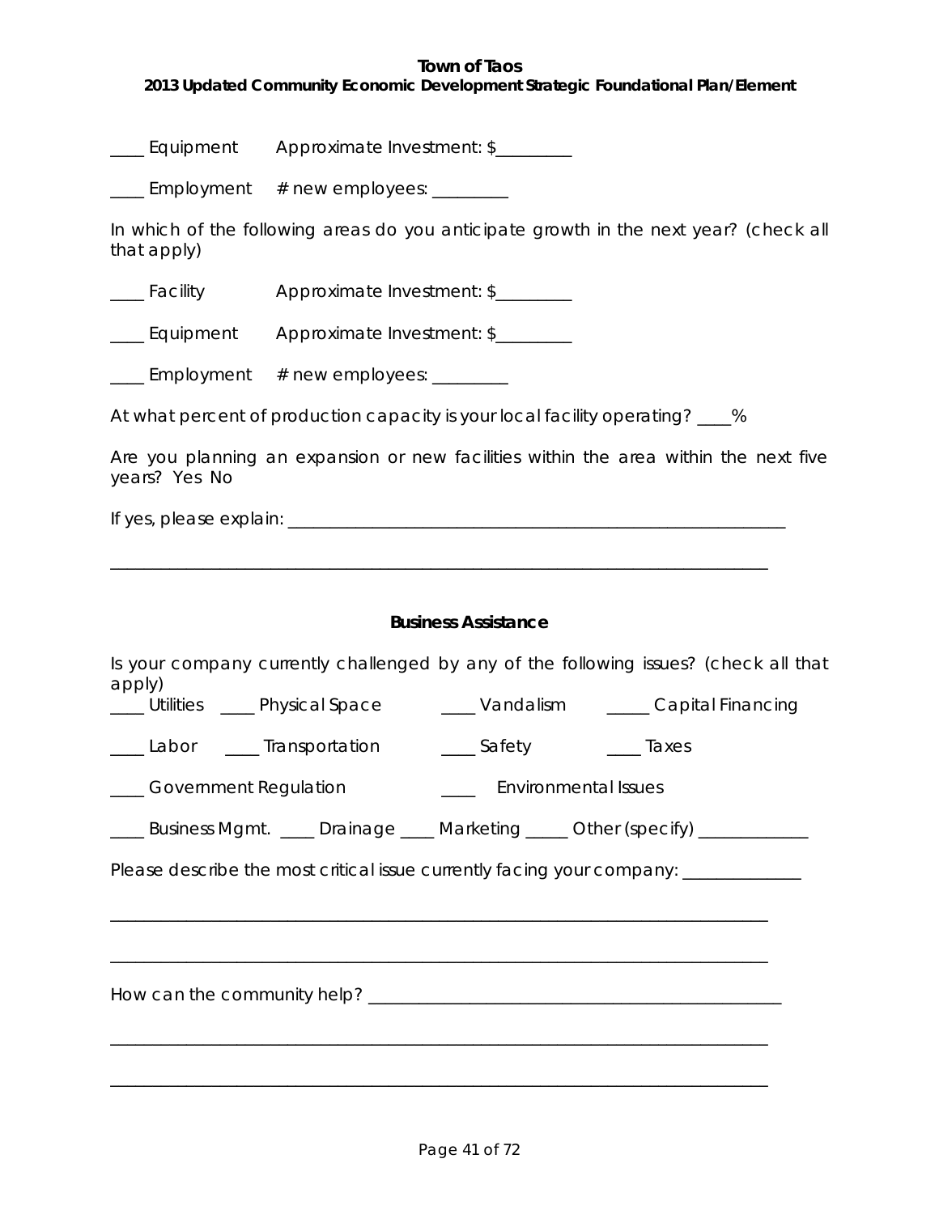____ Equipment Approximate Investment: $_________

____ Employment # new employees: _________

In which of the following areas do you anticipate growth in the next year? (check all that apply)

____ Facility Approximate Investment: $_________

____ Equipment Approximate Investment: $_________

____ Employment # new employees: _________

At what percent of production capacity is your local facility operating? ____%

Are you planning an expansion or new facilities within the area within the next five years? Yes No

If yes, please explain: ___________________________________________________________

______________________________________________________________________________

### Business Assistance

Is your company currently challenged by any of the following issues? (check all that apply)

____ Utilities ____ Physical Space ____ Vandalism _____ Capital Financing

____ Labor ____ Transportation ____ Safety ____ Taxes

____ Government Regulation ____ Environmental Issues

____ Business Mgmt. ____ Drainage ____ Marketing _____ Other (specify) _____________

Please describe the most critical issue currently facing your company: _____________

______________________________________________________________________________

______________________________________________________________________________

How can the community help? _______________________________________________

______________________________________________________________________________

______________________________________________________________________________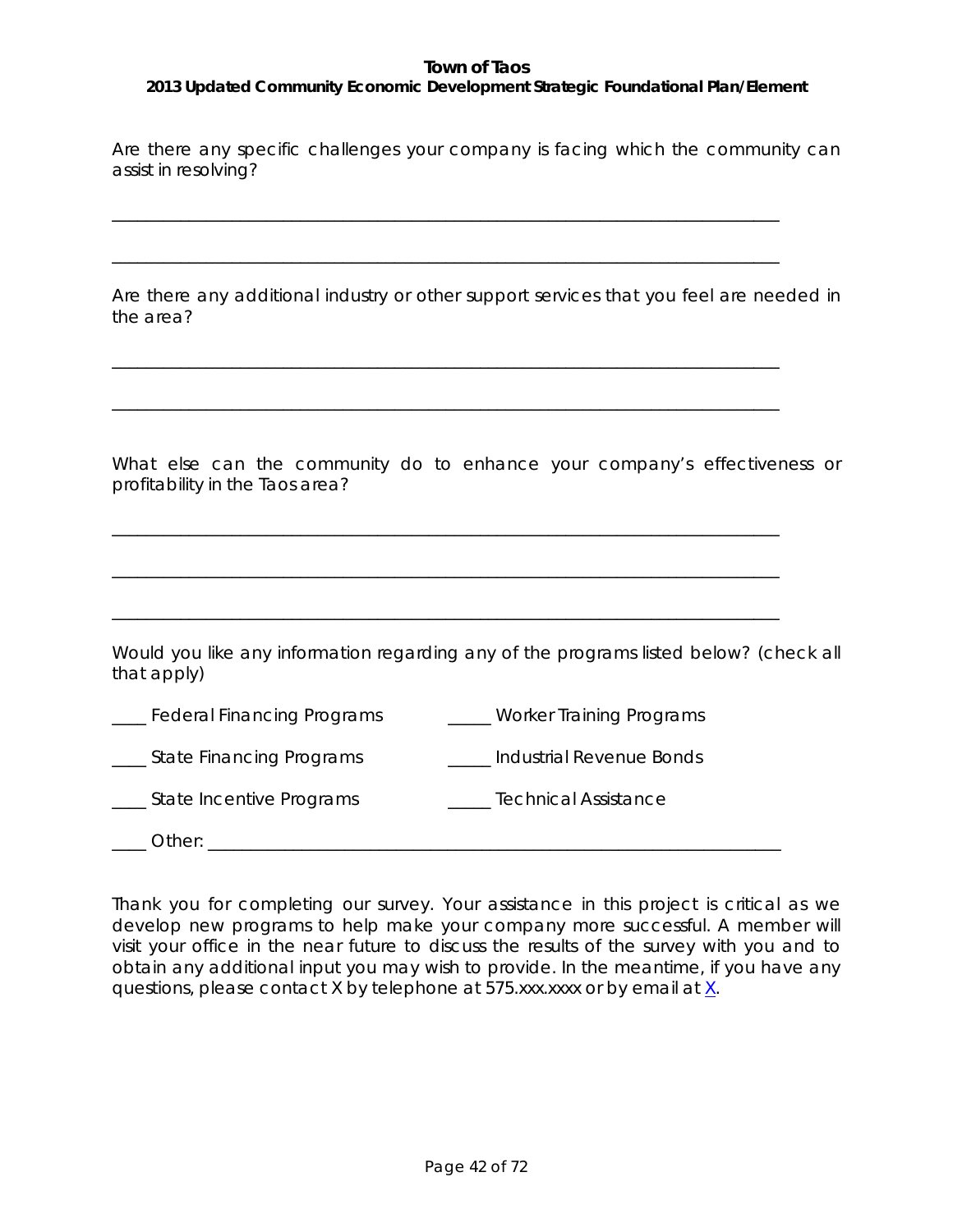Are there any specific challenges your company is facing which the community can assist in resolving?

\_\_\_\_\_\_\_\_\_\_\_\_\_\_\_\_\_\_\_\_\_\_\_\_\_\_\_\_\_\_\_\_\_\_\_\_\_\_\_\_\_\_\_\_\_\_\_\_\_\_\_\_\_\_\_\_\_\_\_\_\_\_\_\_\_\_\_\_\_\_

\_\_\_\_\_\_\_\_\_\_\_\_\_\_\_\_\_\_\_\_\_\_\_\_\_\_\_\_\_\_\_\_\_\_\_\_\_\_\_\_\_\_\_\_\_\_\_\_\_\_\_\_\_\_\_\_\_\_\_\_\_\_\_\_\_\_\_\_\_\_

Are there any additional industry or other support services that you feel are needed in the area?

\_\_\_\_\_\_\_\_\_\_\_\_\_\_\_\_\_\_\_\_\_\_\_\_\_\_\_\_\_\_\_\_\_\_\_\_\_\_\_\_\_\_\_\_\_\_\_\_\_\_\_\_\_\_\_\_\_\_\_\_\_\_\_\_\_\_\_\_\_\_

\_\_\_\_\_\_\_\_\_\_\_\_\_\_\_\_\_\_\_\_\_\_\_\_\_\_\_\_\_\_\_\_\_\_\_\_\_\_\_\_\_\_\_\_\_\_\_\_\_\_\_\_\_\_\_\_\_\_\_\_\_\_\_\_\_\_\_\_\_\_

What else can the community do to enhance your company's effectiveness or profitability in the Taos area?

\_\_\_\_\_\_\_\_\_\_\_\_\_\_\_\_\_\_\_\_\_\_\_\_\_\_\_\_\_\_\_\_\_\_\_\_\_\_\_\_\_\_\_\_\_\_\_\_\_\_\_\_\_\_\_\_\_\_\_\_\_\_\_\_\_\_\_\_\_\_

\_\_\_\_\_\_\_\_\_\_\_\_\_\_\_\_\_\_\_\_\_\_\_\_\_\_\_\_\_\_\_\_\_\_\_\_\_\_\_\_\_\_\_\_\_\_\_\_\_\_\_\_\_\_\_\_\_\_\_\_\_\_\_\_\_\_\_\_\_\_

\_\_\_\_\_\_\_\_\_\_\_\_\_\_\_\_\_\_\_\_\_\_\_\_\_\_\_\_\_\_\_\_\_\_\_\_\_\_\_\_\_\_\_\_\_\_\_\_\_\_\_\_\_\_\_\_\_\_\_\_\_\_\_\_\_\_\_\_\_\_

Would you like any information regarding any of the programs listed below? (check all that apply)

\_\_\_\_ Federal Financing Programs

\_\_\_\_ State Financing Programs

\_\_\_\_ State Incentive Programs

\_\_\_\_\_ Worker Training Programs

\_\_\_\_\_ Industrial Revenue Bonds

\_\_\_\_\_ Technical Assistance

\_\_\_\_ Other: \_\_\_\_\_\_\_\_\_\_\_\_\_\_\_\_\_\_\_\_\_\_\_\_\_\_\_\_\_\_\_\_\_\_\_\_\_\_\_\_\_\_\_\_\_\_\_\_\_\_\_\_\_\_\_\_\_\_\_\_

Thank you for completing our survey. Your assistance in this project is critical as we develop new programs to help make your company more successful. A member will visit your office in the near future to discuss the results of the survey with you and to obtain any additional input you may wish to provide. In the meantime, if you have any questions, please contact X by telephone at 575.xxx.xxxx or by email at X.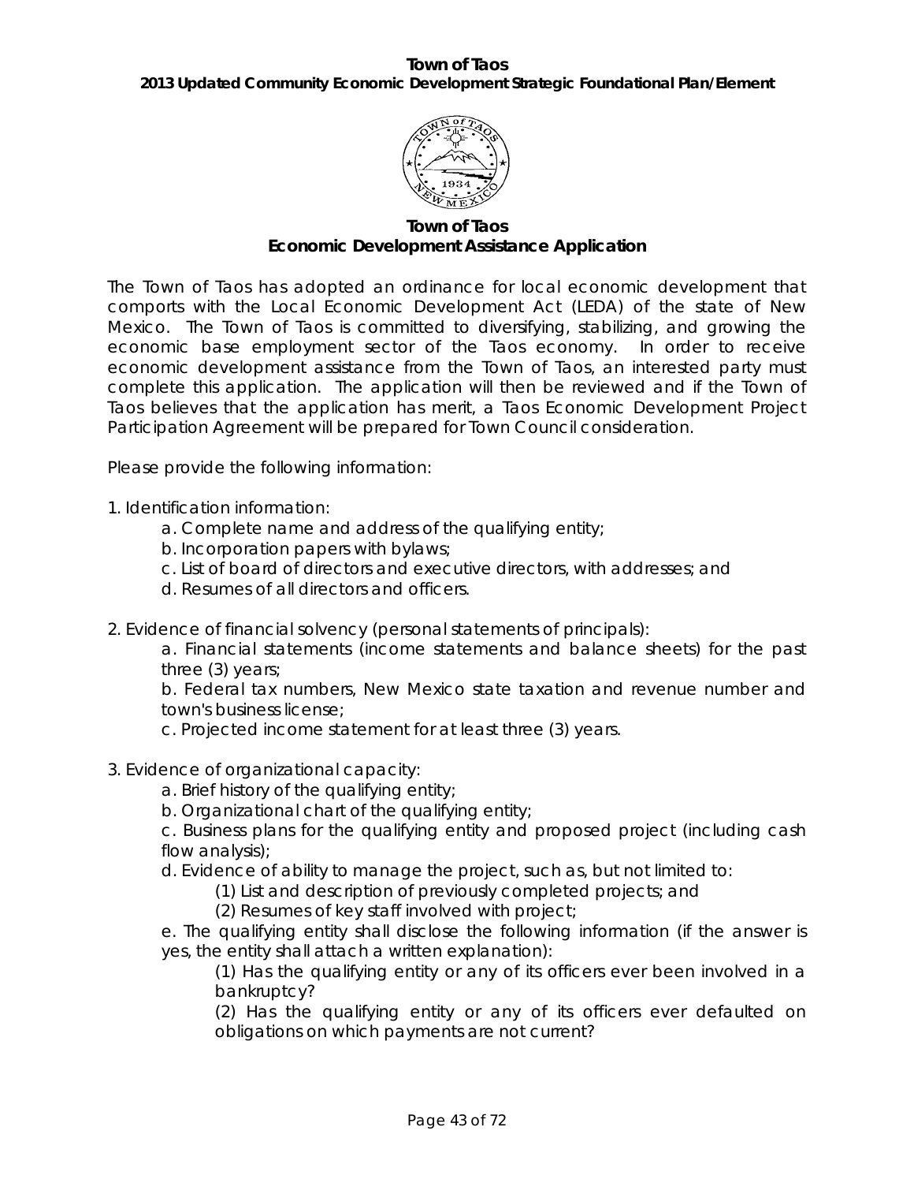# Town of Taos
## Economic Development Assistance Application

The Town of Taos has adopted an ordinance for local economic development that comports with the Local Economic Development Act (LEDA) of the state of New Mexico. The Town of Taos is committed to diversifying, stabilizing, and growing the economic base employment sector of the Taos economy. In order to receive economic development assistance from the Town of Taos, an interested party must complete this application. The application will then be reviewed and if the Town of Taos believes that the application has merit, a Taos Economic Development Project Participation Agreement will be prepared for Town Council consideration.

Please provide the following information:

1. Identification information:
    - a. Complete name and address of the qualifying entity;
    - b. Incorporation papers with bylaws;
    - c. List of board of directors and executive directors, with addresses; and
    - d. Resumes of all directors and officers.

2. Evidence of financial solvency (personal statements of principals):
    - a. Financial statements (income statements and balance sheets) for the past three (3) years;
    - b. Federal tax numbers, New Mexico state taxation and revenue number and town's business license;
    - c. Projected income statement for at least three (3) years.

3. Evidence of organizational capacity:
    - a. Brief history of the qualifying entity;
    - b. Organizational chart of the qualifying entity;
    - c. Business plans for the qualifying entity and proposed project (including cash flow analysis);
    - d. Evidence of ability to manage the project, such as, but not limited to:
        - (1) List and description of previously completed projects; and
        - (2) Resumes of key staff involved with project;
    - e. The qualifying entity shall disclose the following information (if the answer is yes, the entity shall attach a written explanation):
        - (1) Has the qualifying entity or any of its officers ever been involved in a bankruptcy?
        - (2) Has the qualifying entity or any of its officers ever defaulted on obligations on which payments are not current?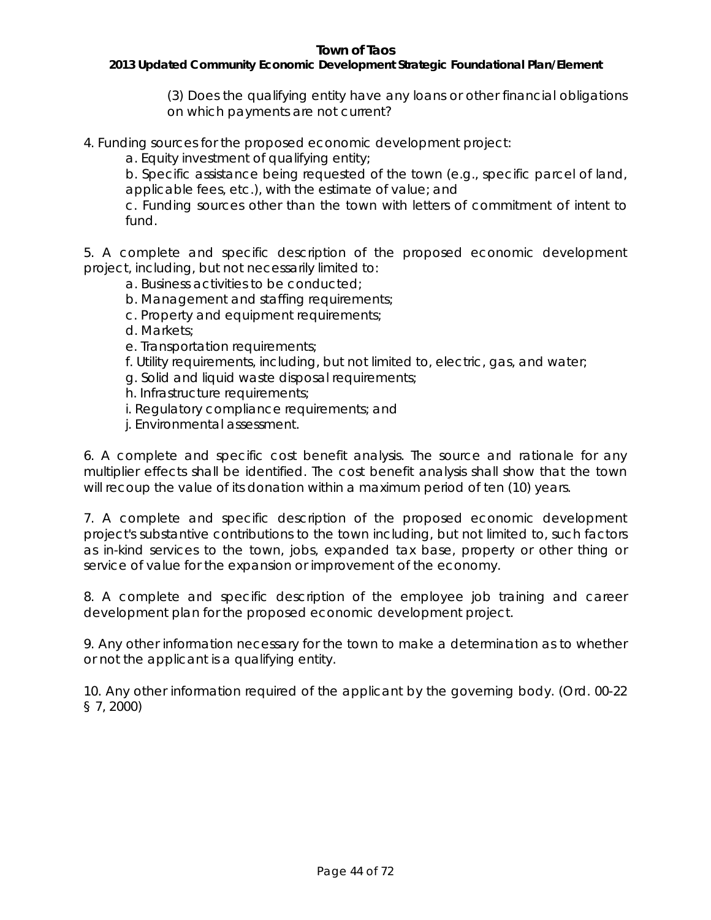(3) Does the qualifying entity have any loans or other financial obligations on which payments are not current?

4. Funding sources for the proposed economic development project:

   a. Equity investment of qualifying entity;

   b. Specific assistance being requested of the town (e.g., specific parcel of land, applicable fees, etc.), with the estimate of value; and

   c. Funding sources other than the town with letters of commitment of intent to fund.

5. A complete and specific description of the proposed economic development project, including, but not necessarily limited to:

   a. Business activities to be conducted;

   b. Management and staffing requirements;

   c. Property and equipment requirements;

   d. Markets;

   e. Transportation requirements;

   f. Utility requirements, including, but not limited to, electric, gas, and water;

   g. Solid and liquid waste disposal requirements;

   h. Infrastructure requirements;

   i. Regulatory compliance requirements; and

   j. Environmental assessment.

6. A complete and specific cost benefit analysis. The source and rationale for any multiplier effects shall be identified. The cost benefit analysis shall show that the town will recoup the value of its donation within a maximum period of ten (10) years.

7. A complete and specific description of the proposed economic development project's substantive contributions to the town including, but not limited to, such factors as in-kind services to the town, jobs, expanded tax base, property or other thing or service of value for the expansion or improvement of the economy.

8. A complete and specific description of the employee job training and career development plan for the proposed economic development project.

9. Any other information necessary for the town to make a determination as to whether or not the applicant is a qualifying entity.

10. Any other information required of the applicant by the governing body. (Ord. 00-22 § 7, 2000)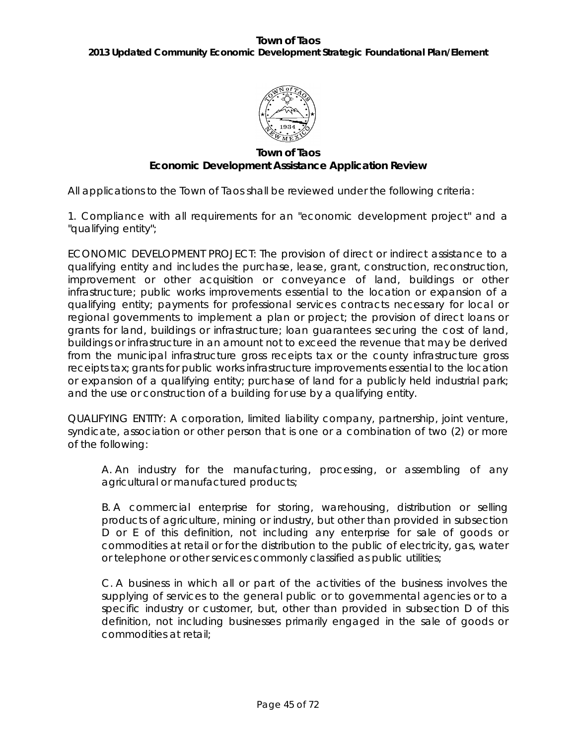## Town of Taos
## Economic Development Assistance Application Review

All applications to the Town of Taos shall be reviewed under the following criteria:

1. Compliance with all requirements for an "economic development project" and a "qualifying entity";

ECONOMIC DEVELOPMENT PROJECT: The provision of direct or indirect assistance to a qualifying entity and includes the purchase, lease, grant, construction, reconstruction, improvement or other acquisition or conveyance of land, buildings or other infrastructure; public works improvements essential to the location or expansion of a qualifying entity; payments for professional services contracts necessary for local or regional governments to implement a plan or project; the provision of direct loans or grants for land, buildings or infrastructure; loan guarantees securing the cost of land, buildings or infrastructure in an amount not to exceed the revenue that may be derived from the municipal infrastructure gross receipts tax or the county infrastructure gross receipts tax; grants for public works infrastructure improvements essential to the location or expansion of a qualifying entity; purchase of land for a publicly held industrial park; and the use or construction of a building for use by a qualifying entity.

QUALIFYING ENTITY: A corporation, limited liability company, partnership, joint venture, syndicate, association or other person that is one or a combination of two (2) or more of the following:

A. An industry for the manufacturing, processing, or assembling of any agricultural or manufactured products;

B. A commercial enterprise for storing, warehousing, distribution or selling products of agriculture, mining or industry, but other than provided in subsection D or E of this definition, not including any enterprise for sale of goods or commodities at retail or for the distribution to the public of electricity, gas, water or telephone or other services commonly classified as public utilities;

C. A business in which all or part of the activities of the business involves the supplying of services to the general public or to governmental agencies or to a specific industry or customer, but, other than provided in subsection D of this definition, not including businesses primarily engaged in the sale of goods or commodities at retail;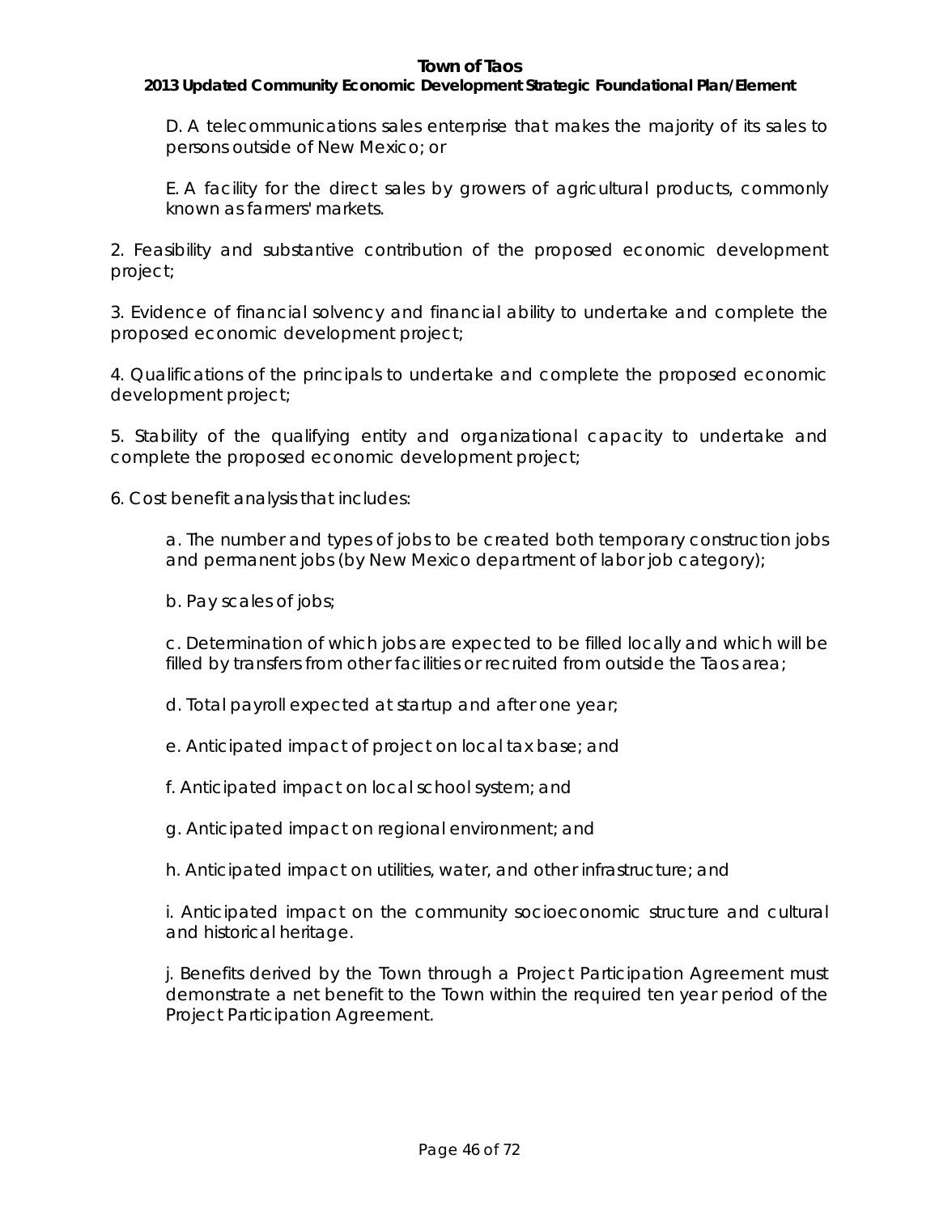D. A telecommunications sales enterprise that makes the majority of its sales to persons outside of New Mexico; or

E. A facility for the direct sales by growers of agricultural products, commonly known as farmers' markets.

2. Feasibility and substantive contribution of the proposed economic development project;

3. Evidence of financial solvency and financial ability to undertake and complete the proposed economic development project;

4. Qualifications of the principals to undertake and complete the proposed economic development project;

5. Stability of the qualifying entity and organizational capacity to undertake and complete the proposed economic development project;

6. Cost benefit analysis that includes:

a. The number and types of jobs to be created both temporary construction jobs and permanent jobs (by New Mexico department of labor job category);

b. Pay scales of jobs;

c. Determination of which jobs are expected to be filled locally and which will be filled by transfers from other facilities or recruited from outside the Taos area;

d. Total payroll expected at startup and after one year;

e. Anticipated impact of project on local tax base; and

f. Anticipated impact on local school system; and

g. Anticipated impact on regional environment; and

h. Anticipated impact on utilities, water, and other infrastructure; and

i. Anticipated impact on the community socioeconomic structure and cultural and historical heritage.

j. Benefits derived by the Town through a Project Participation Agreement must demonstrate a net benefit to the Town within the required ten year period of the Project Participation Agreement.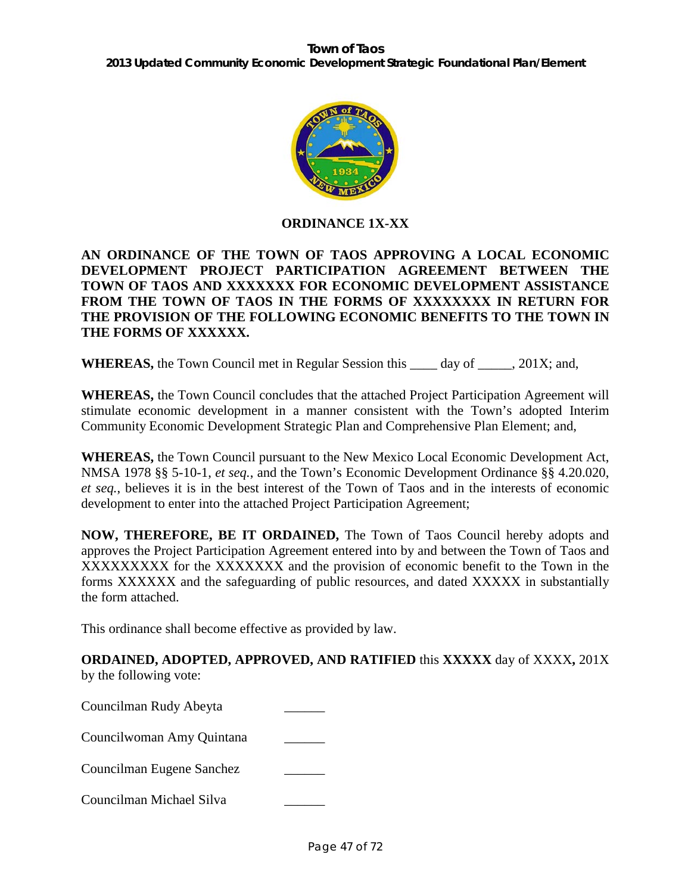**ORDINANCE 1X-XX**

**AN ORDINANCE OF THE TOWN OF TAOS APPROVING A LOCAL ECONOMIC DEVELOPMENT PROJECT PARTICIPATION AGREEMENT BETWEEN THE TOWN OF TAOS AND XXXXXXX FOR ECONOMIC DEVELOPMENT ASSISTANCE FROM THE TOWN OF TAOS IN THE FORMS OF XXXXXXXX IN RETURN FOR THE PROVISION OF THE FOLLOWING ECONOMIC BENEFITS TO THE TOWN IN THE FORMS OF XXXXXX.**

**WHEREAS,** the Town Council met in Regular Session this ____ day of _____, 201X; and,

**WHEREAS,** the Town Council concludes that the attached Project Participation Agreement will stimulate economic development in a manner consistent with the Town's adopted Interim Community Economic Development Strategic Plan and Comprehensive Plan Element; and,

**WHEREAS,** the Town Council pursuant to the New Mexico Local Economic Development Act, NMSA 1978 §§ 5-10-1, *et seq.*, and the Town's Economic Development Ordinance §§ 4.20.020, *et seq.*, believes it is in the best interest of the Town of Taos and in the interests of economic development to enter into the attached Project Participation Agreement;

**NOW, THEREFORE, BE IT ORDAINED,** The Town of Taos Council hereby adopts and approves the Project Participation Agreement entered into by and between the Town of Taos and XXXXXXXXX for the XXXXXXX and the provision of economic benefit to the Town in the forms XXXXXX and the safeguarding of public resources, and dated XXXXX in substantially the form attached.

This ordinance shall become effective as provided by law.

**ORDAINED, ADOPTED, APPROVED, AND RATIFIED** this **XXXXX** day of XXXX**,** 201X by the following vote:

Councilman Rudy Abeyta ______

Councilwoman Amy Quintana ______

Councilman Eugene Sanchez ______

Councilman Michael Silva ______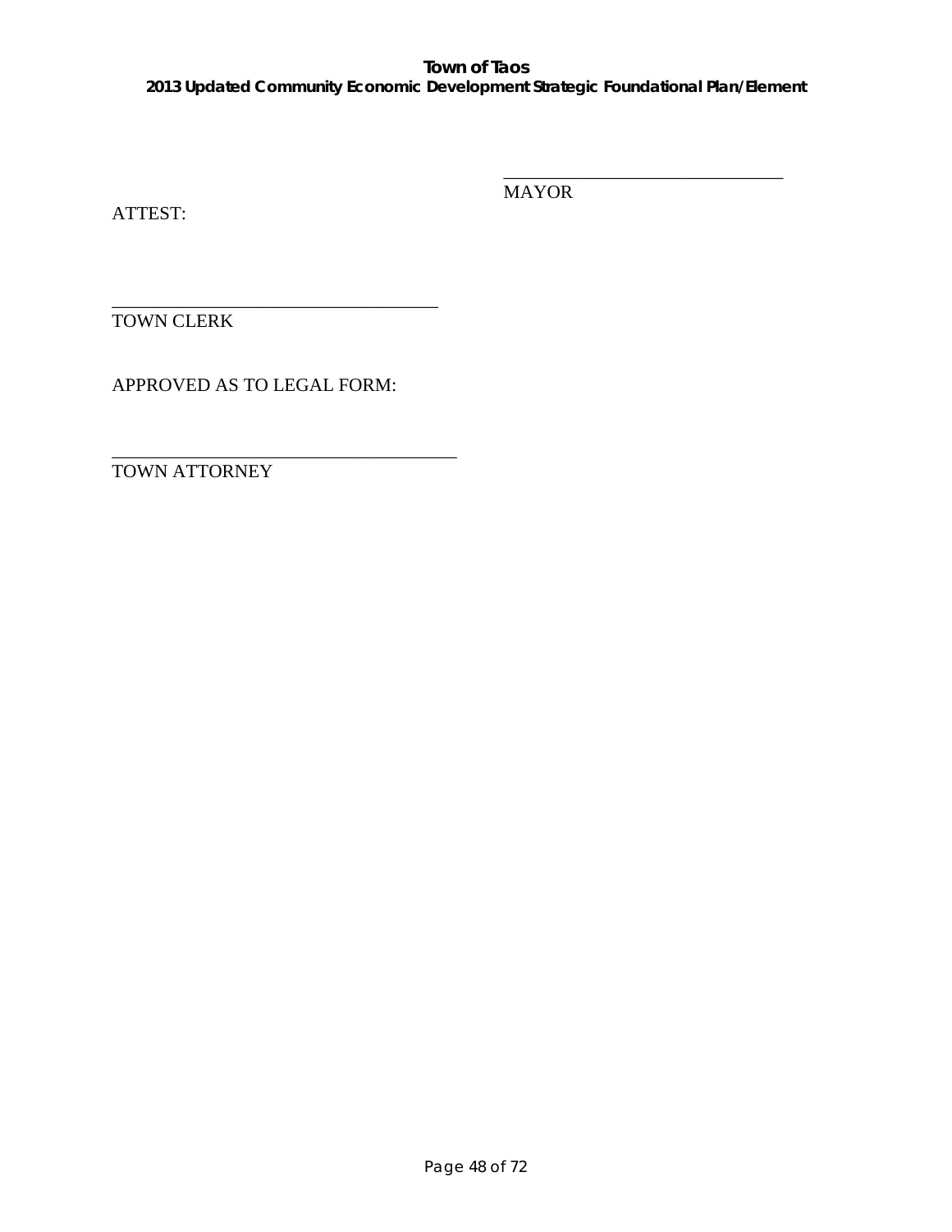\_\_\_\_\_\_\_\_\_\_\_\_\_\_\_\_\_\_\_\_\_\_\_\_\_\_\_\_\_\_\_\_
MAYOR

ATTEST:

\_\_\_\_\_\_\_\_\_\_\_\_\_\_\_\_\_\_\_\_\_\_\_\_\_\_\_\_\_\_\_\_\_\_\_\_\_
TOWN CLERK

APPROVED AS TO LEGAL FORM:

\_\_\_\_\_\_\_\_\_\_\_\_\_\_\_\_\_\_\_\_\_\_\_\_\_\_\_\_\_\_\_\_\_\_\_\_\_\_\_
TOWN ATTORNEY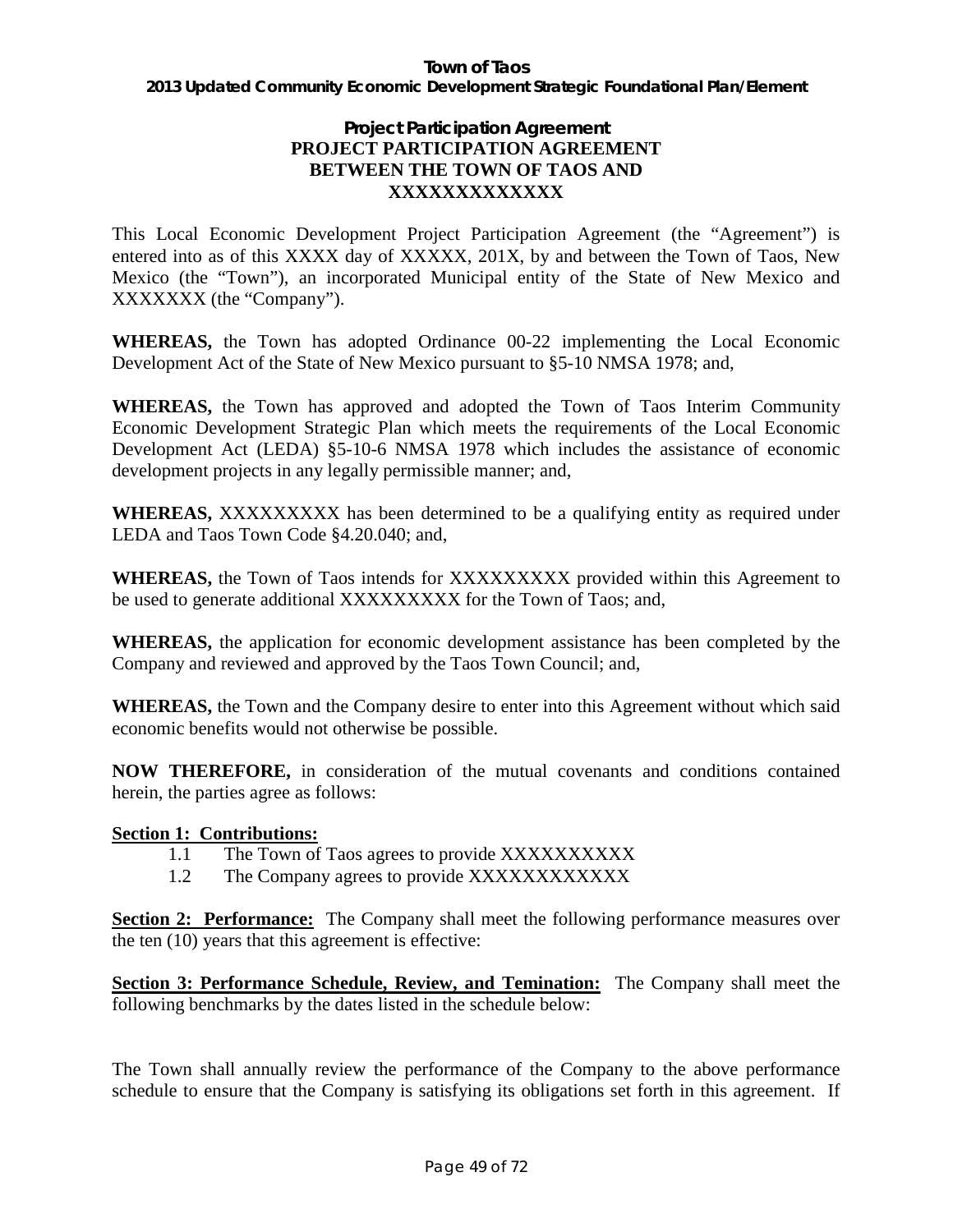### Project Participation Agreement

**PROJECT PARTICIPATION AGREEMENT**
**BETWEEN THE TOWN OF TAOS AND**
**XXXXXXXXXXXXX**

This Local Economic Development Project Participation Agreement (the "Agreement") is entered into as of this XXXX day of XXXXX, 201X, by and between the Town of Taos, New Mexico (the "Town"), an incorporated Municipal entity of the State of New Mexico and XXXXXXX (the "Company").

**WHEREAS,** the Town has adopted Ordinance 00-22 implementing the Local Economic Development Act of the State of New Mexico pursuant to §5-10 NMSA 1978; and,

**WHEREAS,** the Town has approved and adopted the Town of Taos Interim Community Economic Development Strategic Plan which meets the requirements of the Local Economic Development Act (LEDA) §5-10-6 NMSA 1978 which includes the assistance of economic development projects in any legally permissible manner; and,

**WHEREAS,** XXXXXXXXX has been determined to be a qualifying entity as required under LEDA and Taos Town Code §4.20.040; and,

**WHEREAS,** the Town of Taos intends for XXXXXXXXX provided within this Agreement to be used to generate additional XXXXXXXXX for the Town of Taos; and,

**WHEREAS,** the application for economic development assistance has been completed by the Company and reviewed and approved by the Taos Town Council; and,

**WHEREAS,** the Town and the Company desire to enter into this Agreement without which said economic benefits would not otherwise be possible.

**NOW THEREFORE,** in consideration of the mutual covenants and conditions contained herein, the parties agree as follows:

**Section 1: Contributions:**

1.1 The Town of Taos agrees to provide XXXXXXXXXX

1.2 The Company agrees to provide XXXXXXXXXXXX

**Section 2: Performance:** The Company shall meet the following performance measures over the ten (10) years that this agreement is effective:

**Section 3: Performance Schedule, Review, and Temination:** The Company shall meet the following benchmarks by the dates listed in the schedule below:

The Town shall annually review the performance of the Company to the above performance schedule to ensure that the Company is satisfying its obligations set forth in this agreement. If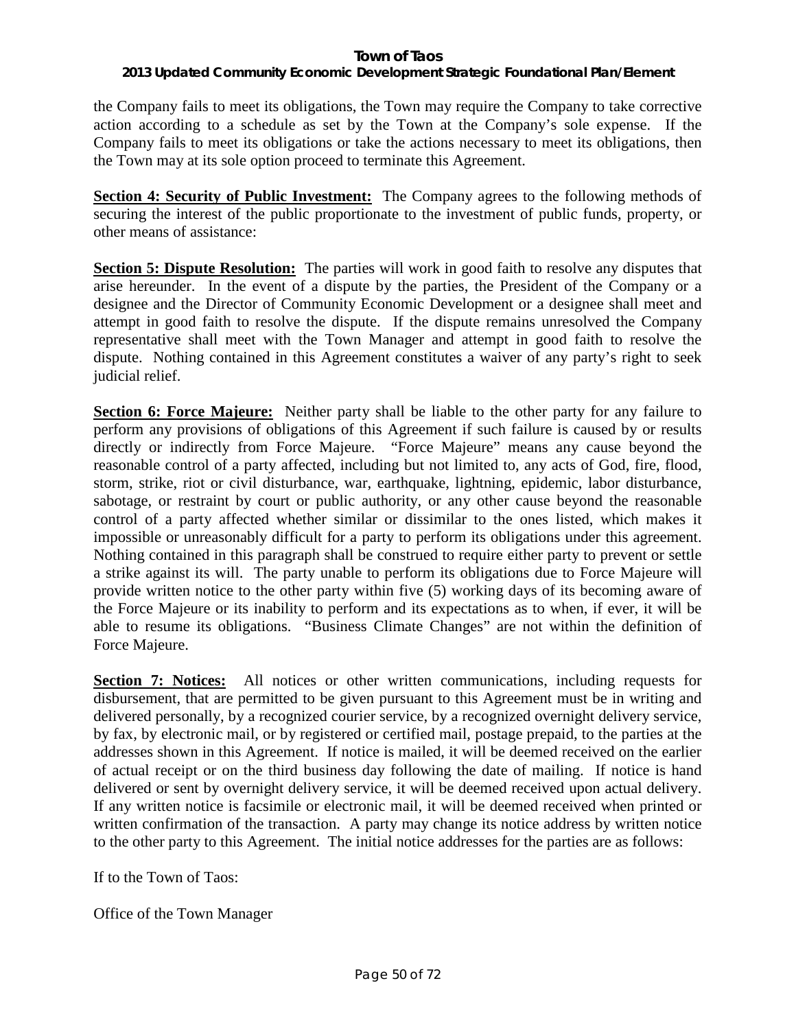the Company fails to meet its obligations, the Town may require the Company to take corrective action according to a schedule as set by the Town at the Company's sole expense. If the Company fails to meet its obligations or take the actions necessary to meet its obligations, then the Town may at its sole option proceed to terminate this Agreement.

**Section 4: Security of Public Investment:** The Company agrees to the following methods of securing the interest of the public proportionate to the investment of public funds, property, or other means of assistance:

**Section 5: Dispute Resolution:** The parties will work in good faith to resolve any disputes that arise hereunder. In the event of a dispute by the parties, the President of the Company or a designee and the Director of Community Economic Development or a designee shall meet and attempt in good faith to resolve the dispute. If the dispute remains unresolved the Company representative shall meet with the Town Manager and attempt in good faith to resolve the dispute. Nothing contained in this Agreement constitutes a waiver of any party's right to seek judicial relief.

**Section 6: Force Majeure:** Neither party shall be liable to the other party for any failure to perform any provisions of obligations of this Agreement if such failure is caused by or results directly or indirectly from Force Majeure. "Force Majeure" means any cause beyond the reasonable control of a party affected, including but not limited to, any acts of God, fire, flood, storm, strike, riot or civil disturbance, war, earthquake, lightning, epidemic, labor disturbance, sabotage, or restraint by court or public authority, or any other cause beyond the reasonable control of a party affected whether similar or dissimilar to the ones listed, which makes it impossible or unreasonably difficult for a party to perform its obligations under this agreement. Nothing contained in this paragraph shall be construed to require either party to prevent or settle a strike against its will. The party unable to perform its obligations due to Force Majeure will provide written notice to the other party within five (5) working days of its becoming aware of the Force Majeure or its inability to perform and its expectations as to when, if ever, it will be able to resume its obligations. "Business Climate Changes" are not within the definition of Force Majeure.

**Section 7: Notices:** All notices or other written communications, including requests for disbursement, that are permitted to be given pursuant to this Agreement must be in writing and delivered personally, by a recognized courier service, by a recognized overnight delivery service, by fax, by electronic mail, or by registered or certified mail, postage prepaid, to the parties at the addresses shown in this Agreement. If notice is mailed, it will be deemed received on the earlier of actual receipt or on the third business day following the date of mailing. If notice is hand delivered or sent by overnight delivery service, it will be deemed received upon actual delivery. If any written notice is facsimile or electronic mail, it will be deemed received when printed or written confirmation of the transaction. A party may change its notice address by written notice to the other party to this Agreement. The initial notice addresses for the parties are as follows:

If to the Town of Taos:

Office of the Town Manager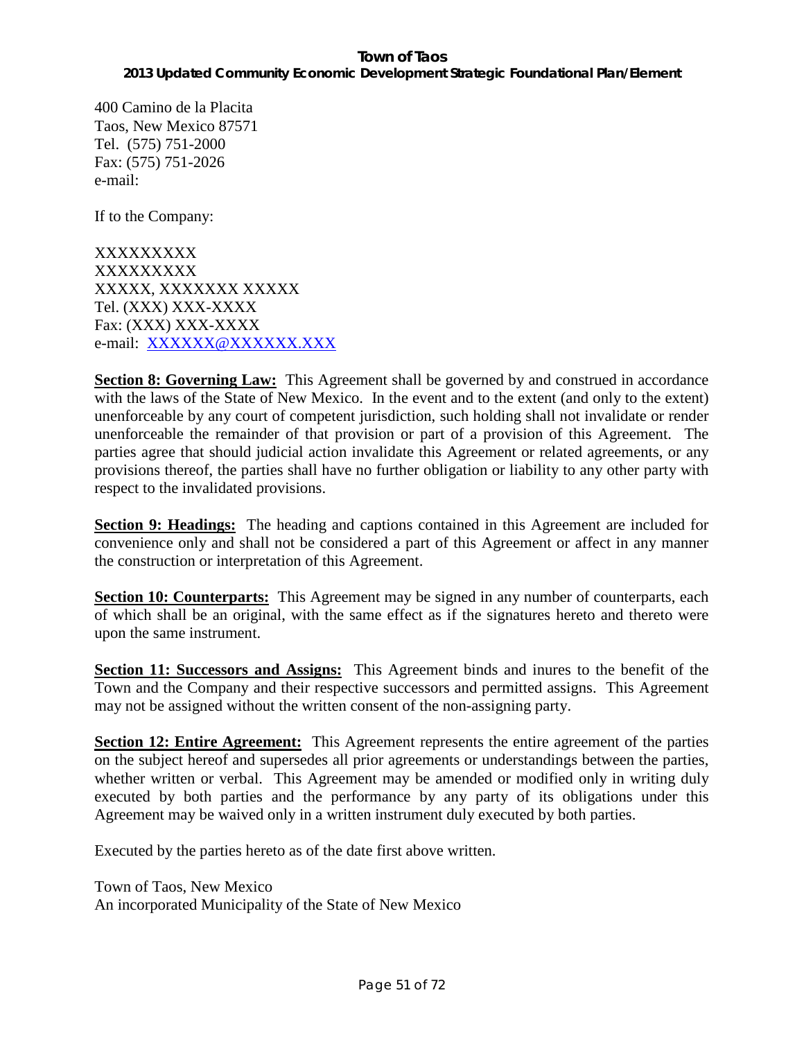400 Camino de la Placita
Taos, New Mexico 87571
Tel. (575) 751-2000
Fax: (575) 751-2026
e-mail:

If to the Company:

XXXXXXXXX
XXXXXXXXX
XXXXX, XXXXXXX XXXXX
Tel. (XXX) XXX-XXXX
Fax: (XXX) XXX-XXXX
e-mail: XXXXXX@XXXXXX.XXX

**Section 8: Governing Law:** This Agreement shall be governed by and construed in accordance with the laws of the State of New Mexico. In the event and to the extent (and only to the extent) unenforceable by any court of competent jurisdiction, such holding shall not invalidate or render unenforceable the remainder of that provision or part of a provision of this Agreement. The parties agree that should judicial action invalidate this Agreement or related agreements, or any provisions thereof, the parties shall have no further obligation or liability to any other party with respect to the invalidated provisions.

**Section 9: Headings:** The heading and captions contained in this Agreement are included for convenience only and shall not be considered a part of this Agreement or affect in any manner the construction or interpretation of this Agreement.

**Section 10: Counterparts:** This Agreement may be signed in any number of counterparts, each of which shall be an original, with the same effect as if the signatures hereto and thereto were upon the same instrument.

**Section 11: Successors and Assigns:** This Agreement binds and inures to the benefit of the Town and the Company and their respective successors and permitted assigns. This Agreement may not be assigned without the written consent of the non-assigning party.

**Section 12: Entire Agreement:** This Agreement represents the entire agreement of the parties on the subject hereof and supersedes all prior agreements or understandings between the parties, whether written or verbal. This Agreement may be amended or modified only in writing duly executed by both parties and the performance by any party of its obligations under this Agreement may be waived only in a written instrument duly executed by both parties.

Executed by the parties hereto as of the date first above written.

Town of Taos, New Mexico
An incorporated Municipality of the State of New Mexico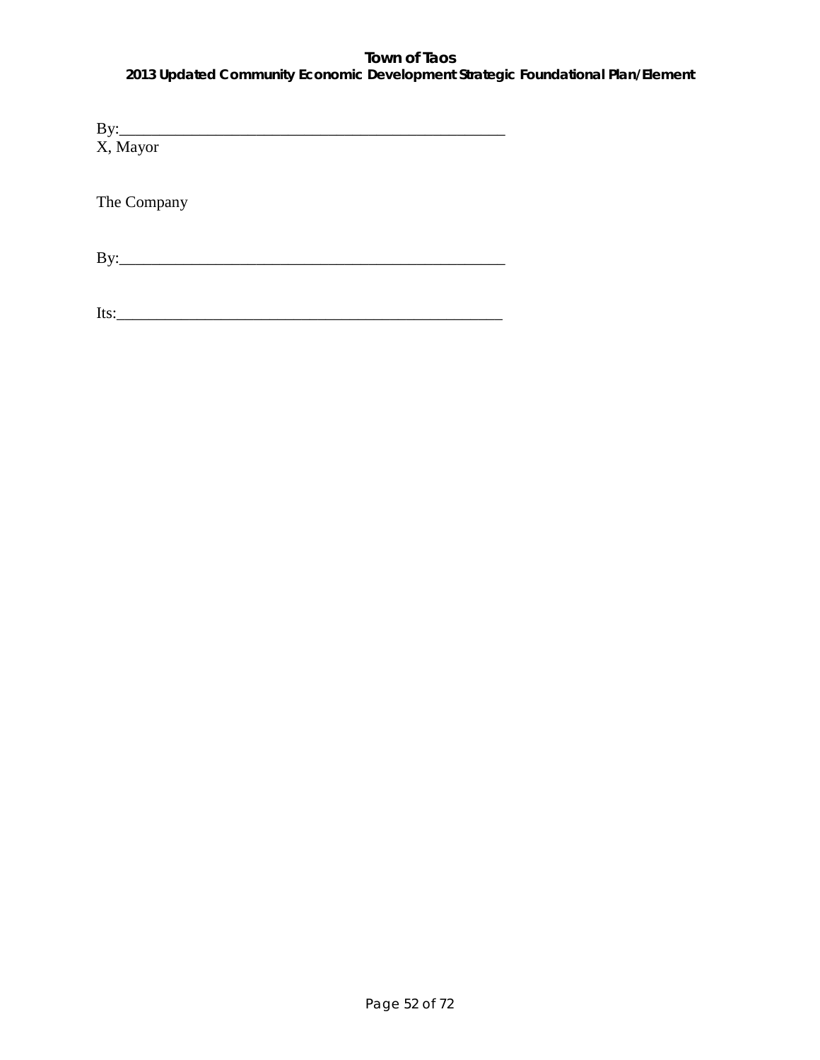By:__________________________________________________
X, Mayor

The Company

By:__________________________________________________

Its:__________________________________________________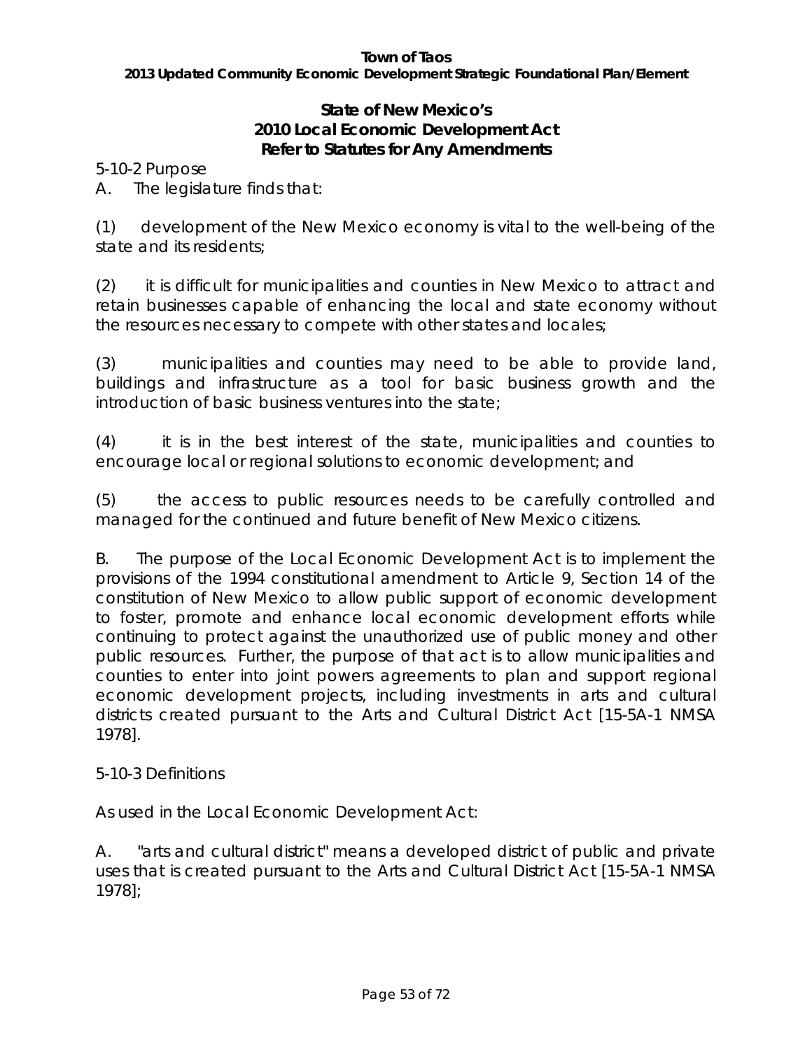## State of New Mexico's 2010 Local Economic Development Act
### Refer to Statutes for Any Amendments

5-10-2 Purpose

A. The legislature finds that:

(1) development of the New Mexico economy is vital to the well-being of the state and its residents;

(2) it is difficult for municipalities and counties in New Mexico to attract and retain businesses capable of enhancing the local and state economy without the resources necessary to compete with other states and locales;

(3) municipalities and counties may need to be able to provide land, buildings and infrastructure as a tool for basic business growth and the introduction of basic business ventures into the state;

(4) it is in the best interest of the state, municipalities and counties to encourage local or regional solutions to economic development; and

(5) the access to public resources needs to be carefully controlled and managed for the continued and future benefit of New Mexico citizens.

B. The purpose of the Local Economic Development Act is to implement the provisions of the 1994 constitutional amendment to Article 9, Section 14 of the constitution of New Mexico to allow public support of economic development to foster, promote and enhance local economic development efforts while continuing to protect against the unauthorized use of public money and other public resources. Further, the purpose of that act is to allow municipalities and counties to enter into joint powers agreements to plan and support regional economic development projects, including investments in arts and cultural districts created pursuant to the Arts and Cultural District Act [15-5A-1 NMSA 1978].

5-10-3 Definitions

As used in the Local Economic Development Act:

A. "arts and cultural district" means a developed district of public and private uses that is created pursuant to the Arts and Cultural District Act [15-5A-1 NMSA 1978];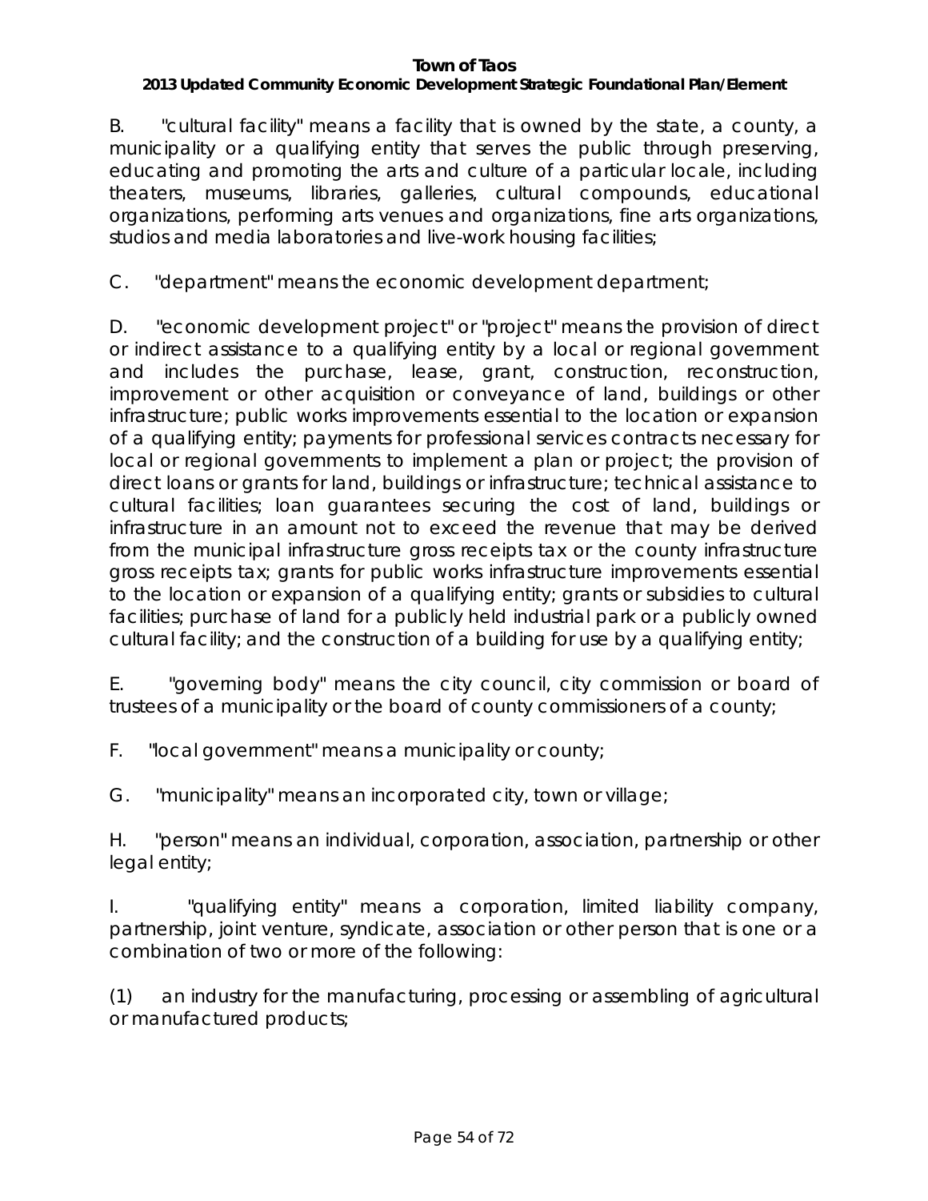B. "cultural facility" means a facility that is owned by the state, a county, a municipality or a qualifying entity that serves the public through preserving, educating and promoting the arts and culture of a particular locale, including theaters, museums, libraries, galleries, cultural compounds, educational organizations, performing arts venues and organizations, fine arts organizations, studios and media laboratories and live-work housing facilities;

C. "department" means the economic development department;

D. "economic development project" or "project" means the provision of direct or indirect assistance to a qualifying entity by a local or regional government and includes the purchase, lease, grant, construction, reconstruction, improvement or other acquisition or conveyance of land, buildings or other infrastructure; public works improvements essential to the location or expansion of a qualifying entity; payments for professional services contracts necessary for local or regional governments to implement a plan or project; the provision of direct loans or grants for land, buildings or infrastructure; technical assistance to cultural facilities; loan guarantees securing the cost of land, buildings or infrastructure in an amount not to exceed the revenue that may be derived from the municipal infrastructure gross receipts tax or the county infrastructure gross receipts tax; grants for public works infrastructure improvements essential to the location or expansion of a qualifying entity; grants or subsidies to cultural facilities; purchase of land for a publicly held industrial park or a publicly owned cultural facility; and the construction of a building for use by a qualifying entity;

E. "governing body" means the city council, city commission or board of trustees of a municipality or the board of county commissioners of a county;

F. "local government" means a municipality or county;

G. "municipality" means an incorporated city, town or village;

H. "person" means an individual, corporation, association, partnership or other legal entity;

I. "qualifying entity" means a corporation, limited liability company, partnership, joint venture, syndicate, association or other person that is one or a combination of two or more of the following:

(1) an industry for the manufacturing, processing or assembling of agricultural or manufactured products;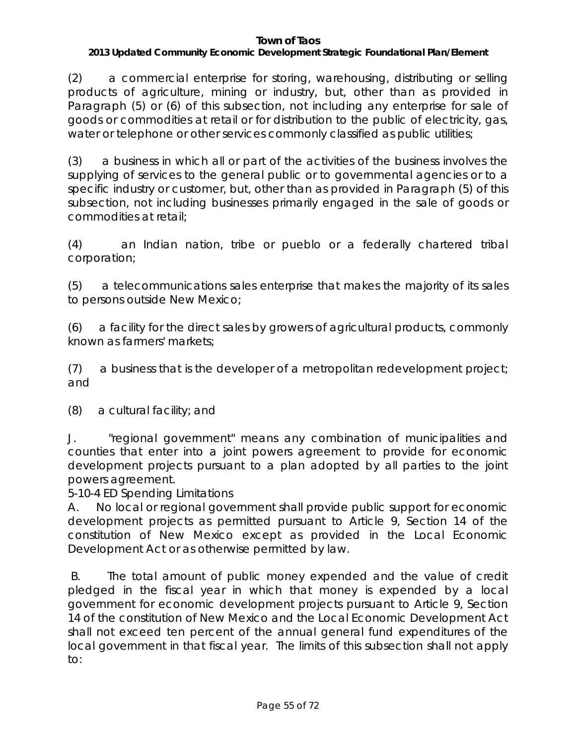(2) a commercial enterprise for storing, warehousing, distributing or selling products of agriculture, mining or industry, but, other than as provided in Paragraph (5) or (6) of this subsection, not including any enterprise for sale of goods or commodities at retail or for distribution to the public of electricity, gas, water or telephone or other services commonly classified as public utilities;

(3) a business in which all or part of the activities of the business involves the supplying of services to the general public or to governmental agencies or to a specific industry or customer, but, other than as provided in Paragraph (5) of this subsection, not including businesses primarily engaged in the sale of goods or commodities at retail;

(4) an Indian nation, tribe or pueblo or a federally chartered tribal corporation;

(5) a telecommunications sales enterprise that makes the majority of its sales to persons outside New Mexico;

(6) a facility for the direct sales by growers of agricultural products, commonly known as farmers' markets;

(7) a business that is the developer of a metropolitan redevelopment project; and

(8) a cultural facility; and

J. "regional government" means any combination of municipalities and counties that enter into a joint powers agreement to provide for economic development projects pursuant to a plan adopted by all parties to the joint powers agreement.

*5-10-4 ED Spending Limitations*

A. No local or regional government shall provide public support for economic development projects as permitted pursuant to Article 9, Section 14 of the constitution of New Mexico except as provided in the Local Economic Development Act or as otherwise permitted by law.

B. The total amount of public money expended and the value of credit pledged in the fiscal year in which that money is expended by a local government for economic development projects pursuant to Article 9, Section 14 of the constitution of New Mexico and the Local Economic Development Act shall not exceed ten percent of the annual general fund expenditures of the local government in that fiscal year. The limits of this subsection shall not apply to: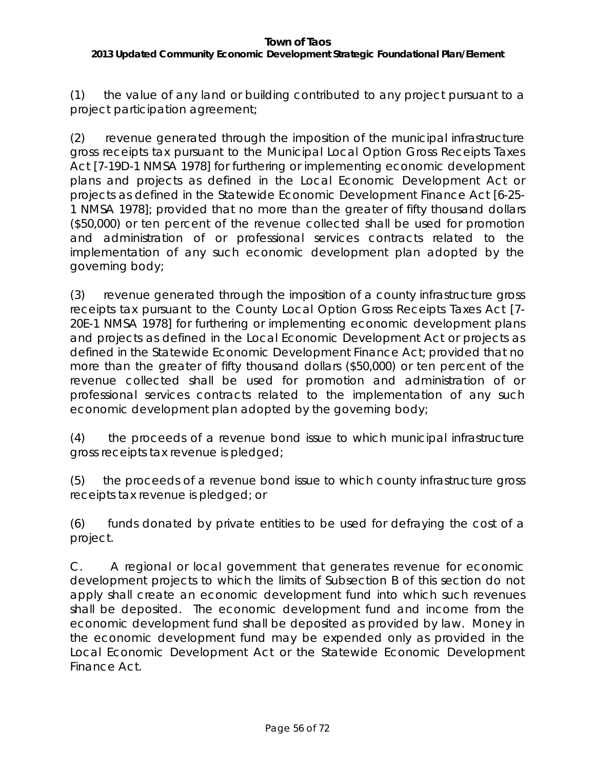(1) the value of any land or building contributed to any project pursuant to a project participation agreement;

(2) revenue generated through the imposition of the municipal infrastructure gross receipts tax pursuant to the Municipal Local Option Gross Receipts Taxes Act [7-19D-1 NMSA 1978] for furthering or implementing economic development plans and projects as defined in the Local Economic Development Act or projects as defined in the Statewide Economic Development Finance Act [6-25-1 NMSA 1978]; provided that no more than the greater of fifty thousand dollars ($50,000) or ten percent of the revenue collected shall be used for promotion and administration of or professional services contracts related to the implementation of any such economic development plan adopted by the governing body;

(3) revenue generated through the imposition of a county infrastructure gross receipts tax pursuant to the County Local Option Gross Receipts Taxes Act [7-20E-1 NMSA 1978] for furthering or implementing economic development plans and projects as defined in the Local Economic Development Act or projects as defined in the Statewide Economic Development Finance Act; provided that no more than the greater of fifty thousand dollars ($50,000) or ten percent of the revenue collected shall be used for promotion and administration of or professional services contracts related to the implementation of any such economic development plan adopted by the governing body;

(4) the proceeds of a revenue bond issue to which municipal infrastructure gross receipts tax revenue is pledged;

(5) the proceeds of a revenue bond issue to which county infrastructure gross receipts tax revenue is pledged; or

(6) funds donated by private entities to be used for defraying the cost of a project.

C. A regional or local government that generates revenue for economic development projects to which the limits of Subsection B of this section do not apply shall create an economic development fund into which such revenues shall be deposited. The economic development fund and income from the economic development fund shall be deposited as provided by law. Money in the economic development fund may be expended only as provided in the Local Economic Development Act or the Statewide Economic Development Finance Act.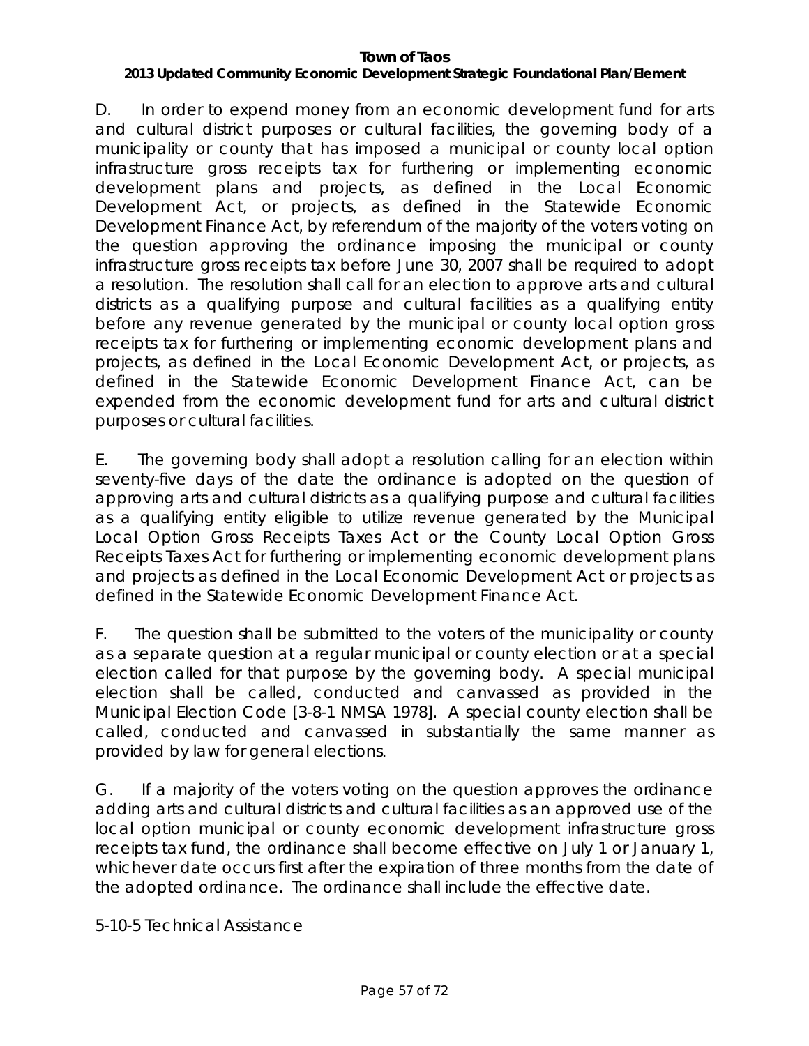D. In order to expend money from an economic development fund for arts and cultural district purposes or cultural facilities, the governing body of a municipality or county that has imposed a municipal or county local option infrastructure gross receipts tax for furthering or implementing economic development plans and projects, as defined in the Local Economic Development Act, or projects, as defined in the Statewide Economic Development Finance Act, by referendum of the majority of the voters voting on the question approving the ordinance imposing the municipal or county infrastructure gross receipts tax before June 30, 2007 shall be required to adopt a resolution. The resolution shall call for an election to approve arts and cultural districts as a qualifying purpose and cultural facilities as a qualifying entity before any revenue generated by the municipal or county local option gross receipts tax for furthering or implementing economic development plans and projects, as defined in the Local Economic Development Act, or projects, as defined in the Statewide Economic Development Finance Act, can be expended from the economic development fund for arts and cultural district purposes or cultural facilities.

E. The governing body shall adopt a resolution calling for an election within seventy-five days of the date the ordinance is adopted on the question of approving arts and cultural districts as a qualifying purpose and cultural facilities as a qualifying entity eligible to utilize revenue generated by the Municipal Local Option Gross Receipts Taxes Act or the County Local Option Gross Receipts Taxes Act for furthering or implementing economic development plans and projects as defined in the Local Economic Development Act or projects as defined in the Statewide Economic Development Finance Act.

F. The question shall be submitted to the voters of the municipality or county as a separate question at a regular municipal or county election or at a special election called for that purpose by the governing body. A special municipal election shall be called, conducted and canvassed as provided in the Municipal Election Code [3-8-1 NMSA 1978]. A special county election shall be called, conducted and canvassed in substantially the same manner as provided by law for general elections.

G. If a majority of the voters voting on the question approves the ordinance adding arts and cultural districts and cultural facilities as an approved use of the local option municipal or county economic development infrastructure gross receipts tax fund, the ordinance shall become effective on July 1 or January 1, whichever date occurs first after the expiration of three months from the date of the adopted ordinance. The ordinance shall include the effective date.

5-10-5 Technical Assistance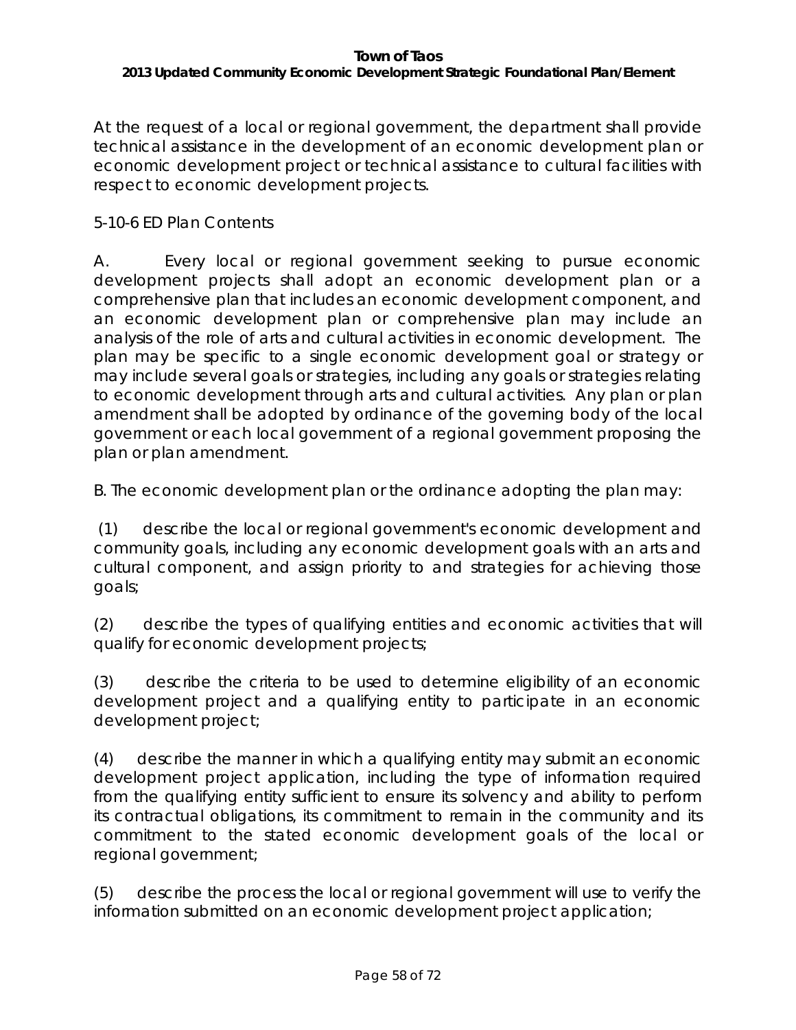At the request of a local or regional government, the department shall provide technical assistance in the development of an economic development plan or economic development project or technical assistance to cultural facilities with respect to economic development projects.

5-10-6 ED Plan Contents

A. Every local or regional government seeking to pursue economic development projects shall adopt an economic development plan or a comprehensive plan that includes an economic development component, and an economic development plan or comprehensive plan may include an analysis of the role of arts and cultural activities in economic development. The plan may be specific to a single economic development goal or strategy or may include several goals or strategies, including any goals or strategies relating to economic development through arts and cultural activities. Any plan or plan amendment shall be adopted by ordinance of the governing body of the local government or each local government of a regional government proposing the plan or plan amendment.

B. The economic development plan or the ordinance adopting the plan may:

(1) describe the local or regional government's economic development and community goals, including any economic development goals with an arts and cultural component, and assign priority to and strategies for achieving those goals;

(2) describe the types of qualifying entities and economic activities that will qualify for economic development projects;

(3) describe the criteria to be used to determine eligibility of an economic development project and a qualifying entity to participate in an economic development project;

(4) describe the manner in which a qualifying entity may submit an economic development project application, including the type of information required from the qualifying entity sufficient to ensure its solvency and ability to perform its contractual obligations, its commitment to remain in the community and its commitment to the stated economic development goals of the local or regional government;

(5) describe the process the local or regional government will use to verify the information submitted on an economic development project application;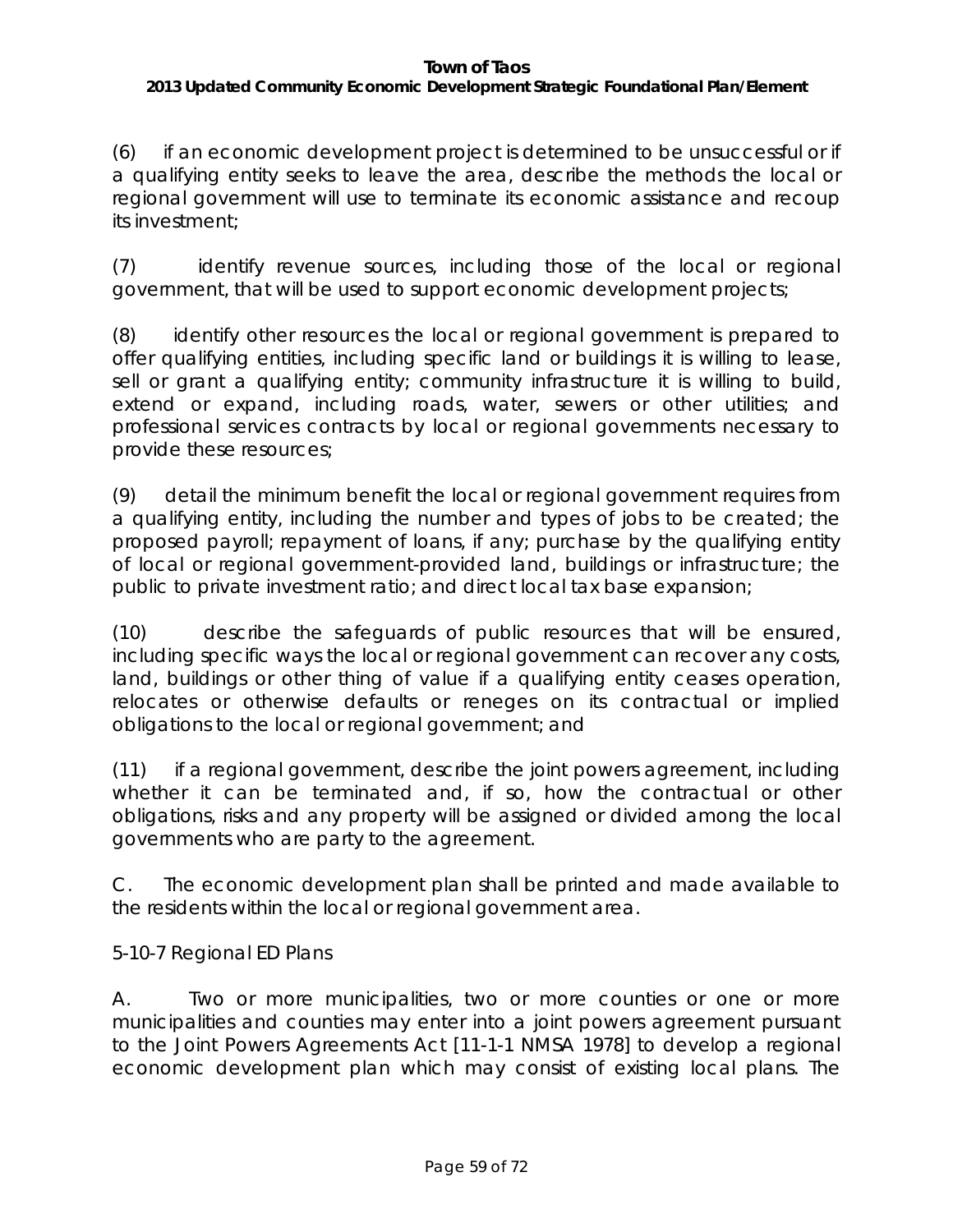(6) if an economic development project is determined to be unsuccessful or if a qualifying entity seeks to leave the area, describe the methods the local or regional government will use to terminate its economic assistance and recoup its investment;

(7) identify revenue sources, including those of the local or regional government, that will be used to support economic development projects;

(8) identify other resources the local or regional government is prepared to offer qualifying entities, including specific land or buildings it is willing to lease, sell or grant a qualifying entity; community infrastructure it is willing to build, extend or expand, including roads, water, sewers or other utilities; and professional services contracts by local or regional governments necessary to provide these resources;

(9) detail the minimum benefit the local or regional government requires from a qualifying entity, including the number and types of jobs to be created; the proposed payroll; repayment of loans, if any; purchase by the qualifying entity of local or regional government-provided land, buildings or infrastructure; the public to private investment ratio; and direct local tax base expansion;

(10) describe the safeguards of public resources that will be ensured, including specific ways the local or regional government can recover any costs, land, buildings or other thing of value if a qualifying entity ceases operation, relocates or otherwise defaults or reneges on its contractual or implied obligations to the local or regional government; and

(11) if a regional government, describe the joint powers agreement, including whether it can be terminated and, if so, how the contractual or other obligations, risks and any property will be assigned or divided among the local governments who are party to the agreement.

C. The economic development plan shall be printed and made available to the residents within the local or regional government area.

5-10-7 Regional ED Plans

A. Two or more municipalities, two or more counties or one or more municipalities and counties may enter into a joint powers agreement pursuant to the Joint Powers Agreements Act [11-1-1 NMSA 1978] to develop a regional economic development plan which may consist of existing local plans. The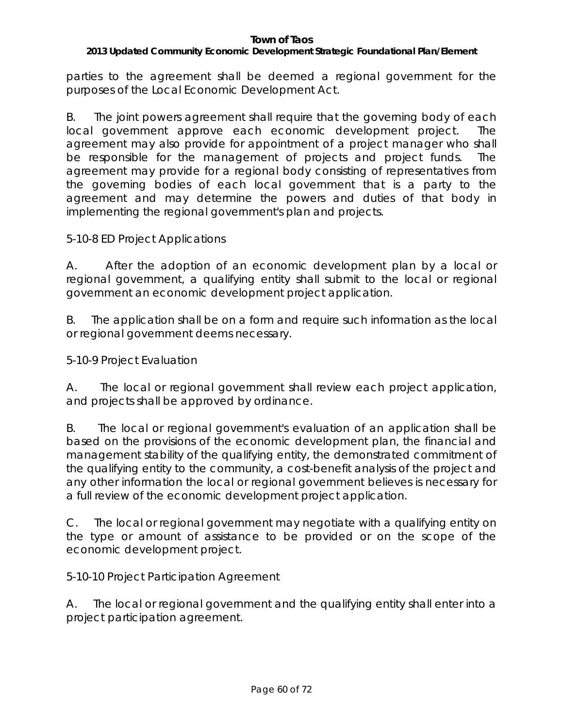parties to the agreement shall be deemed a regional government for the purposes of the Local Economic Development Act.

B. The joint powers agreement shall require that the governing body of each local government approve each economic development project. The agreement may also provide for appointment of a project manager who shall be responsible for the management of projects and project funds. The agreement may provide for a regional body consisting of representatives from the governing bodies of each local government that is a party to the agreement and may determine the powers and duties of that body in implementing the regional government's plan and projects.

5-10-8 ED Project Applications

A. After the adoption of an economic development plan by a local or regional government, a qualifying entity shall submit to the local or regional government an economic development project application.

B. The application shall be on a form and require such information as the local or regional government deems necessary.

5-10-9 Project Evaluation

A. The local or regional government shall review each project application, and projects shall be approved by ordinance.

B. The local or regional government's evaluation of an application shall be based on the provisions of the economic development plan, the financial and management stability of the qualifying entity, the demonstrated commitment of the qualifying entity to the community, a cost-benefit analysis of the project and any other information the local or regional government believes is necessary for a full review of the economic development project application.

C. The local or regional government may negotiate with a qualifying entity on the type or amount of assistance to be provided or on the scope of the economic development project.

5-10-10 Project Participation Agreement

A. The local or regional government and the qualifying entity shall enter into a project participation agreement.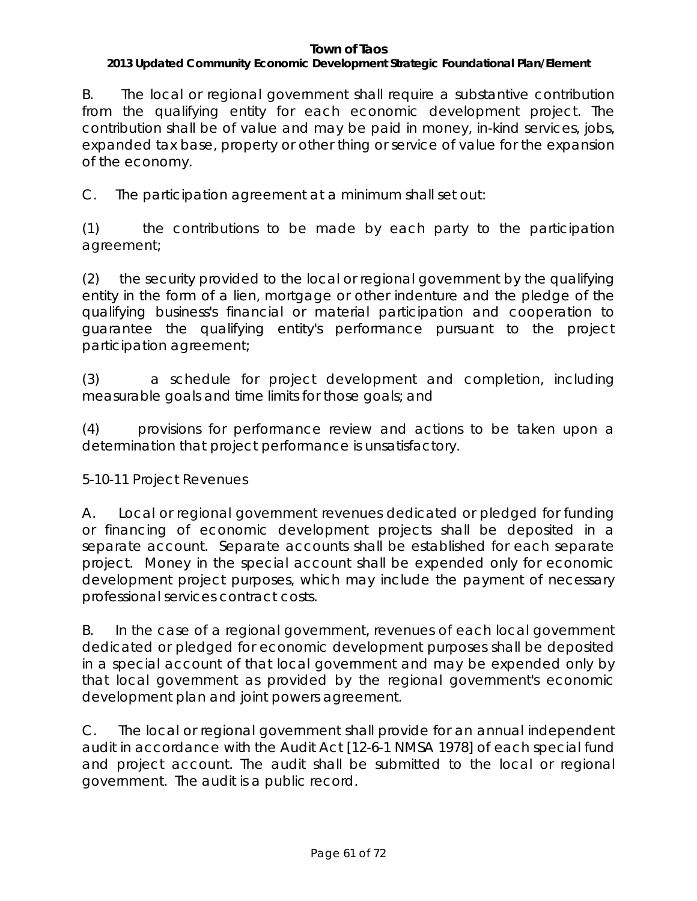B. The local or regional government shall require a substantive contribution from the qualifying entity for each economic development project. The contribution shall be of value and may be paid in money, in-kind services, jobs, expanded tax base, property or other thing or service of value for the expansion of the economy.

C. The participation agreement at a minimum shall set out:

(1) the contributions to be made by each party to the participation agreement;

(2) the security provided to the local or regional government by the qualifying entity in the form of a lien, mortgage or other indenture and the pledge of the qualifying business's financial or material participation and cooperation to guarantee the qualifying entity's performance pursuant to the project participation agreement;

(3) a schedule for project development and completion, including measurable goals and time limits for those goals; and

(4) provisions for performance review and actions to be taken upon a determination that project performance is unsatisfactory.

5-10-11 Project Revenues

A. Local or regional government revenues dedicated or pledged for funding or financing of economic development projects shall be deposited in a separate account. Separate accounts shall be established for each separate project. Money in the special account shall be expended only for economic development project purposes, which may include the payment of necessary professional services contract costs.

B. In the case of a regional government, revenues of each local government dedicated or pledged for economic development purposes shall be deposited in a special account of that local government and may be expended only by that local government as provided by the regional government's economic development plan and joint powers agreement.

C. The local or regional government shall provide for an annual independent audit in accordance with the Audit Act [12-6-1 NMSA 1978] of each special fund and project account. The audit shall be submitted to the local or regional government. The audit is a public record.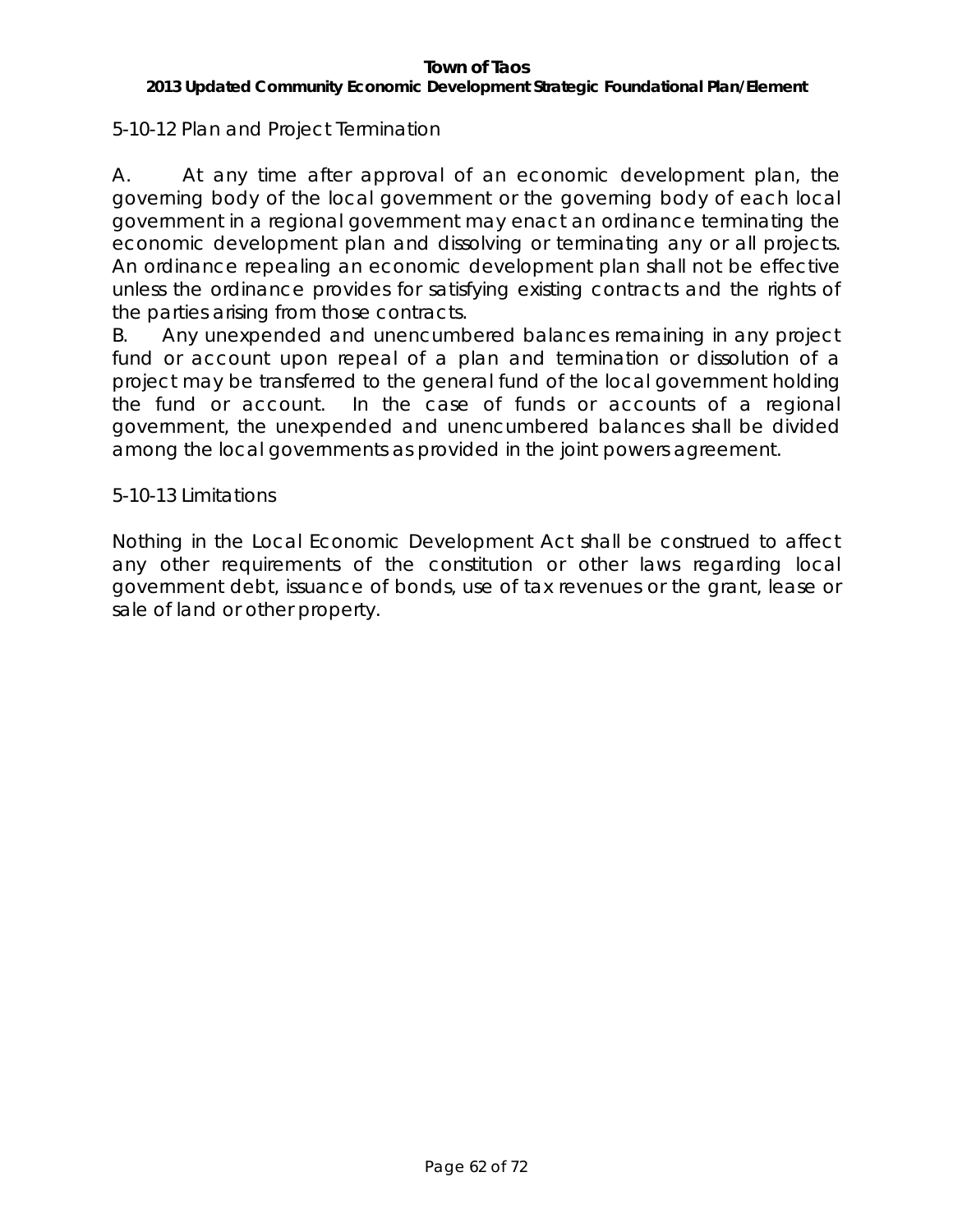5-10-12 Plan and Project Termination

A. At any time after approval of an economic development plan, the governing body of the local government or the governing body of each local government in a regional government may enact an ordinance terminating the economic development plan and dissolving or terminating any or all projects. An ordinance repealing an economic development plan shall not be effective unless the ordinance provides for satisfying existing contracts and the rights of the parties arising from those contracts.

B. Any unexpended and unencumbered balances remaining in any project fund or account upon repeal of a plan and termination or dissolution of a project may be transferred to the general fund of the local government holding the fund or account. In the case of funds or accounts of a regional government, the unexpended and unencumbered balances shall be divided among the local governments as provided in the joint powers agreement.

5-10-13 Limitations

Nothing in the Local Economic Development Act shall be construed to affect any other requirements of the constitution or other laws regarding local government debt, issuance of bonds, use of tax revenues or the grant, lease or sale of land or other property.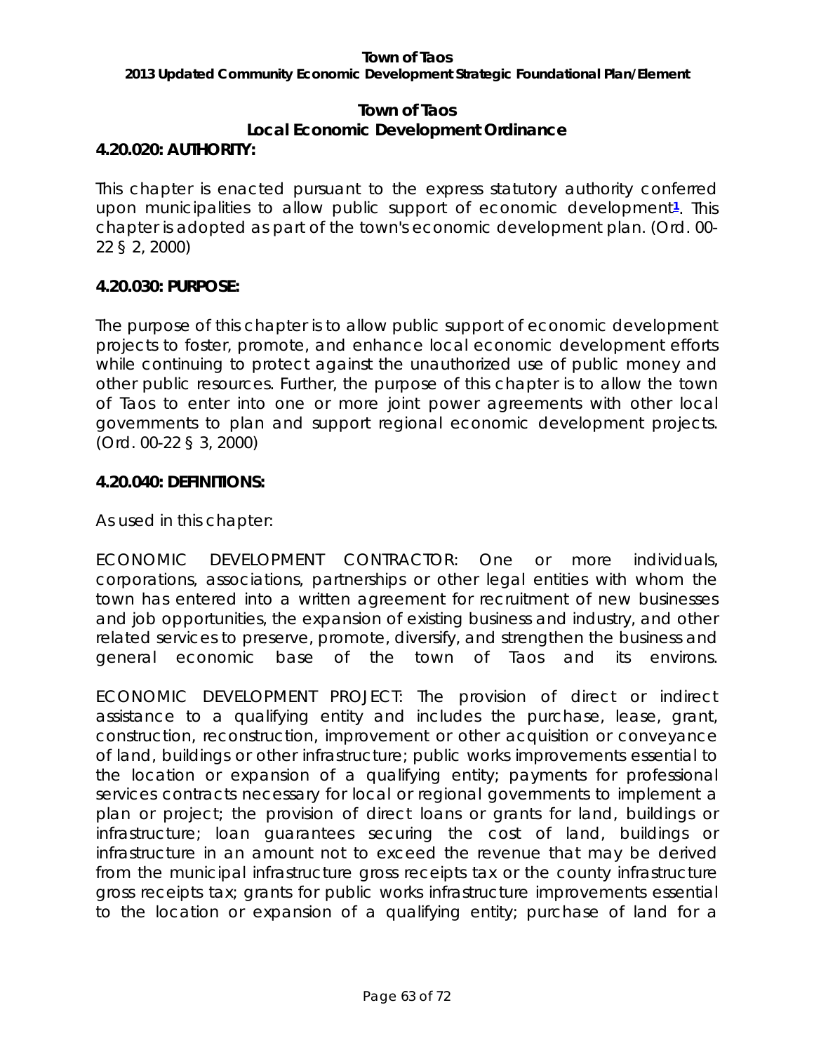## Town of Taos
## Local Economic Development Ordinance

### 4.20.020: AUTHORITY:

This chapter is enacted pursuant to the express statutory authority conferred upon municipalities to allow public support of economic development[1]. This chapter is adopted as part of the town's economic development plan. (Ord. 00-22 § 2, 2000)

### 4.20.030: PURPOSE:

The purpose of this chapter is to allow public support of economic development projects to foster, promote, and enhance local economic development efforts while continuing to protect against the unauthorized use of public money and other public resources. Further, the purpose of this chapter is to allow the town of Taos to enter into one or more joint power agreements with other local governments to plan and support regional economic development projects. (Ord. 00-22 § 3, 2000)

### 4.20.040: DEFINITIONS:

As used in this chapter:

ECONOMIC DEVELOPMENT CONTRACTOR: One or more individuals, corporations, associations, partnerships or other legal entities with whom the town has entered into a written agreement for recruitment of new businesses and job opportunities, the expansion of existing business and industry, and other related services to preserve, promote, diversify, and strengthen the business and general economic base of the town of Taos and its environs.

ECONOMIC DEVELOPMENT PROJECT: The provision of direct or indirect assistance to a qualifying entity and includes the purchase, lease, grant, construction, reconstruction, improvement or other acquisition or conveyance of land, buildings or other infrastructure; public works improvements essential to the location or expansion of a qualifying entity; payments for professional services contracts necessary for local or regional governments to implement a plan or project; the provision of direct loans or grants for land, buildings or infrastructure; loan guarantees securing the cost of land, buildings or infrastructure in an amount not to exceed the revenue that may be derived from the municipal infrastructure gross receipts tax or the county infrastructure gross receipts tax; grants for public works infrastructure improvements essential to the location or expansion of a qualifying entity; purchase of land for a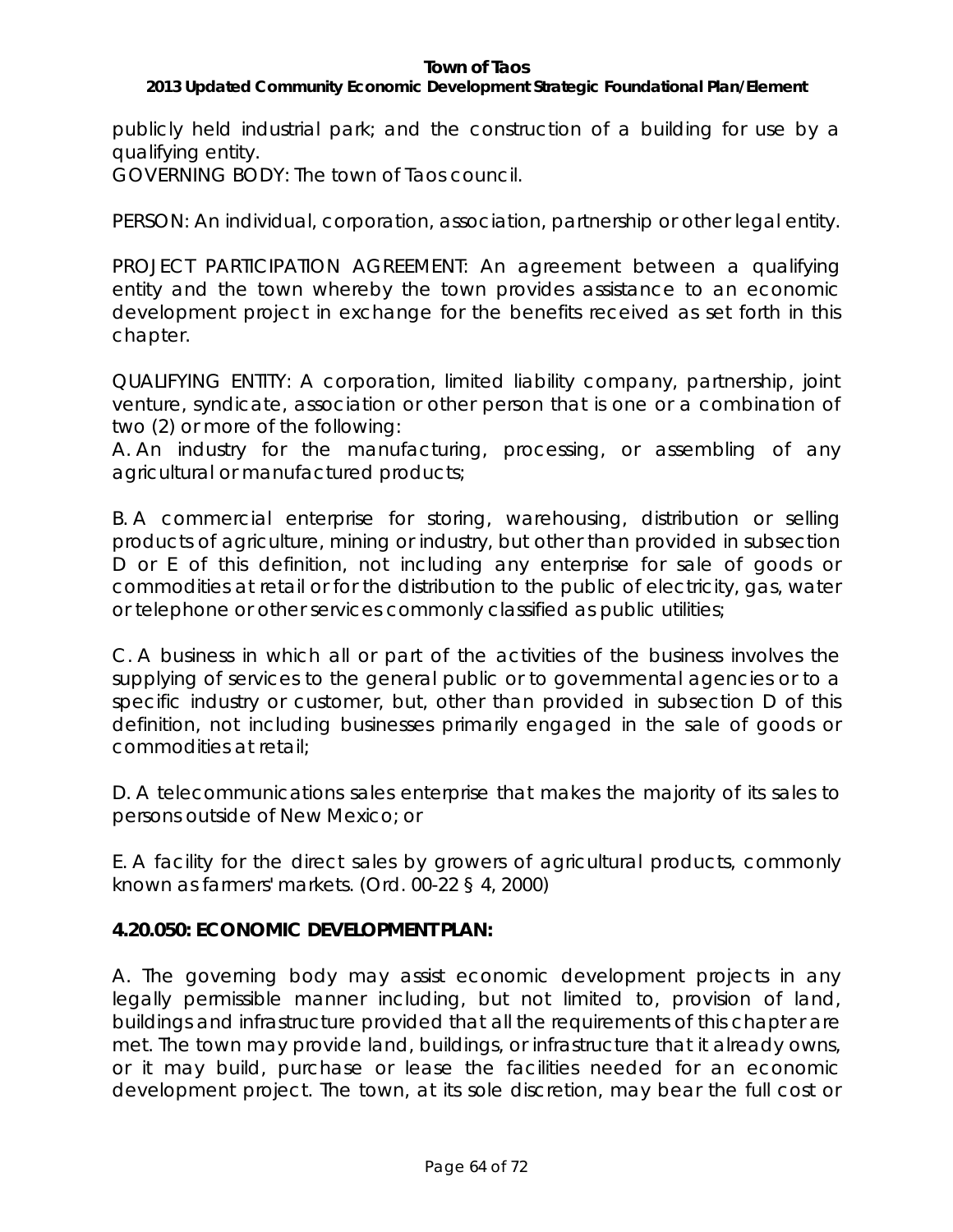publicly held industrial park; and the construction of a building for use by a qualifying entity.

GOVERNING BODY: The town of Taos council.

PERSON: An individual, corporation, association, partnership or other legal entity.

PROJECT PARTICIPATION AGREEMENT: An agreement between a qualifying entity and the town whereby the town provides assistance to an economic development project in exchange for the benefits received as set forth in this chapter.

QUALIFYING ENTITY: A corporation, limited liability company, partnership, joint venture, syndicate, association or other person that is one or a combination of two (2) or more of the following:

A. An industry for the manufacturing, processing, or assembling of any agricultural or manufactured products;

B. A commercial enterprise for storing, warehousing, distribution or selling products of agriculture, mining or industry, but other than provided in subsection D or E of this definition, not including any enterprise for sale of goods or commodities at retail or for the distribution to the public of electricity, gas, water or telephone or other services commonly classified as public utilities;

C. A business in which all or part of the activities of the business involves the supplying of services to the general public or to governmental agencies or to a specific industry or customer, but, other than provided in subsection D of this definition, not including businesses primarily engaged in the sale of goods or commodities at retail;

D. A telecommunications sales enterprise that makes the majority of its sales to persons outside of New Mexico; or

E. A facility for the direct sales by growers of agricultural products, commonly known as farmers' markets. (Ord. 00-22 § 4, 2000)

**4.20.050: ECONOMIC DEVELOPMENT PLAN:**

A. The governing body may assist economic development projects in any legally permissible manner including, but not limited to, provision of land, buildings and infrastructure provided that all the requirements of this chapter are met. The town may provide land, buildings, or infrastructure that it already owns, or it may build, purchase or lease the facilities needed for an economic development project. The town, at its sole discretion, may bear the full cost or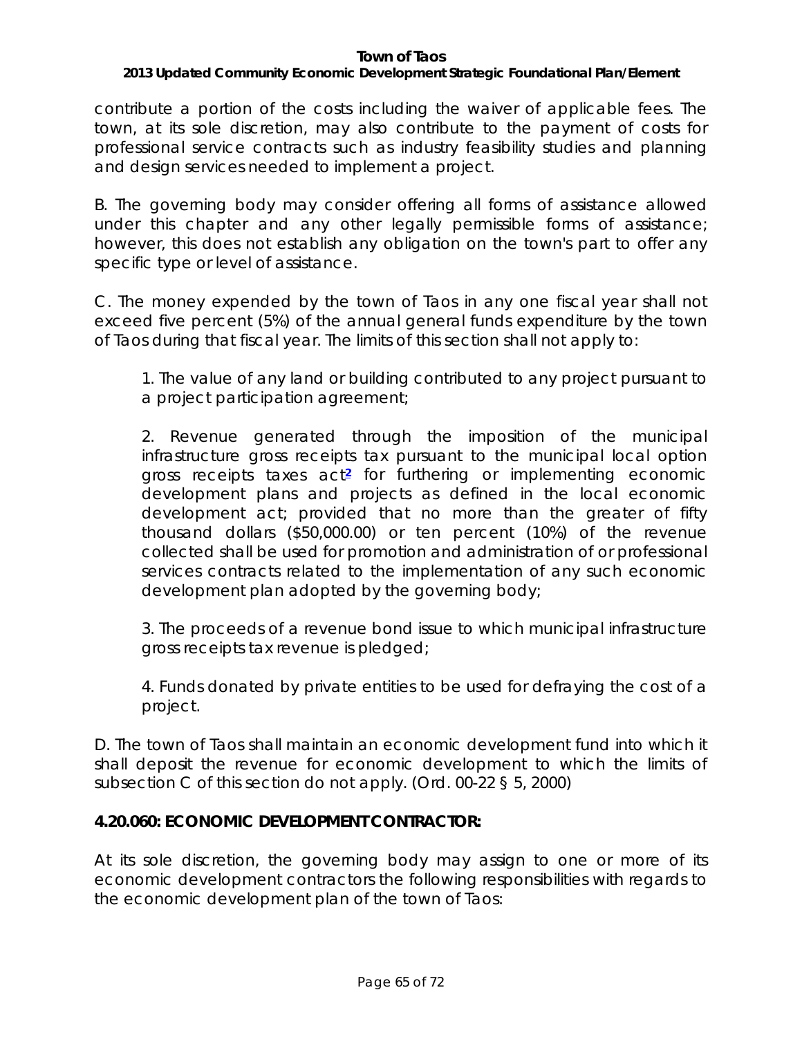contribute a portion of the costs including the waiver of applicable fees. The town, at its sole discretion, may also contribute to the payment of costs for professional service contracts such as industry feasibility studies and planning and design services needed to implement a project.

B. The governing body may consider offering all forms of assistance allowed under this chapter and any other legally permissible forms of assistance; however, this does not establish any obligation on the town's part to offer any specific type or level of assistance.

C. The money expended by the town of Taos in any one fiscal year shall not exceed five percent (5%) of the annual general funds expenditure by the town of Taos during that fiscal year. The limits of this section shall not apply to:

> 1. The value of any land or building contributed to any project pursuant to a project participation agreement;
>
> 2. Revenue generated through the imposition of the municipal infrastructure gross receipts tax pursuant to the municipal local option gross receipts taxes act[2] for furthering or implementing economic development plans and projects as defined in the local economic development act; provided that no more than the greater of fifty thousand dollars ($50,000.00) or ten percent (10%) of the revenue collected shall be used for promotion and administration of or professional services contracts related to the implementation of any such economic development plan adopted by the governing body;
>
> 3. The proceeds of a revenue bond issue to which municipal infrastructure gross receipts tax revenue is pledged;
>
> 4. Funds donated by private entities to be used for defraying the cost of a project.

D. The town of Taos shall maintain an economic development fund into which it shall deposit the revenue for economic development to which the limits of subsection C of this section do not apply. (Ord. 00-22 § 5, 2000)

**4.20.060: ECONOMIC DEVELOPMENT CONTRACTOR:**

At its sole discretion, the governing body may assign to one or more of its economic development contractors the following responsibilities with regards to the economic development plan of the town of Taos: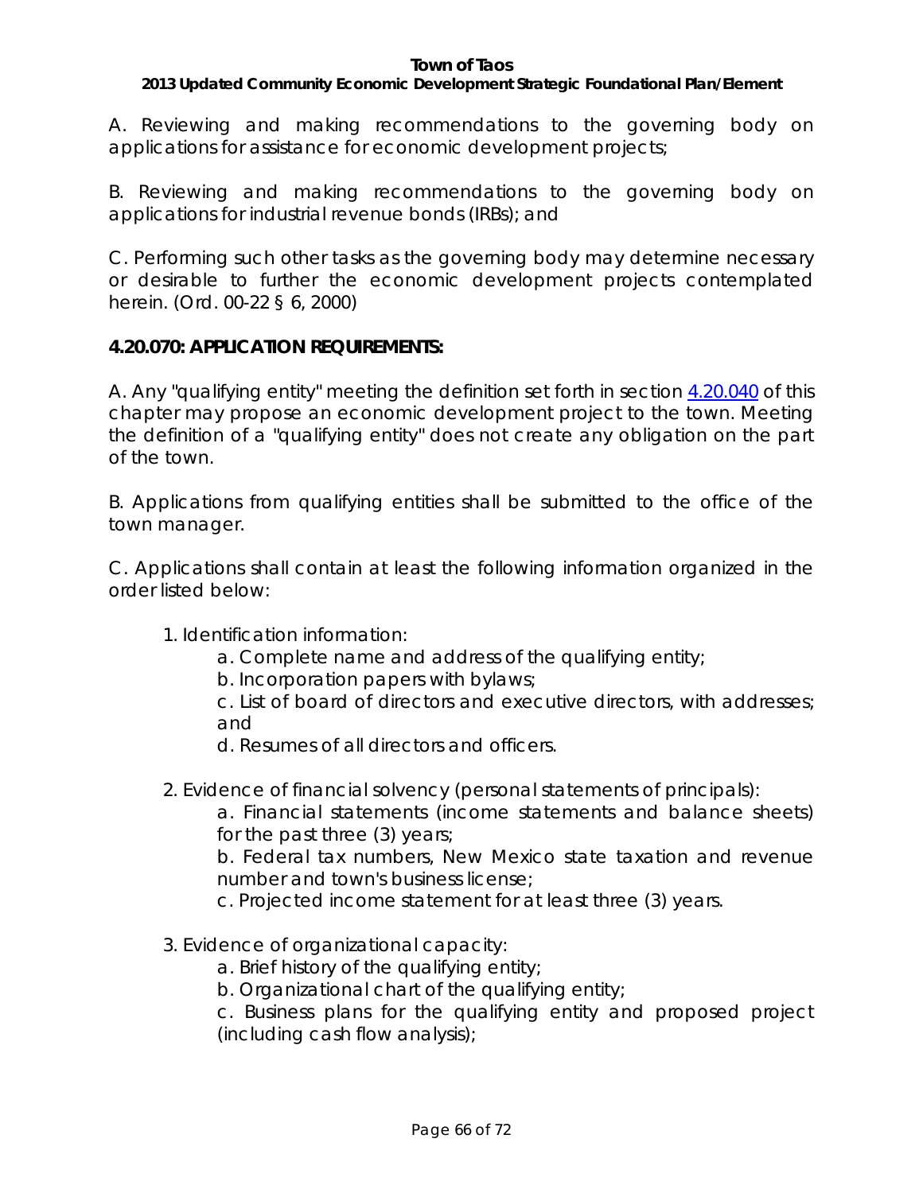A. Reviewing and making recommendations to the governing body on applications for assistance for economic development projects;

B. Reviewing and making recommendations to the governing body on applications for industrial revenue bonds (IRBs); and

C. Performing such other tasks as the governing body may determine necessary or desirable to further the economic development projects contemplated herein. (Ord. 00-22 § 6, 2000)

**4.20.070: APPLICATION REQUIREMENTS:**

A. Any "qualifying entity" meeting the definition set forth in section 4.20.040 of this chapter may propose an economic development project to the town. Meeting the definition of a "qualifying entity" does not create any obligation on the part of the town.

B. Applications from qualifying entities shall be submitted to the office of the town manager.

C. Applications shall contain at least the following information organized in the order listed below:

1. Identification information:
    - a. Complete name and address of the qualifying entity;
    - b. Incorporation papers with bylaws;
    - c. List of board of directors and executive directors, with addresses; and
    - d. Resumes of all directors and officers.

2. Evidence of financial solvency (personal statements of principals):
    - a. Financial statements (income statements and balance sheets) for the past three (3) years;
    - b. Federal tax numbers, New Mexico state taxation and revenue number and town's business license;
    - c. Projected income statement for at least three (3) years.

3. Evidence of organizational capacity:
    - a. Brief history of the qualifying entity;
    - b. Organizational chart of the qualifying entity;
    - c. Business plans for the qualifying entity and proposed project (including cash flow analysis);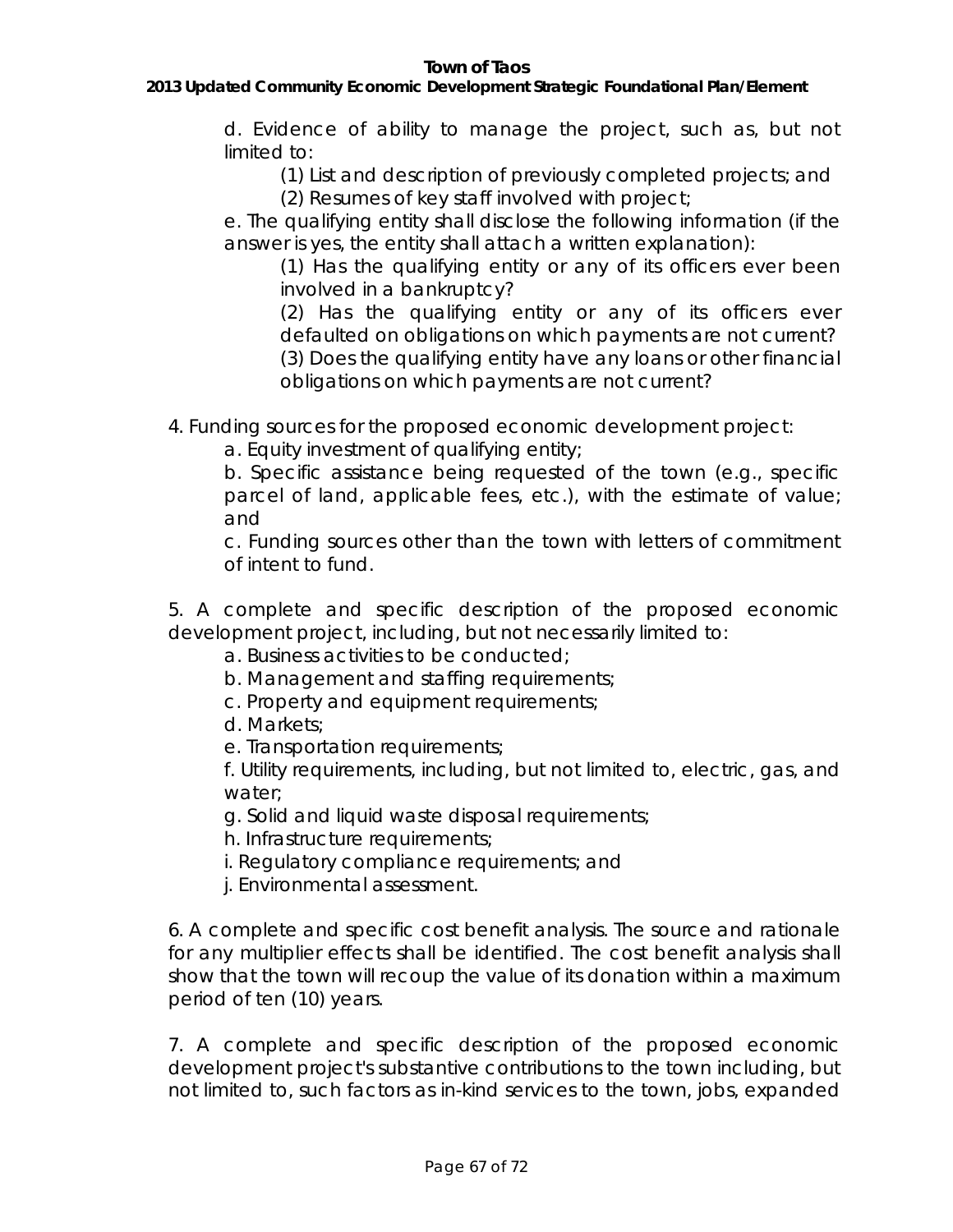d. Evidence of ability to manage the project, such as, but not limited to:

(1) List and description of previously completed projects; and

(2) Resumes of key staff involved with project;

e. The qualifying entity shall disclose the following information (if the answer is yes, the entity shall attach a written explanation):

(1) Has the qualifying entity or any of its officers ever been involved in a bankruptcy?

(2) Has the qualifying entity or any of its officers ever defaulted on obligations on which payments are not current?

(3) Does the qualifying entity have any loans or other financial obligations on which payments are not current?

4. Funding sources for the proposed economic development project:

a. Equity investment of qualifying entity;

b. Specific assistance being requested of the town (e.g., specific parcel of land, applicable fees, etc.), with the estimate of value; and

c. Funding sources other than the town with letters of commitment of intent to fund.

5. A complete and specific description of the proposed economic development project, including, but not necessarily limited to:

a. Business activities to be conducted;

b. Management and staffing requirements;

c. Property and equipment requirements;

d. Markets;

e. Transportation requirements;

f. Utility requirements, including, but not limited to, electric, gas, and water;

g. Solid and liquid waste disposal requirements;

h. Infrastructure requirements;

i. Regulatory compliance requirements; and

j. Environmental assessment.

6. A complete and specific cost benefit analysis. The source and rationale for any multiplier effects shall be identified. The cost benefit analysis shall show that the town will recoup the value of its donation within a maximum period of ten (10) years.

7. A complete and specific description of the proposed economic development project's substantive contributions to the town including, but not limited to, such factors as in-kind services to the town, jobs, expanded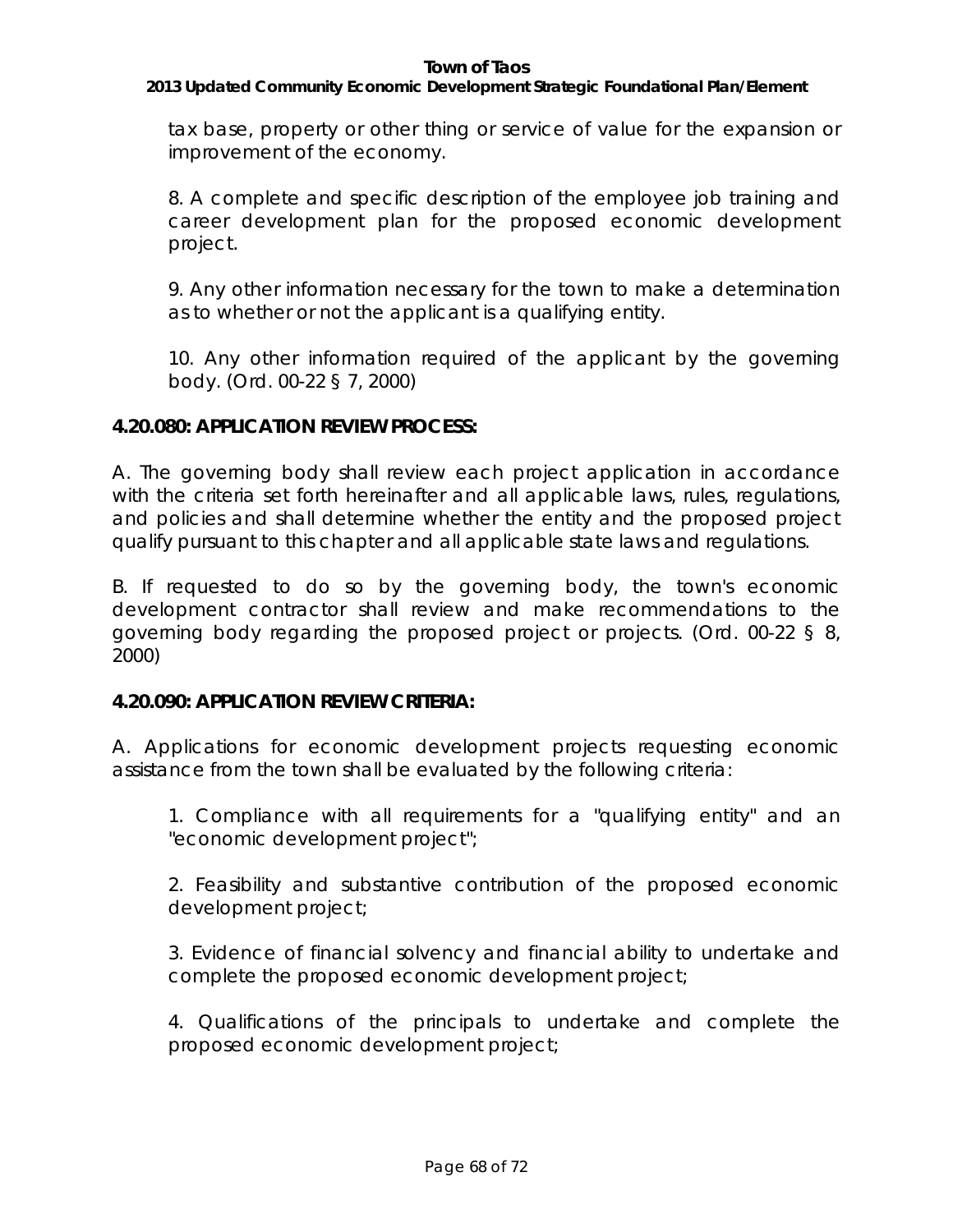tax base, property or other thing or service of value for the expansion or improvement of the economy.

8. A complete and specific description of the employee job training and career development plan for the proposed economic development project.

9. Any other information necessary for the town to make a determination as to whether or not the applicant is a qualifying entity.

10. Any other information required of the applicant by the governing body. (Ord. 00-22 § 7, 2000)

**4.20.080: APPLICATION REVIEW PROCESS:**

A. The governing body shall review each project application in accordance with the criteria set forth hereinafter and all applicable laws, rules, regulations, and policies and shall determine whether the entity and the proposed project qualify pursuant to this chapter and all applicable state laws and regulations.

B. If requested to do so by the governing body, the town's economic development contractor shall review and make recommendations to the governing body regarding the proposed project or projects. (Ord. 00-22 § 8, 2000)

**4.20.090: APPLICATION REVIEW CRITERIA:**

A. Applications for economic development projects requesting economic assistance from the town shall be evaluated by the following criteria:

1. Compliance with all requirements for a "qualifying entity" and an "economic development project";

2. Feasibility and substantive contribution of the proposed economic development project;

3. Evidence of financial solvency and financial ability to undertake and complete the proposed economic development project;

4. Qualifications of the principals to undertake and complete the proposed economic development project;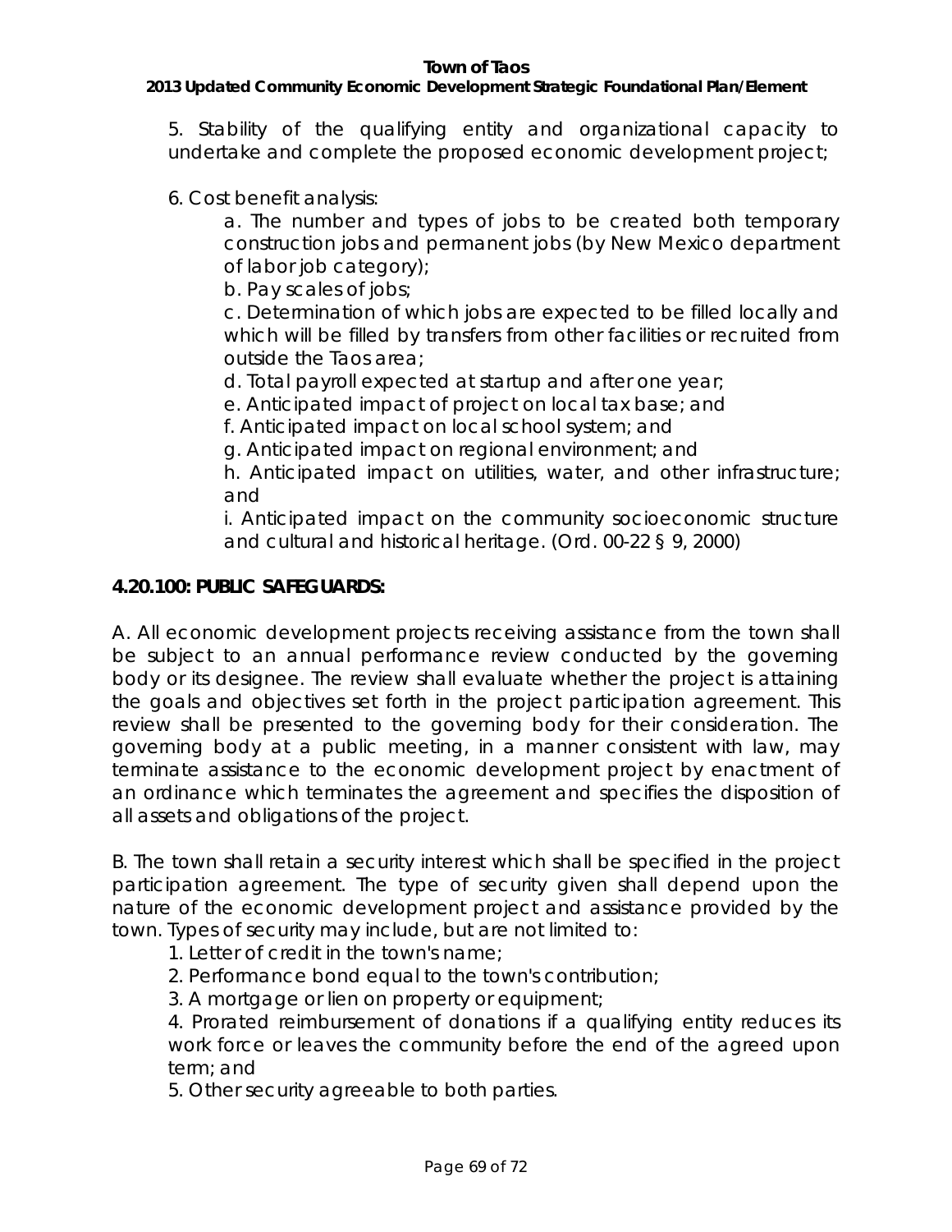5. Stability of the qualifying entity and organizational capacity to undertake and complete the proposed economic development project;

6. Cost benefit analysis:

   a. The number and types of jobs to be created both temporary construction jobs and permanent jobs (by New Mexico department of labor job category);

   b. Pay scales of jobs;

   c. Determination of which jobs are expected to be filled locally and which will be filled by transfers from other facilities or recruited from outside the Taos area;

   d. Total payroll expected at startup and after one year;

   e. Anticipated impact of project on local tax base; and

   f. Anticipated impact on local school system; and

   g. Anticipated impact on regional environment; and

   h. Anticipated impact on utilities, water, and other infrastructure; and

   i. Anticipated impact on the community socioeconomic structure and cultural and historical heritage. (Ord. 00-22 § 9, 2000)

### 4.20.100: PUBLIC SAFEGUARDS:

A. All economic development projects receiving assistance from the town shall be subject to an annual performance review conducted by the governing body or its designee. The review shall evaluate whether the project is attaining the goals and objectives set forth in the project participation agreement. This review shall be presented to the governing body for their consideration. The governing body at a public meeting, in a manner consistent with law, may terminate assistance to the economic development project by enactment of an ordinance which terminates the agreement and specifies the disposition of all assets and obligations of the project.

B. The town shall retain a security interest which shall be specified in the project participation agreement. The type of security given shall depend upon the nature of the economic development project and assistance provided by the town. Types of security may include, but are not limited to:

1. Letter of credit in the town's name;
2. Performance bond equal to the town's contribution;
3. A mortgage or lien on property or equipment;
4. Prorated reimbursement of donations if a qualifying entity reduces its work force or leaves the community before the end of the agreed upon term; and
5. Other security agreeable to both parties.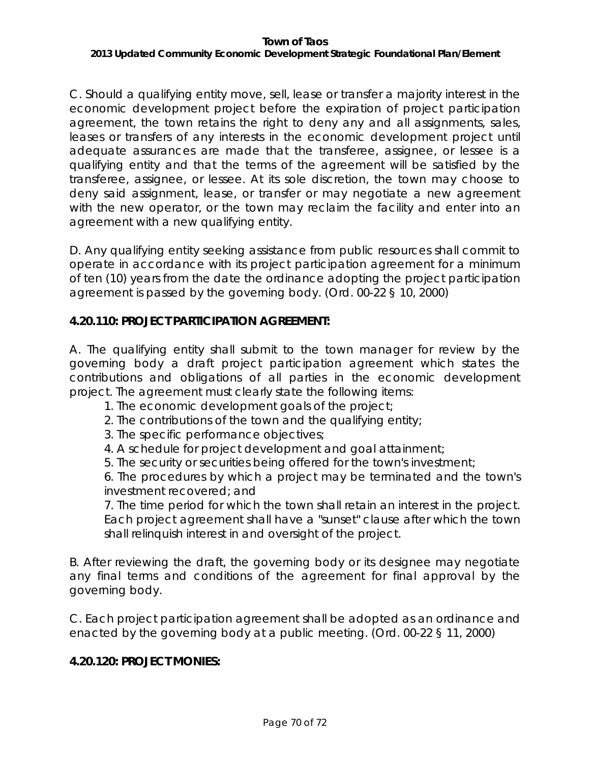C. Should a qualifying entity move, sell, lease or transfer a majority interest in the economic development project before the expiration of project participation agreement, the town retains the right to deny any and all assignments, sales, leases or transfers of any interests in the economic development project until adequate assurances are made that the transferee, assignee, or lessee is a qualifying entity and that the terms of the agreement will be satisfied by the transferee, assignee, or lessee. At its sole discretion, the town may choose to deny said assignment, lease, or transfer or may negotiate a new agreement with the new operator, or the town may reclaim the facility and enter into an agreement with a new qualifying entity.

D. Any qualifying entity seeking assistance from public resources shall commit to operate in accordance with its project participation agreement for a minimum of ten (10) years from the date the ordinance adopting the project participation agreement is passed by the governing body. (Ord. 00-22 § 10, 2000)

**4.20.110: PROJECT PARTICIPATION AGREEMENT:**

A. The qualifying entity shall submit to the town manager for review by the governing body a draft project participation agreement which states the contributions and obligations of all parties in the economic development project. The agreement must clearly state the following items:

1. The economic development goals of the project;
2. The contributions of the town and the qualifying entity;
3. The specific performance objectives;
4. A schedule for project development and goal attainment;
5. The security or securities being offered for the town's investment;
6. The procedures by which a project may be terminated and the town's investment recovered; and
7. The time period for which the town shall retain an interest in the project. Each project agreement shall have a "sunset" clause after which the town shall relinquish interest in and oversight of the project.

B. After reviewing the draft, the governing body or its designee may negotiate any final terms and conditions of the agreement for final approval by the governing body.

C. Each project participation agreement shall be adopted as an ordinance and enacted by the governing body at a public meeting. (Ord. 00-22 § 11, 2000)

**4.20.120: PROJECT MONIES:**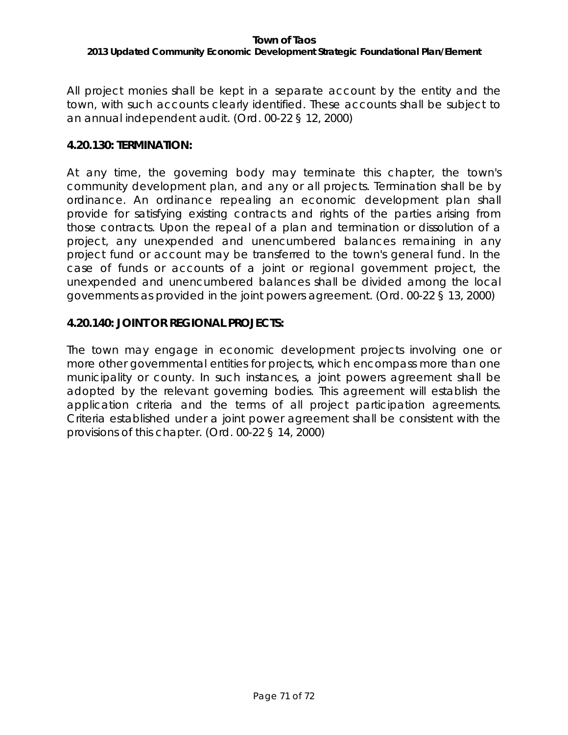All project monies shall be kept in a separate account by the entity and the town, with such accounts clearly identified. These accounts shall be subject to an annual independent audit. (Ord. 00-22 § 12, 2000)

### 4.20.130: TERMINATION:

At any time, the governing body may terminate this chapter, the town's community development plan, and any or all projects. Termination shall be by ordinance. An ordinance repealing an economic development plan shall provide for satisfying existing contracts and rights of the parties arising from those contracts. Upon the repeal of a plan and termination or dissolution of a project, any unexpended and unencumbered balances remaining in any project fund or account may be transferred to the town's general fund. In the case of funds or accounts of a joint or regional government project, the unexpended and unencumbered balances shall be divided among the local governments as provided in the joint powers agreement. (Ord. 00-22 § 13, 2000)

### 4.20.140: JOINT OR REGIONAL PROJECTS:

The town may engage in economic development projects involving one or more other governmental entities for projects, which encompass more than one municipality or county. In such instances, a joint powers agreement shall be adopted by the relevant governing bodies. This agreement will establish the application criteria and the terms of all project participation agreements. Criteria established under a joint power agreement shall be consistent with the provisions of this chapter. (Ord. 00-22 § 14, 2000)